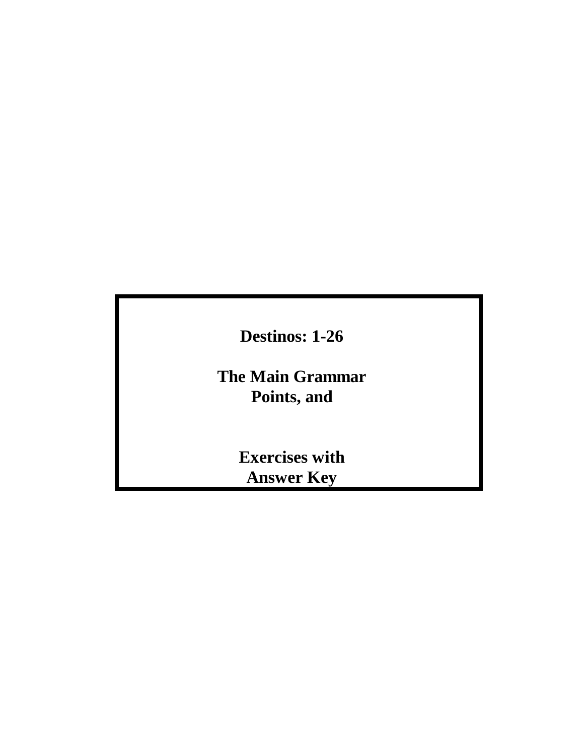**Destinos: 1-26**

**The Main Grammar Points, and**

**Exercises with Answer Key**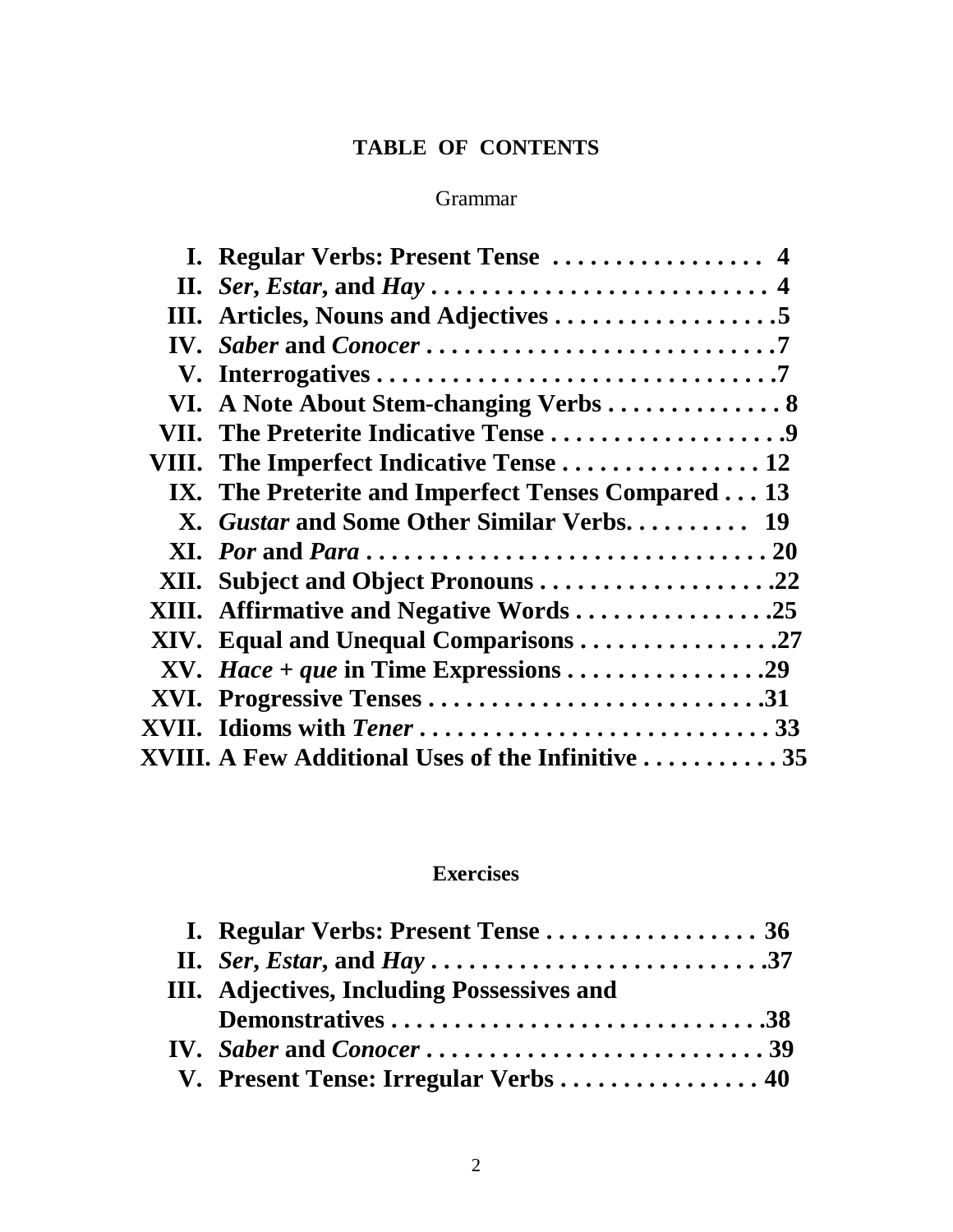# TABLE OF CONTENTS

## Grammar

**I. Regular Verbs: Present Tense . . . . . . . . . . . . . . . . . 4**
**II. *Ser*, *Estar*, and *Hay* . . . . . . . . . . . . . . . . . . . . . . . . . . 4**
**III. Articles, Nouns and Adjectives . . . . . . . . . . . . . . . . . .5**
**IV. *Saber* and *Conocer* . . . . . . . . . . . . . . . . . . . . . . . . . . .7**
**V. Interrogatives . . . . . . . . . . . . . . . . . . . . . . . . . . . . . . .7**
**VI. A Note About Stem-changing Verbs . . . . . . . . . . . . . . 8**
**VII. The Preterite Indicative Tense . . . . . . . . . . . . . . . . . . .9**
**VIII. The Imperfect Indicative Tense . . . . . . . . . . . . . . . . 12**
**IX. The Preterite and Imperfect Tenses Compared . . . 13**
**X. *Gustar* and Some Other Similar Verbs. . . . . . . . . . 19**
**XI. *Por* and *Para* . . . . . . . . . . . . . . . . . . . . . . . . . . . . . . . 20**
**XII. Subject and Object Pronouns . . . . . . . . . . . . . . . . . . .22**
**XIII. Affirmative and Negative Words . . . . . . . . . . . . . . . .25**
**XIV. Equal and Unequal Comparisons . . . . . . . . . . . . . . . .27**
**XV. *Hace* + *que* in Time Expressions . . . . . . . . . . . . . . . .29**
**XVI. Progressive Tenses . . . . . . . . . . . . . . . . . . . . . . . . . .31**
**XVII. Idioms with *Tener* . . . . . . . . . . . . . . . . . . . . . . . . . . . 33**
**XVIII. A Few Additional Uses of the Infinitive . . . . . . . . . . . 35**

## Exercises

**I. Regular Verbs: Present Tense . . . . . . . . . . . . . . . . . 36**
**II. *Ser*, *Estar*, and *Hay* . . . . . . . . . . . . . . . . . . . . . . . . . .37**
**III. Adjectives, Including Possessives and Demonstratives . . . . . . . . . . . . . . . . . . . . . . . . . . . . .38**
**IV. *Saber* and *Conocer* . . . . . . . . . . . . . . . . . . . . . . . . . . 39**
**V. Present Tense: Irregular Verbs . . . . . . . . . . . . . . . . 40**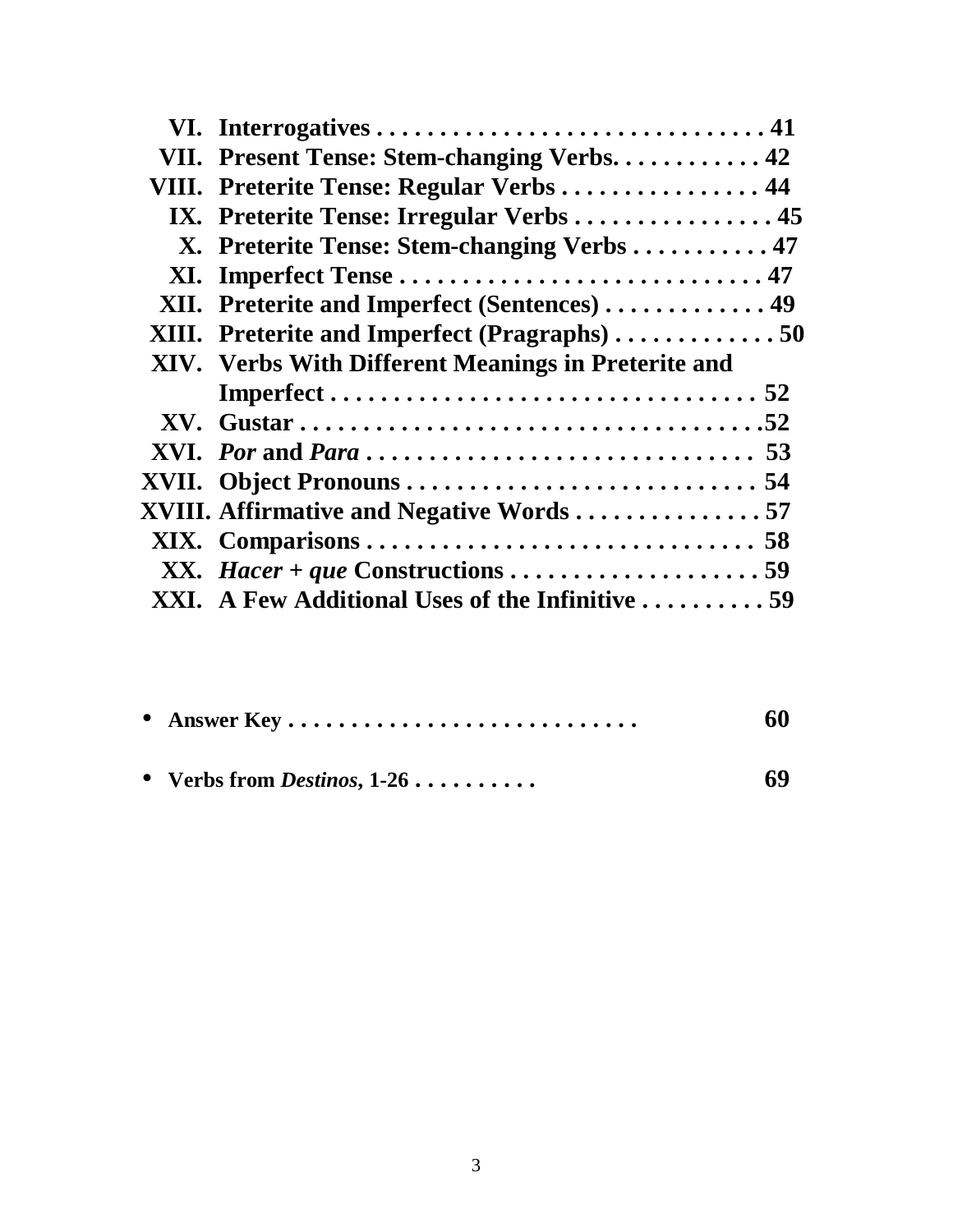**VI. Interrogatives . . . . . . . . . . . . . . . . . . . . . . . . . . . . . . . 41**
**VII. Present Tense: Stem-changing Verbs. . . . . . . . . . . . 42**
**VIII. Preterite Tense: Regular Verbs . . . . . . . . . . . . . . . . 44**
**IX. Preterite Tense: Irregular Verbs . . . . . . . . . . . . . . . . 45**
**X. Preterite Tense: Stem-changing Verbs . . . . . . . . . . . 47**
**XI. Imperfect Tense . . . . . . . . . . . . . . . . . . . . . . . . . . . . 47**
**XII. Preterite and Imperfect (Sentences) . . . . . . . . . . . . . 49**
**XIII. Preterite and Imperfect (Pragraphs) . . . . . . . . . . . . . 50**
**XIV. Verbs With Different Meanings in Preterite and Imperfect . . . . . . . . . . . . . . . . . . . . . . . . . . . . . . . . . 52**
**XV. Gustar . . . . . . . . . . . . . . . . . . . . . . . . . . . . . . . . . . . .52**
**XVI. *Por* and *Para* . . . . . . . . . . . . . . . . . . . . . . . . . . . . . . 53**
**XVII. Object Pronouns . . . . . . . . . . . . . . . . . . . . . . . . . . . . 54**
**XVIII. Affirmative and Negative Words . . . . . . . . . . . . . . . 57**
**XIX. Comparisons . . . . . . . . . . . . . . . . . . . . . . . . . . . . . . . 58**
**XX. *Hacer* + *que* Constructions . . . . . . . . . . . . . . . . . . . . 59**
**XXI. A Few Additional Uses of the Infinitive . . . . . . . . . . 59**

- **Answer Key . . . . . . . . . . . . . . . . . . . . . . . . . . . . 60**
- **Verbs from *Destinos*, 1-26 . . . . . . . . . . 69**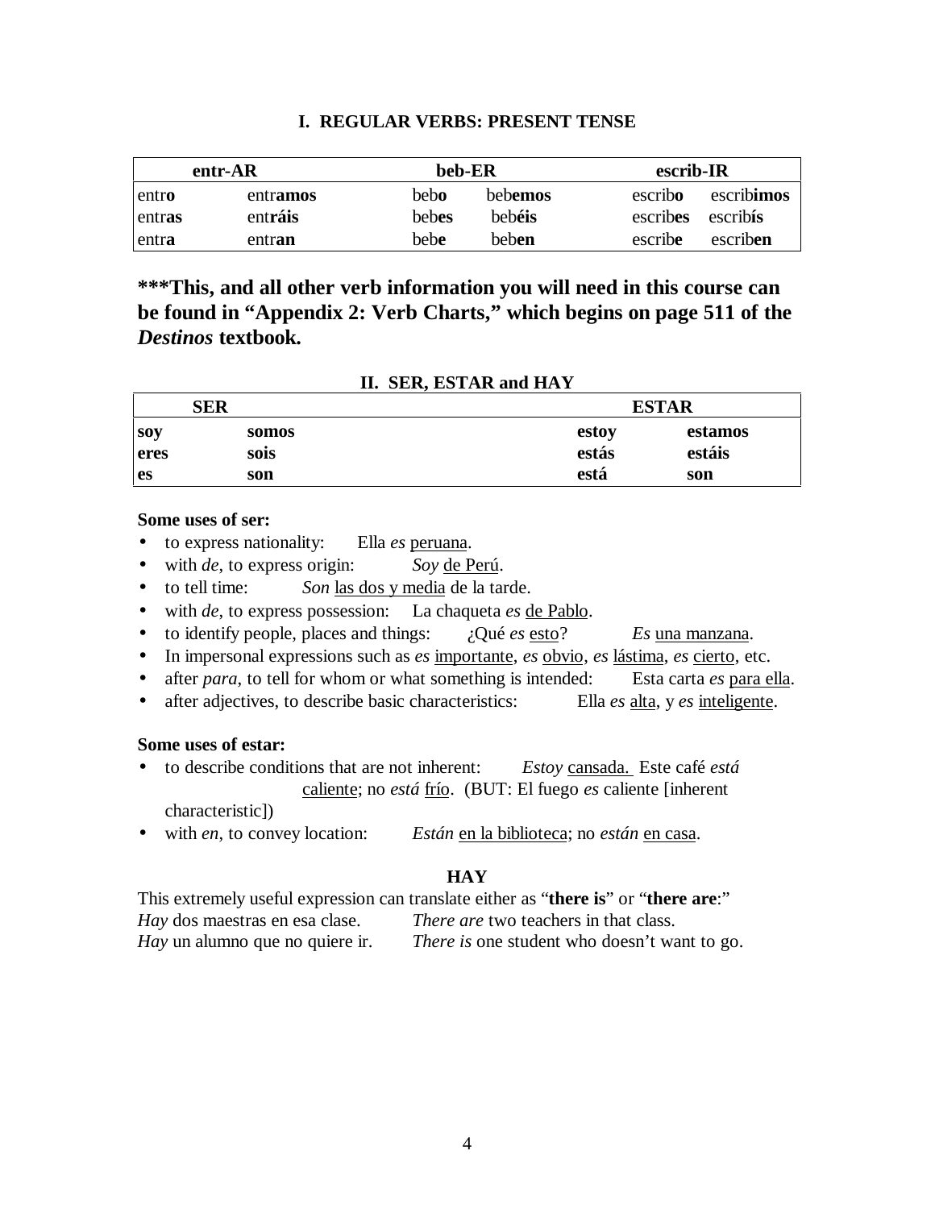## I. REGULAR VERBS: PRESENT TENSE

| entr-AR | | beb-ER | | escrib-IR | |
|---|---|---|---|---|---|
| entr**o** | entr**amos** | beb**o** | beb**emos** | escrib**o** | escrib**imos** |
| entr**as** | entr**áis** | beb**es** | beb**éis** | escrib**es** | escrib**ís** |
| entr**a** | entr**an** | beb**e** | beb**en** | escrib**e** | escrib**en** |

**\*\*\*This, and all other verb information you will need in this course can be found in "Appendix 2: Verb Charts," which begins on page 511 of the *Destinos* textbook.**

## II. SER, ESTAR and HAY

| SER | | ESTAR | |
|---|---|---|---|
| **soy** | **somos** | **estoy** | **estamos** |
| **eres** | **sois** | **estás** | **estáis** |
| **es** | **son** | **está** | **son** |

**Some uses of ser:**

- to express nationality: Ella *es* <u>peruana</u>.
- with *de*, to express origin: *Soy* <u>de Perú</u>.
- to tell time: *Son* <u>las dos y media</u> de la tarde.
- with *de*, to express possession: La chaqueta *es* <u>de Pablo</u>.
- to identify people, places and things: ¿Qué *es* <u>esto</u>? *Es* <u>una manzana</u>.
- In impersonal expressions such as *es* <u>importante</u>, *es* <u>obvio</u>, *es* <u>lástima</u>, *es* <u>cierto</u>, etc.
- after *para*, to tell for whom or what something is intended: Esta carta *es* <u>para ella</u>.
- after adjectives, to describe basic characteristics: Ella *es* <u>alta</u>, y *es* <u>inteligente</u>.

**Some uses of estar:**

- to describe conditions that are not inherent: *Estoy* <u>cansada.</u> Este café *está* <u>caliente</u>; no *está* <u>frío</u>. (BUT: El fuego *es* caliente [inherent characteristic])
- with *en*, to convey location: *Están* <u>en la biblioteca</u>; no *están* <u>en casa</u>.

### HAY

This extremely useful expression can translate either as "**there is**" or "**there are**:"

*Hay* dos maestras en esa clase. *There are* two teachers in that class.
*Hay* un alumno que no quiere ir. *There is* one student who doesn't want to go.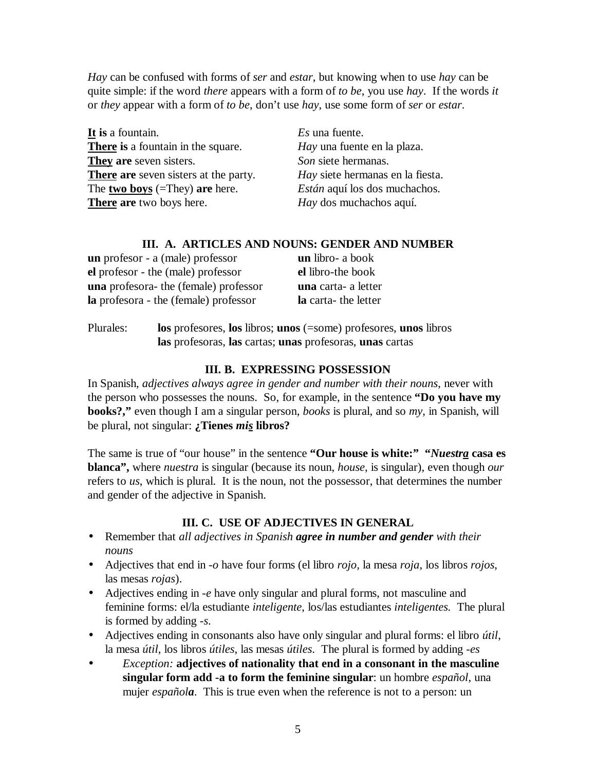*Hay* can be confused with forms of *ser* and *estar*, but knowing when to use *hay* can be quite simple: if the word *there* appears with a form of *to be*, you use *hay*. If the words *it* or *they* appear with a form of *to be*, don't use *hay*, use some form of *ser* or *estar*.

| | |
|---|---|
| <u>**It**</u> **is** a fountain. | *Es* una fuente. |
| <u>**There**</u> **is** a fountain in the square. | *Hay* una fuente en la plaza. |
| <u>**They**</u> **are** seven sisters. | *Son* siete hermanas. |
| <u>**There**</u> **are** seven sisters at the party. | *Hay* siete hermanas en la fiesta. |
| The <u>**two boys**</u> (=They) **are** here. | *Están* aquí los dos muchachos. |
| <u>**There**</u> **are** two boys here. | *Hay* dos muchachos aquí. |

## III. A. ARTICLES AND NOUNS: GENDER AND NUMBER

| | |
|---|---|
| **un** profesor - a (male) professor | **un** libro- a book |
| **el** profesor - the (male) professor | **el** libro-the book |
| **una** profesora- the (female) professor | **una** carta- a letter |
| **la** profesora - the (female) professor | **la** carta- the letter |

Plurales: **los** profesores, **los** libros; **unos** (=some) profesores, **unos** libros
**las** profesoras, **las** cartas; **unas** profesoras, **unas** cartas

## III. B. EXPRESSING POSSESSION

In Spanish, *adjectives always agree in gender and number with their nouns*, never with the person who possesses the nouns. So, for example, in the sentence **"Do you have my books?,"** even though I am a singular person, *books* is plural, and so *my*, in Spanish, will be plural, not singular: **¿Tienes *mi<u>s</u>* libros?**

The same is true of "our house" in the sentence **"Our house is white:" "*Nuestr<u>a</u>* casa es blanca",** where *nuestra* is singular (because its noun, *house*, is singular), even though *our* refers to *us*, which is plural. It is the noun, not the possessor, that determines the number and gender of the adjective in Spanish.

## III. C. USE OF ADJECTIVES IN GENERAL

- Remember that *all adjectives in Spanish* ***agree in number and gender*** *with their nouns*
- Adjectives that end in *-o* have four forms (el libro *rojo*, la mesa *roja*, los libros *rojos*, las mesas *rojas*).
- Adjectives ending in *-e* have only singular and plural forms, not masculine and feminine forms: el/la estudiante *inteligente*, los/las estudiantes *inteligentes.* The plural is formed by adding *-s*.
- Adjectives ending in consonants also have only singular and plural forms: el libro *útil*, la mesa *útil*, los libros *útiles*, las mesas *útiles*. The plural is formed by adding *-es*
- *Exception:* **adjectives of nationality that end in a consonant in the masculine singular form add -a to form the feminine singular**: un hombre *español*, una mujer *español**a***. This is true even when the reference is not to a person: un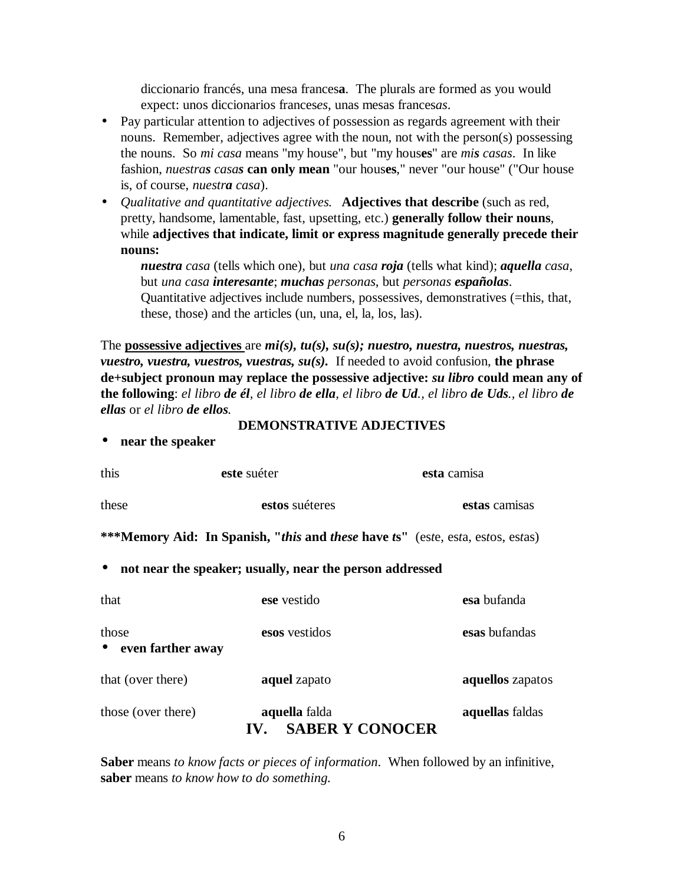diccionario francés, una mesa frances**a**. The plurals are formed as you would expect: unos diccionarios frances*es*, unas mesas frances*as*.

- Pay particular attention to adjectives of possession as regards agreement with their nouns. Remember, adjectives agree with the noun, not with the person(s) possessing the nouns. So *mi casa* means "my house", but "my hous**es**" are *mi**s** casas*. In like fashion, *nuestra**s** casa**s*** **can only mean** "our hous**es**," never "our house" ("Our house is, of course, *nuestr**a** casa*).
- *Qualitative and quantitative adjectives.* **Adjectives that describe** (such as red, pretty, handsome, lamentable, fast, upsetting, etc.) **generally follow their nouns**, while **adjectives that indicate, limit or express magnitude generally precede their nouns:**

  ***nuestra** casa* (tells which one), but *una casa **roja*** (tells what kind); ***aquella** casa*, but *una casa **interesante***; ***muchas** personas*, but *personas **españolas***. Quantitative adjectives include numbers, possessives, demonstratives (=this, that, these, those) and the articles (un, una, el, la, los, las).

The **possessive adjectives** are ***mi(s), tu(s), su(s); nuestro, nuestra, nuestros, nuestras, vuestro, vuestra, vuestros, vuestras, su(s).*** If needed to avoid confusion, **the phrase de+subject pronoun may replace the possessive adjective: *su libro* could mean any of the following**: *el libro **de él**, el libro **de ella**, el libro **de Ud.**, el libro **de Uds.**, el libro **de ellas*** or *el libro **de ellos**.*

**DEMONSTRATIVE ADJECTIVES**

- **near the speaker**

| | | |
|---|---|---|
| this | **este** suéter | **esta** camisa |
| these | **estos** suéteres | **estas** camisas |

**\*\*\*Memory Aid: In Spanish, "*this* and *these* have *ts*"** (es*t*e, es*t*a, es*t*os, es*t*as)

- **not near the speaker; usually, near the person addressed**

| | | |
|---|---|---|
| that | **ese** vestido | **esa** bufanda |
| those | **esos** vestidos | **esas** bufandas |

- **even farther away**

| | | |
|---|---|---|
| that (over there) | **aquel** zapato | **aquellos** zapatos |
| those (over there) | **aquella** falda | **aquellas** faldas |

## IV. SABER Y CONOCER

**Saber** means *to know facts or pieces of information*. When followed by an infinitive, **saber** means *to know how to do something.*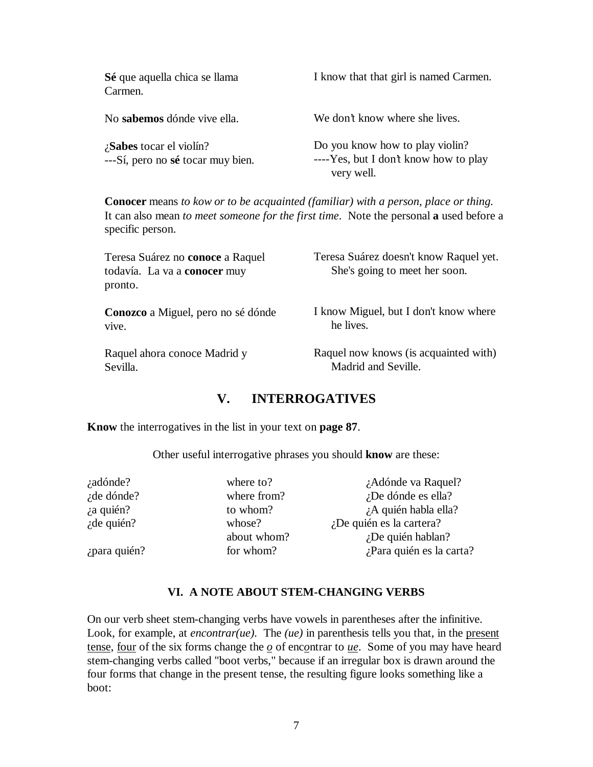| | |
|---|---|
| **Sé** que aquella chica se llama Carmen. | I know that that girl is named Carmen. |
| No **sabemos** dónde vive ella. | We don't know where she lives. |
| ¿**Sabes** tocar el violín?<br>---Sí, pero no **sé** tocar muy bien. | Do you know how to play violin?<br>----Yes, but I don't know how to play very well. |

**Conocer** means *to kow or to be acquainted (familiar) with a person, place or thing.* It can also mean *to meet someone for the first time*. Note the personal **a** used before a specific person.

| | |
|---|---|
| Teresa Suárez no **conoce** a Raquel todavía. La va a **conocer** muy pronto. | Teresa Suárez doesn't know Raquel yet. She's going to meet her soon. |
| **Conozco** a Miguel, pero no sé dónde vive. | I know Miguel, but I don't know where he lives. |
| Raquel ahora conoce Madrid y Sevilla. | Raquel now knows (is acquainted with) Madrid and Seville. |

## V. INTERROGATIVES

**Know** the interrogatives in the list in your text on **page 87**.

Other useful interrogative phrases you should **know** are these:

| | | |
|---|---|---|
| ¿adónde? | where to? | ¿Adónde va Raquel? |
| ¿de dónde? | where from? | ¿De dónde es ella? |
| ¿a quién? | to whom? | ¿A quién habla ella? |
| ¿de quién? | whose? | ¿De quién es la cartera? |
| | about whom? | ¿De quién hablan? |
| ¿para quién? | for whom? | ¿Para quién es la carta? |

### VI. A NOTE ABOUT STEM-CHANGING VERBS

On our verb sheet stem-changing verbs have vowels in parentheses after the infinitive. Look, for example, at *encontrar(ue)*. The *(ue)* in parenthesis tells you that, in the present tense, four of the six forms change the *o* of encontrar to *ue*. Some of you may have heard stem-changing verbs called "boot verbs," because if an irregular box is drawn around the four forms that change in the present tense, the resulting figure looks something like a boot: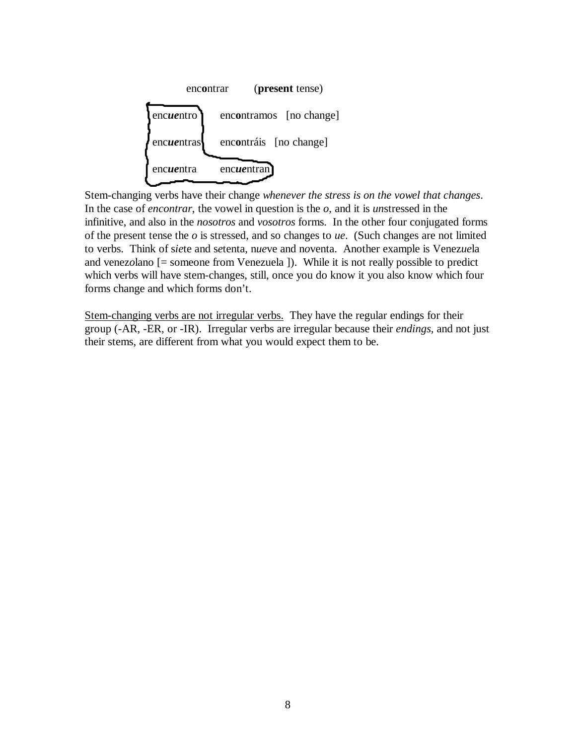enc**o**ntrar (**present** tense)

| | |
|---|---|
| enc***ue***ntro | enc**o**ntramos [no change] |
| enc***ue***ntras | enc**o**ntráis [no change] |
| enc***ue***ntra | enc***ue***ntran |

Stem-changing verbs have their change *whenever the stress is on the vowel that changes*. In the case of *encontrar*, the vowel in question is the *o*, and it is *un*stressed in the infinitive, and also in the *nosotros* and *vosotros* forms. In the other four conjugated forms of the present tense the *o* is stressed, and so changes to *ue*. (Such changes are not limited to verbs. Think of s*ie*te and s*e*tenta, n*ue*ve and n*o*venta. Another example is Venez*ue*la and venez*o*lano [= someone from Venezuela ]). While it is not really possible to predict which verbs will have stem-changes, still, once you do know it you also know which four forms change and which forms don't.

<u>Stem-changing verbs are not irregular verbs.</u> They have the regular endings for their group (-AR, -ER, or -IR). Irregular verbs are irregular because their *endings*, and not just their stems, are different from what you would expect them to be.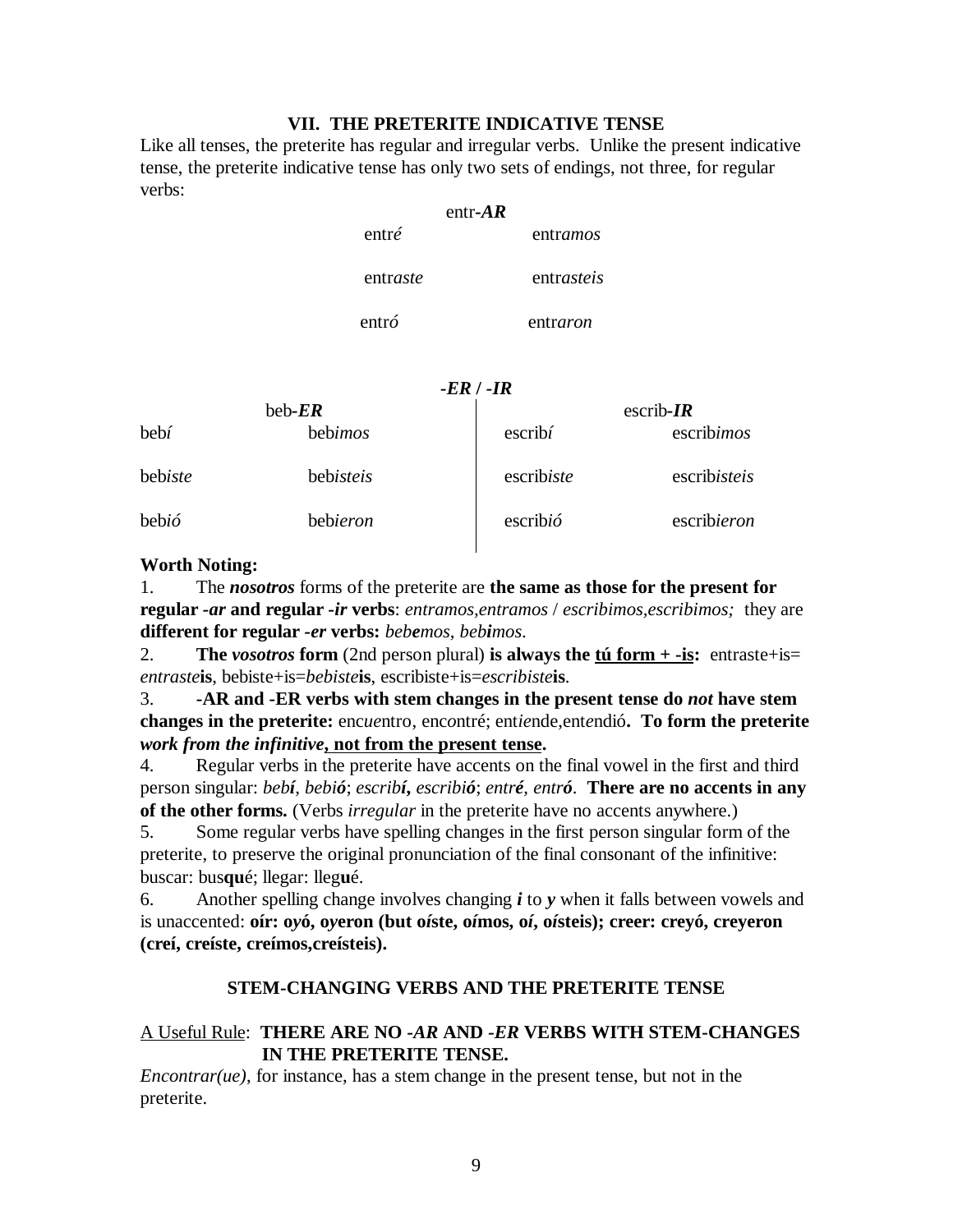## VII. THE PRETERITE INDICATIVE TENSE

Like all tenses, the preterite has regular and irregular verbs. Unlike the present indicative tense, the preterite indicative tense has only two sets of endings, not three, for regular verbs:

| entr-***AR*** | |
|---|---|
| entr*é* | entr*amos* |
| entr*aste* | entr*asteis* |
| entr*ó* | entr*aron* |

***-ER* / *-IR***

| beb-***ER*** | | escrib-***IR*** | |
|---|---|---|---|
| beb*í* | beb*imos* | escrib*í* | escrib*imos* |
| beb*iste* | beb*isteis* | escrib*iste* | escrib*isteis* |
| beb*ió* | beb*ieron* | escrib*ió* | escrib*ieron* |

**Worth Noting:**

1. The ***nosotros*** forms of the preterite are **the same as those for the present for regular *-ar* and regular *-ir* verbs**: *entramos,entramos* / *escribimos,escribimos;* they are **different for regular *-er* verbs:** *beb**e**mos, beb**i**mos.*
2. **The *vosotros* form** (2nd person plural) **is always the <u>tú form + -is</u>:** entraste+is= *entraste***is**, bebiste+is=*bebiste***is**, escribiste+is=*escribiste***is**.
3. **-AR and -ER verbs with stem changes in the present tense do *not* have stem changes in the preterite:** enc*ue*ntro, enc*o*ntré; ent*ie*nde,ent*e*ndió**. To form the preterite *work from the infinitive*<u>, not from the present tense</u>.**
4. Regular verbs in the preterite have accents on the final vowel in the first and third person singular: *beb**í**, beb**ió***; *escrib**í**, escrib**ió***; *entr**é**, entr**ó***. **There are no accents in any of the other forms.** (Verbs *irregular* in the preterite have no accents anywhere.)
5. Some regular verbs have spelling changes in the first person singular form of the preterite, to preserve the original pronunciation of the final consonant of the infinitive: buscar: bus**qu**é; llegar: lleg**u**é.
6. Another spelling change involves changing ***i*** to ***y*** when it falls between vowels and is unaccented: **oír: o*y*ó, o*y*eron (but o*í*ste, o*í*mos, o*í*, o*í*steis); creer: creyó, creyeron (creí, creíste, creímos,creísteis).**

### STEM-CHANGING VERBS AND THE PRETERITE TENSE

<u>A Useful Rule</u>: **THERE ARE NO *-AR* AND *-ER* VERBS WITH STEM-CHANGES IN THE PRETERITE TENSE.**

*Encontrar(ue)*, for instance, has a stem change in the present tense, but not in the preterite.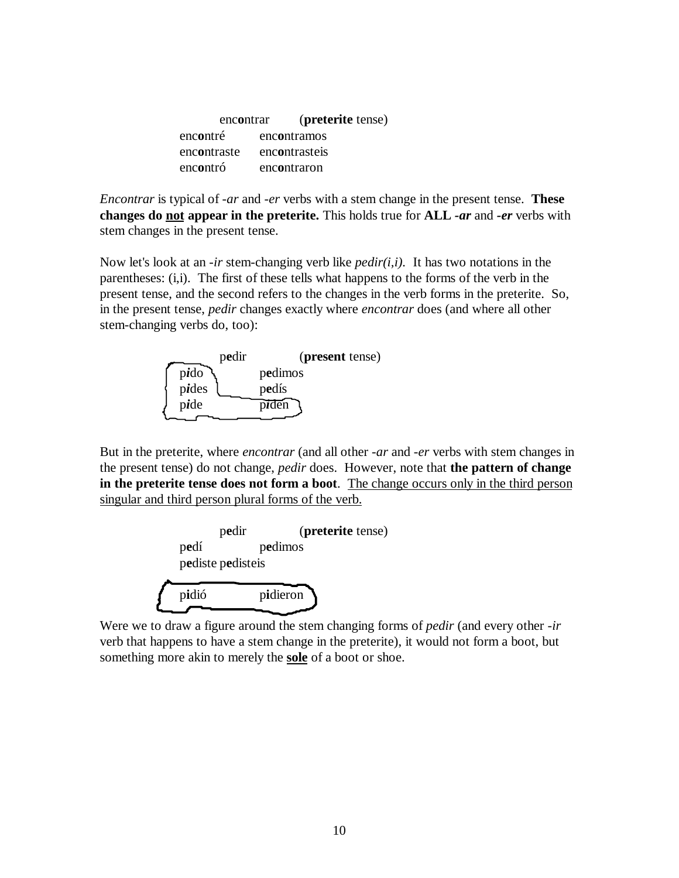| enc**o**ntrar | (**preterite** tense) |
|---|---|
| enc**o**ntré | enc**o**ntramos |
| enc**o**ntraste | enc**o**ntrasteis |
| enc**o**ntró | enc**o**ntraron |

*Encontrar* is typical of *-ar* and *-er* verbs with a stem change in the present tense. **These changes do <u>not</u> appear in the preterite.** This holds true for **ALL *-ar*** and ***-er*** verbs with stem changes in the present tense.

Now let's look at an *-ir* stem-changing verb like *pedir(i,i)*. It has two notations in the parentheses: (i,i). The first of these tells what happens to the forms of the verb in the present tense, and the second refers to the changes in the verb forms in the preterite. So, in the present tense, *pedir* changes exactly where *encontrar* does (and where all other stem-changing verbs do, too):

| p**e**dir | (**present** tense) |
|---|---|
| p***i***do | p**e**dimos |
| p***i***des | p**e**dís |
| p***i***de | p***i***den |

But in the preterite, where *encontrar* (and all other *-ar* and *-er* verbs with stem changes in the present tense) do not change, *pedir* does. However, note that **the pattern of change in the preterite tense does not form a boot**. <u>The change occurs only in the third person singular and third person plural forms of the verb.</u>

| p**e**dir | (**preterite** tense) |
|---|---|
| p**e**dí | p**e**dimos |
| p**e**diste | p**e**disteis |
| p**i**dió | p**i**dieron |

Were we to draw a figure around the stem changing forms of *pedir* (and every other *-ir* verb that happens to have a stem change in the preterite), it would not form a boot, but something more akin to merely the **<u>sole</u>** of a boot or shoe.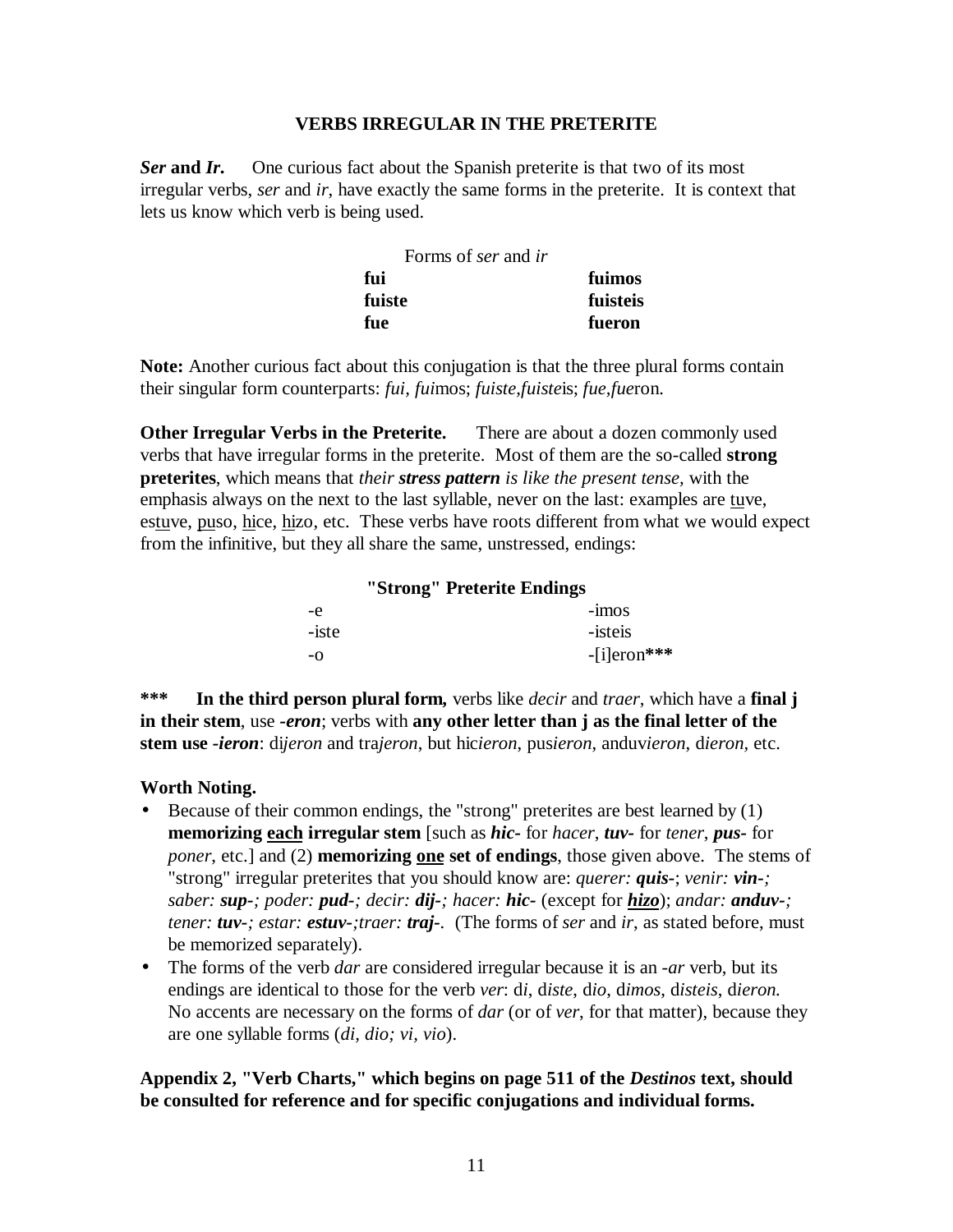## VERBS IRREGULAR IN THE PRETERITE

***Ser* and *Ir*.** One curious fact about the Spanish preterite is that two of its most irregular verbs, *ser* and *ir*, have exactly the same forms in the preterite. It is context that lets us know which verb is being used.

| Forms of *ser* and *ir* | |
|---|---|
| **fui** | **fuimos** |
| **fuiste** | **fuisteis** |
| **fue** | **fueron** |

**Note:** Another curious fact about this conjugation is that the three plural forms contain their singular form counterparts: *fui*, *fui*mos; *fuiste*,*fuiste*is; *fue*,*fue*ron.

**Other Irregular Verbs in the Preterite.** There are about a dozen commonly used verbs that have irregular forms in the preterite. Most of them are the so-called **strong preterites**, which means that *their **stress pattern** is like the present tense,* with the emphasis always on the next to the last syllable, never on the last: examples are <u>tu</u>ve, es<u>tu</u>ve, <u>pu</u>so, <u>hi</u>ce, <u>hi</u>zo, etc. These verbs have roots different from what we would expect from the infinitive, but they all share the same, unstressed, endings:

| **"Strong" Preterite Endings** | |
|---|---|
| -e | -imos |
| -iste | -isteis |
| -o | -[i]eron*** |

\*** **In the third person plural form,** verbs like *decir* and *traer*, which have a **final j in their stem**, use ***-eron***; verbs with **any other letter than j as the final letter of the stem use *-ieron***: di*jeron* and tra*jeron*, but hic*ieron*, pus*ieron*, anduv*ieron*, d*ieron*, etc.

**Worth Noting.**

- Because of their common endings, the "strong" preterites are best learned by (1) **memorizing <u>each</u> irregular stem** [such as ***hic-*** for *hacer*, ***tuv-*** for *tener*, ***pus-*** for *poner*, etc.] and (2) **memorizing <u>one</u> set of endings**, those given above. The stems of "strong" irregular preterites that you should know are: *querer: **quis-***; *venir: **vin-**;* *saber: **sup-**; poder: **pud-**; decir: **dij-**; hacer: **hic-*** (except for ***<u>hizo</u>***); *andar: **anduv-**;* *tener: **tuv-**; estar: **estuv-**;traer: **traj-***. (The forms of *ser* and *ir*, as stated before, must be memorized separately).
- The forms of the verb *dar* are considered irregular because it is an *-ar* verb, but its endings are identical to those for the verb *ver*: d*i*, d*iste*, d*io*, d*imos*, d*isteis*, d*ieron.* No accents are necessary on the forms of *dar* (or of *ver*, for that matter), because they are one syllable forms (*di, dio; vi, vio*).

**Appendix 2, "Verb Charts," which begins on page 511 of the *Destinos* text, should be consulted for reference and for specific conjugations and individual forms.**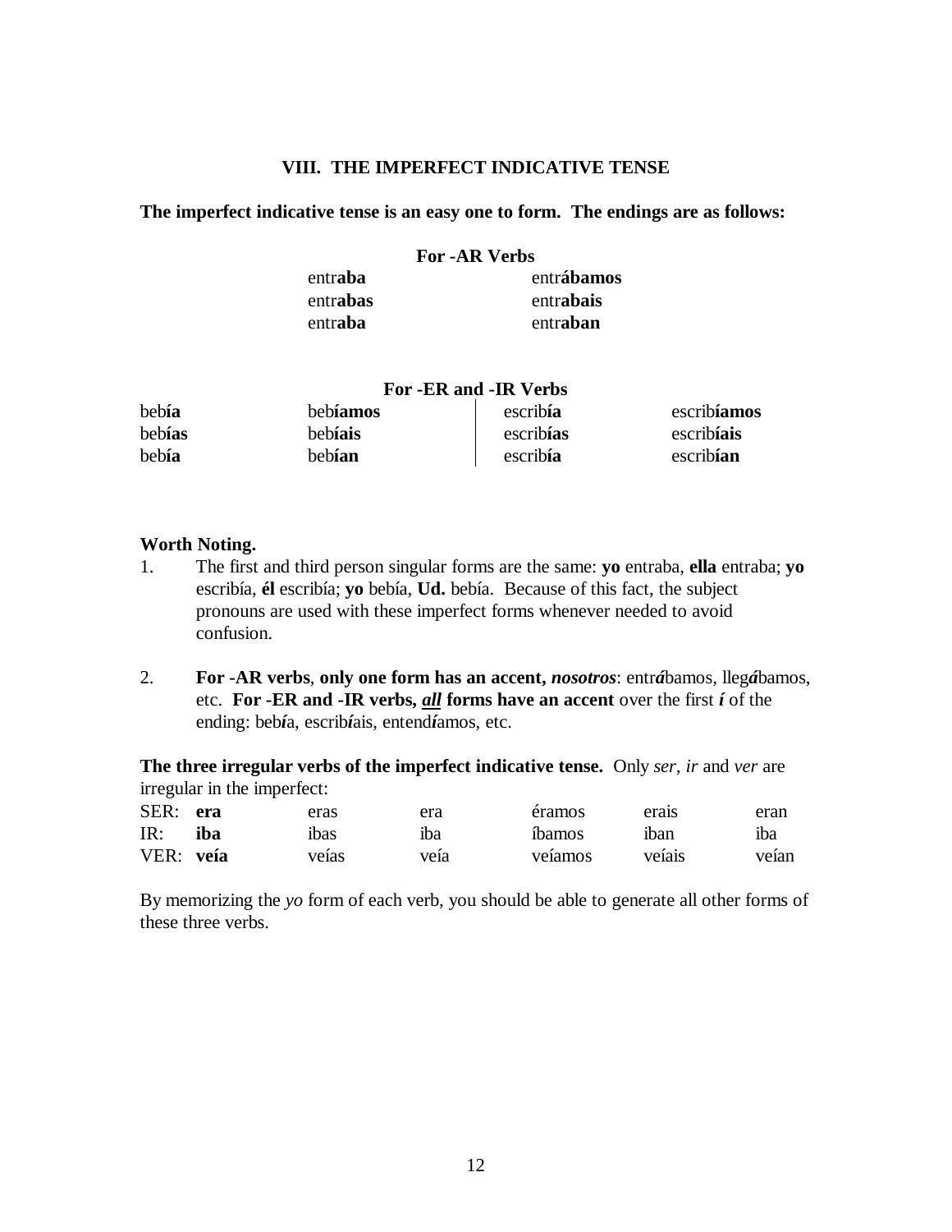## VIII. THE IMPERFECT INDICATIVE TENSE

**The imperfect indicative tense is an easy one to form. The endings are as follows:**

**For -AR Verbs**

| | |
|---|---|
| entr**aba** | entr**ábamos** |
| entr**abas** | entr**abais** |
| entr**aba** | entr**aban** |

**For -ER and -IR Verbs**

| | | | |
|---|---|---|---|
| beb**ía** | beb**íamos** | escrib**ía** | escrib**íamos** |
| beb**ías** | beb**íais** | escrib**ías** | escrib**íais** |
| beb**ía** | beb**ían** | escrib**ía** | escrib**ían** |

**Worth Noting.**

1. The first and third person singular forms are the same: **yo** entraba, **ella** entraba; **yo** escribía, **él** escribía; **yo** bebía, **Ud.** bebía. Because of this fact, the subject pronouns are used with these imperfect forms whenever needed to avoid confusion.

2. **For -AR verbs**, **only one form has an accent,** ***nosotros***: entr***á***bamos, lleg***á***bamos, etc. **For -ER and -IR verbs, *all* forms have an accent** over the first ***í*** of the ending: beb***í***a, escrib***í***ais, entend***í***amos, etc.

**The three irregular verbs of the imperfect indicative tense.** Only *ser, ir* and *ver* are irregular in the imperfect:

| | | | | | | |
|---|---|---|---|---|---|---|
| SER: | **era** | eras | era | éramos | erais | eran |
| IR: | **iba** | ibas | iba | íbamos | iban | iba |
| VER: | **veía** | veías | veía | veíamos | veíais | veían |

By memorizing the *yo* form of each verb, you should be able to generate all other forms of these three verbs.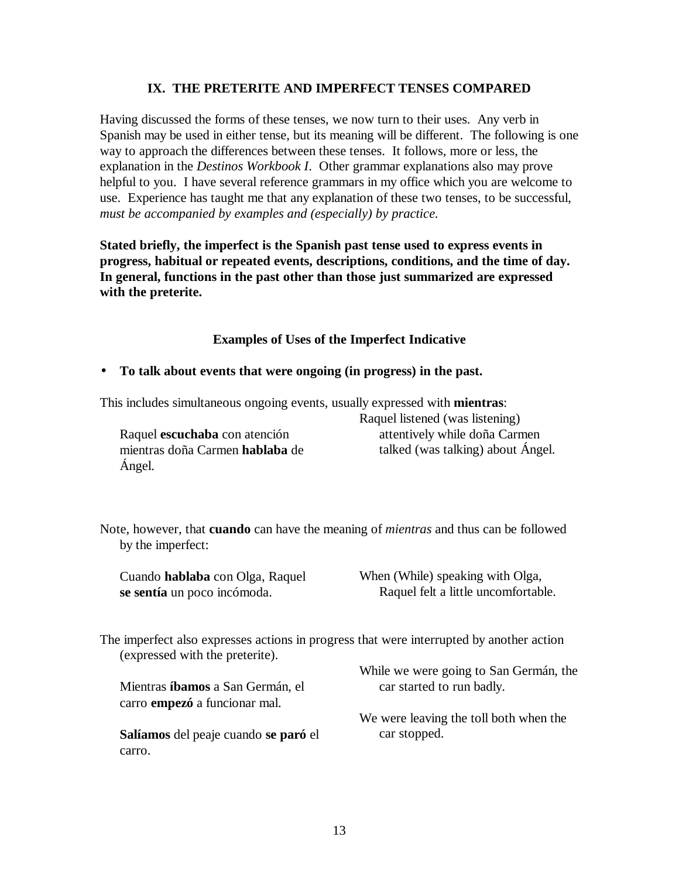## IX. THE PRETERITE AND IMPERFECT TENSES COMPARED

Having discussed the forms of these tenses, we now turn to their uses. Any verb in Spanish may be used in either tense, but its meaning will be different. The following is one way to approach the differences between these tenses. It follows, more or less, the explanation in the *Destinos Workbook I*. Other grammar explanations also may prove helpful to you. I have several reference grammars in my office which you are welcome to use. Experience has taught me that any explanation of these two tenses, to be successful, *must be accompanied by examples and (especially) by practice.*

**Stated briefly, the imperfect is the Spanish past tense used to express events in progress, habitual or repeated events, descriptions, conditions, and the time of day. In general, functions in the past other than those just summarized are expressed with the preterite.**

### Examples of Uses of the Imperfect Indicative

- **To talk about events that were ongoing (in progress) in the past.**

This includes simultaneous ongoing events, usually expressed with **mientras**:

| | |
|---|---|
| Raquel **escuchaba** con atención mientras doña Carmen **hablaba** de Ángel. | Raquel listened (was listening) attentively while doña Carmen talked (was talking) about Ángel. |

Note, however, that **cuando** can have the meaning of *mientras* and thus can be followed by the imperfect:

| | |
|---|---|
| Cuando **hablaba** con Olga, Raquel **se sentía** un poco incómoda. | When (While) speaking with Olga, Raquel felt a little uncomfortable. |

The imperfect also expresses actions in progress that were interrupted by another action (expressed with the preterite).

| | |
|---|---|
| Mientras **íbamos** a San Germán, el carro **empezó** a funcionar mal. | While we were going to San Germán, the car started to run badly. |
| **Salíamos** del peaje cuando **se paró** el carro. | We were leaving the toll both when the car stopped. |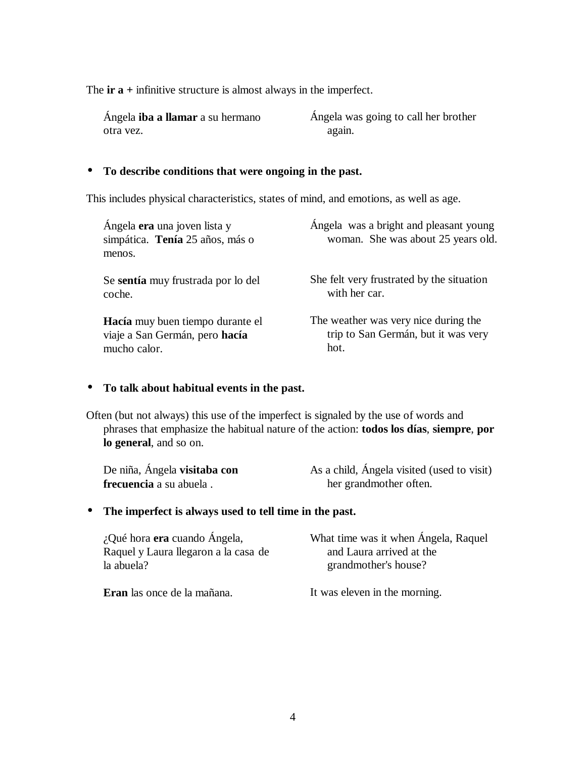The **ir a +** infinitive structure is almost always in the imperfect.

| | |
|---|---|
| Ángela **iba a llamar** a su hermano otra vez. | Ángela was going to call her brother again. |

- **To describe conditions that were ongoing in the past.**

This includes physical characteristics, states of mind, and emotions, as well as age.

| | |
|---|---|
| Ángela **era** una joven lista y simpática. **Tenía** 25 años, más o menos. | Ángela was a bright and pleasant young woman. She was about 25 years old. |
| Se **sentía** muy frustrada por lo del coche. | She felt very frustrated by the situation with her car. |
| **Hacía** muy buen tiempo durante el viaje a San Germán, pero **hacía** mucho calor. | The weather was very nice during the trip to San Germán, but it was very hot. |

- **To talk about habitual events in the past.**

Often (but not always) this use of the imperfect is signaled by the use of words and phrases that emphasize the habitual nature of the action: **todos los días**, **siempre**, **por lo general**, and so on.

| | |
|---|---|
| De niña, Ángela **visitaba con frecuencia** a su abuela . | As a child, Ángela visited (used to visit) her grandmother often. |

- **The imperfect is always used to tell time in the past.**

| | |
|---|---|
| ¿Qué hora **era** cuando Ángela, Raquel y Laura llegaron a la casa de la abuela? | What time was it when Ángela, Raquel and Laura arrived at the grandmother's house? |
| **Eran** las once de la mañana. | It was eleven in the morning. |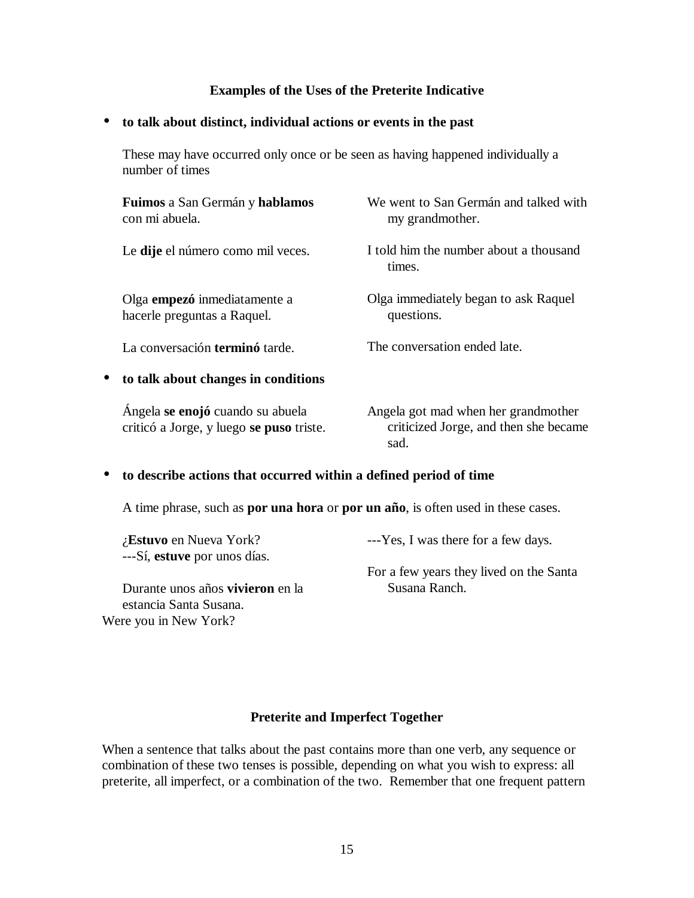### Examples of the Uses of the Preterite Indicative

- **to talk about distinct, individual actions or events in the past**

  These may have occurred only once or be seen as having happened individually a number of times

| | |
|---|---|
| **Fuimos** a San Germán y **hablamos** con mi abuela. | We went to San Germán and talked with my grandmother. |
| Le **dije** el número como mil veces. | I told him the number about a thousand times. |
| Olga **empezó** inmediatamente a hacerle preguntas a Raquel. | Olga immediately began to ask Raquel questions. |
| La conversación **terminó** tarde. | The conversation ended late. |

- **to talk about changes in conditions**

| | |
|---|---|
| Ángela **se enojó** cuando su abuela criticó a Jorge, y luego **se puso** triste. | Angela got mad when her grandmother criticized Jorge, and then she became sad. |

- **to describe actions that occurred within a defined period of time**

  A time phrase, such as **por una hora** or **por un año**, is often used in these cases.

| | |
|---|---|
| ¿**Estuvo** en Nueva York? ---Sí, **estuve** por unos días. | Were you in New York? ---Yes, I was there for a few days. |
| Durante unos años **vivieron** en la estancia Santa Susana. | For a few years they lived on the Santa Susana Ranch. |

### Preterite and Imperfect Together

When a sentence that talks about the past contains more than one verb, any sequence or combination of these two tenses is possible, depending on what you wish to express: all preterite, all imperfect, or a combination of the two. Remember that one frequent pattern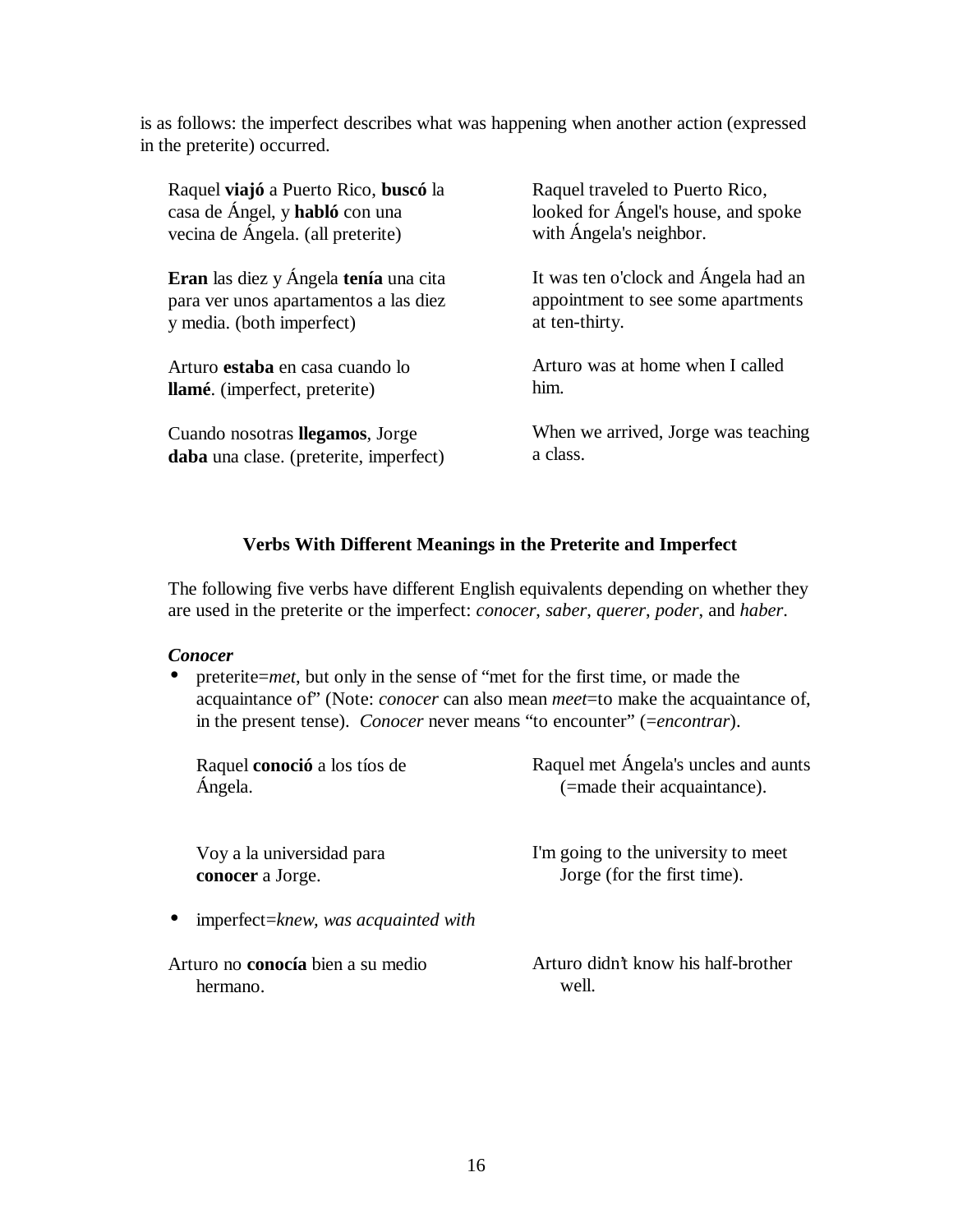is as follows: the imperfect describes what was happening when another action (expressed in the preterite) occurred.

| | |
|---|---|
| Raquel **viajó** a Puerto Rico, **buscó** la casa de Ángel, y **habló** con una vecina de Ángela. (all preterite) | Raquel traveled to Puerto Rico, looked for Ángel's house, and spoke with Ángela's neighbor. |
| **Eran** las diez y Ángela **tenía** una cita para ver unos apartamentos a las diez y media. (both imperfect) | It was ten o'clock and Ángela had an appointment to see some apartments at ten-thirty. |
| Arturo **estaba** en casa cuando lo **llamé**. (imperfect, preterite) | Arturo was at home when I called him. |
| Cuando nosotras **llegamos**, Jorge **daba** una clase. (preterite, imperfect) | When we arrived, Jorge was teaching a class. |

### Verbs With Different Meanings in the Preterite and Imperfect

The following five verbs have different English equivalents depending on whether they are used in the preterite or the imperfect: *conocer*, *saber*, *querer*, *poder*, and *haber*.

***Conocer***

- preterite=*met*, but only in the sense of "met for the first time, or made the acquaintance of" (Note: *conocer* can also mean *meet*=to make the acquaintance of, in the present tense). *Conocer* never means "to encounter" (=*encontrar*).

| | |
|---|---|
| Raquel **conoció** a los tíos de Ángela. | Raquel met Ángela's uncles and aunts (=made their acquaintance). |
| Voy a la universidad para **conocer** a Jorge. | I'm going to the university to meet Jorge (for the first time). |

- imperfect=*knew, was acquainted with*

| | |
|---|---|
| Arturo no **conocía** bien a su medio hermano. | Arturo didn't know his half-brother well. |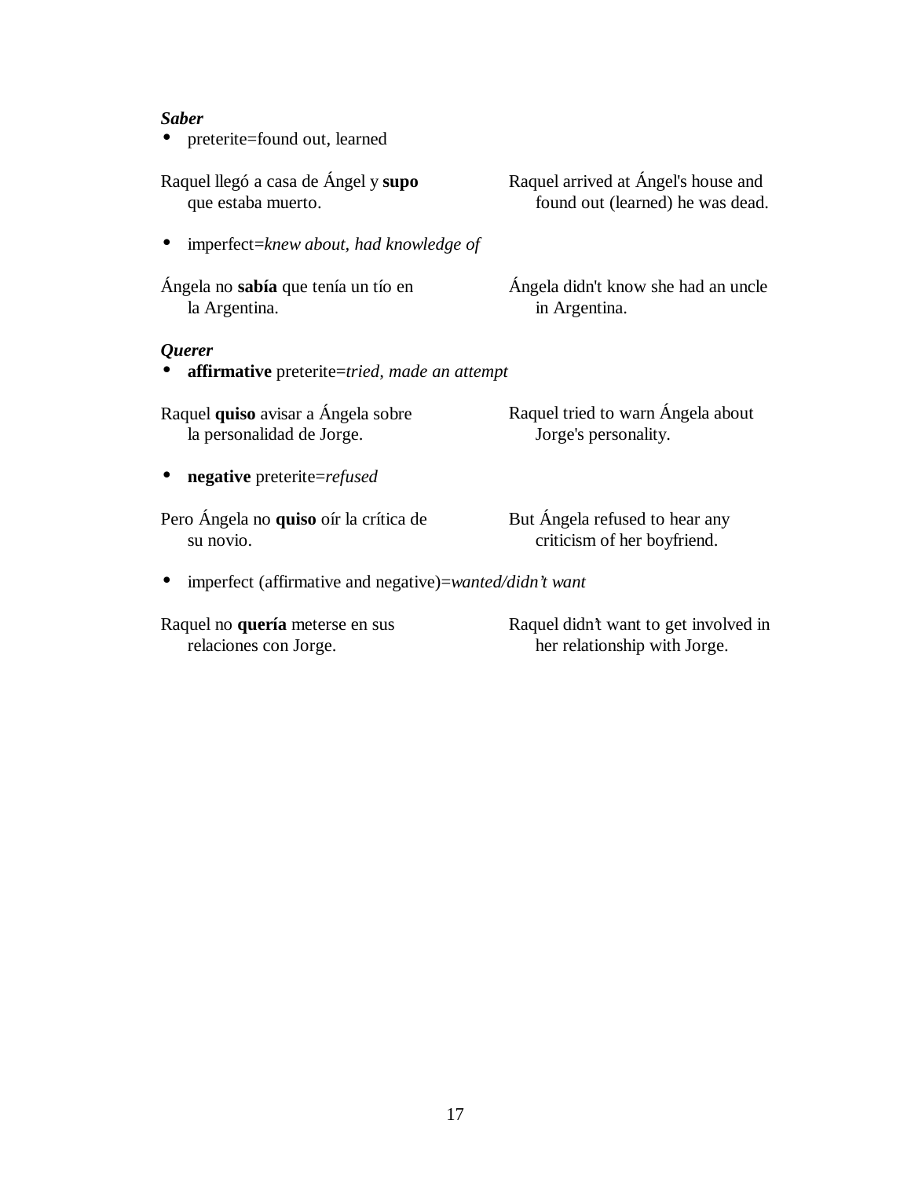***Saber***

- preterite=found out, learned

Raquel llegó a casa de Ángel y **supo** que estaba muerto.

Raquel arrived at Ángel's house and found out (learned) he was dead.

- imperfect=*knew about, had knowledge of*

Ángela no **sabía** que tenía un tío en la Argentina.

Ángela didn't know she had an uncle in Argentina.

***Querer***

- **affirmative** preterite=*tried, made an attempt*

Raquel **quiso** avisar a Ángela sobre la personalidad de Jorge.

Raquel tried to warn Ángela about Jorge's personality.

- **negative** preterite=*refused*

Pero Ángela no **quiso** oír la crítica de su novio.

But Ángela refused to hear any criticism of her boyfriend.

- imperfect (affirmative and negative)=*wanted/didn't want*

Raquel no **quería** meterse en sus relaciones con Jorge.

Raquel didn't want to get involved in her relationship with Jorge.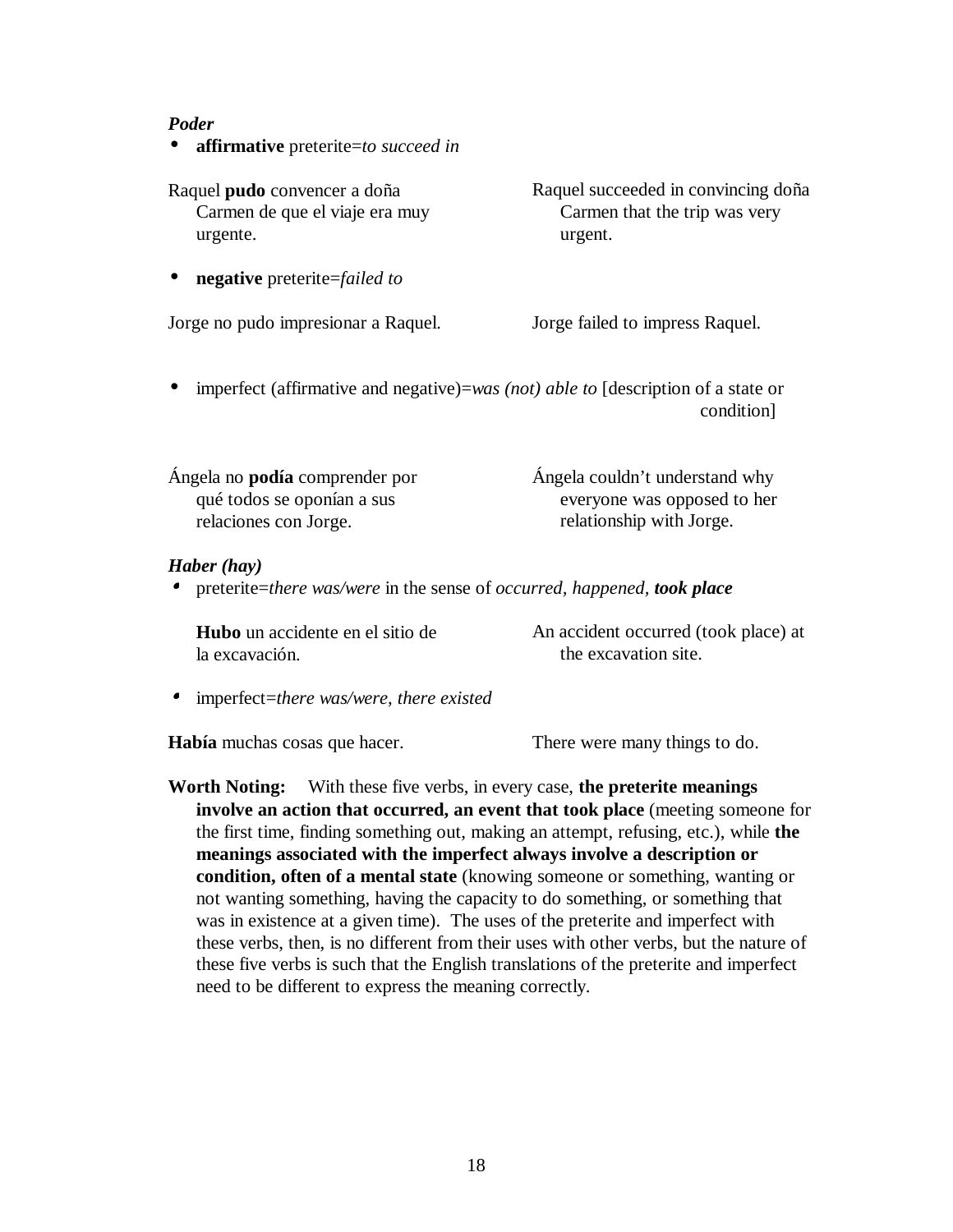***Poder***

- **affirmative** preterite=*to succeed in*

| | |
|---|---|
| Raquel **pudo** convencer a doña Carmen de que el viaje era muy urgente. | Raquel succeeded in convincing doña Carmen that the trip was very urgent. |

- **negative** preterite=*failed to*

| | |
|---|---|
| Jorge no pudo impresionar a Raquel. | Jorge failed to impress Raquel. |

- imperfect (affirmative and negative)=*was (not) able to* [description of a state or condition]

| | |
|---|---|
| Ángela no **podía** comprender por qué todos se oponían a sus relaciones con Jorge. | Ángela couldn't understand why everyone was opposed to her relationship with Jorge. |

***Haber (hay)***

- preterite=*there was/were* in the sense of *occurred, happened,* ***took place***

| | |
|---|---|
| **Hubo** un accidente en el sitio de la excavación. | An accident occurred (took place) at the excavation site. |

- imperfect=*there was/were, there existed*

| | |
|---|---|
| **Había** muchas cosas que hacer. | There were many things to do. |

**Worth Noting:** With these five verbs, in every case, **the preterite meanings involve an action that occurred, an event that took place** (meeting someone for the first time, finding something out, making an attempt, refusing, etc.), while **the meanings associated with the imperfect always involve a description or condition, often of a mental state** (knowing someone or something, wanting or not wanting something, having the capacity to do something, or something that was in existence at a given time). The uses of the preterite and imperfect with these verbs, then, is no different from their uses with other verbs, but the nature of these five verbs is such that the English translations of the preterite and imperfect need to be different to express the meaning correctly.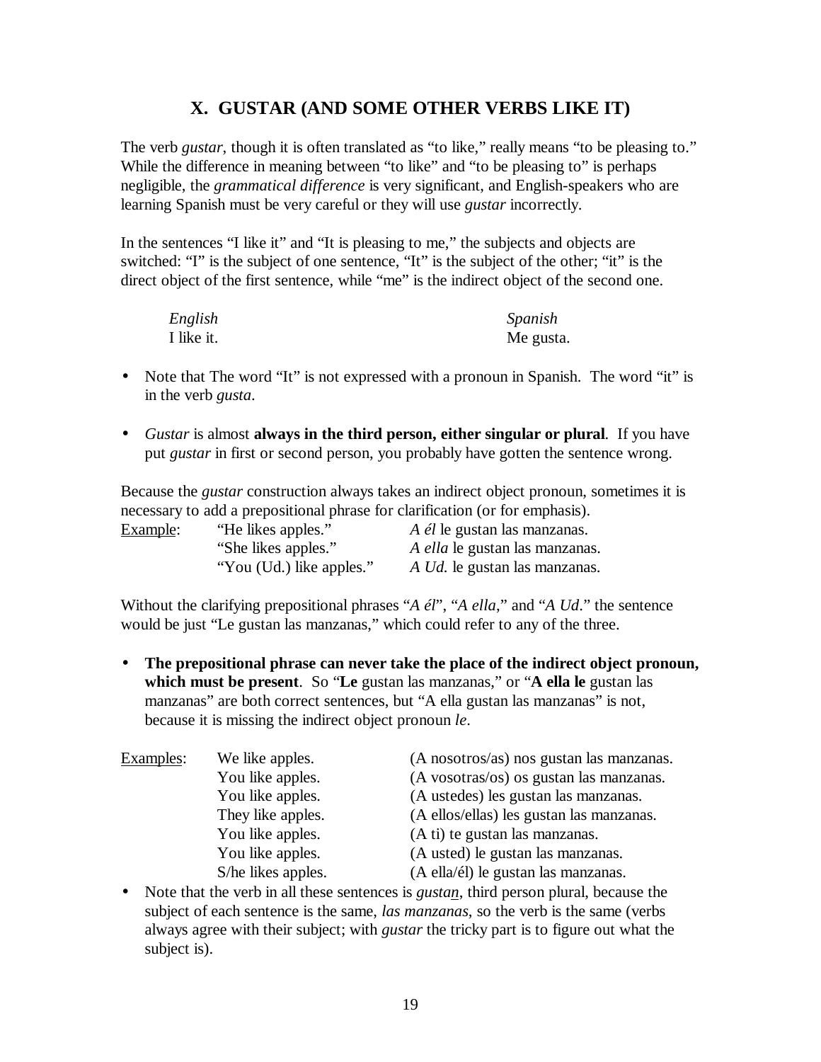# X. GUSTAR (AND SOME OTHER VERBS LIKE IT)

The verb *gustar*, though it is often translated as "to like," really means "to be pleasing to." While the difference in meaning between "to like" and "to be pleasing to" is perhaps negligible, the *grammatical difference* is very significant, and English-speakers who are learning Spanish must be very careful or they will use *gustar* incorrectly.

In the sentences "I like it" and "It is pleasing to me," the subjects and objects are switched: "I" is the subject of one sentence, "It" is the subject of the other; "it" is the direct object of the first sentence, while "me" is the indirect object of the second one.

| *English* | *Spanish* |
|---|---|
| I like it. | Me gusta. |

- Note that The word "It" is not expressed with a pronoun in Spanish. The word "it" is in the verb *gusta*.
- *Gustar* is almost **always in the third person, either singular or plural**. If you have put *gustar* in first or second person, you probably have gotten the sentence wrong.

Because the *gustar* construction always takes an indirect object pronoun, sometimes it is necessary to add a prepositional phrase for clarification (or for emphasis).

| Example: | "He likes apples." | *A él* le gustan las manzanas. |
|---|---|---|
| | "She likes apples." | *A ella* le gustan las manzanas. |
| | "You (Ud.) like apples." | *A Ud.* le gustan las manzanas. |

Without the clarifying prepositional phrases "*A él*", "*A ella*," and "*A Ud*." the sentence would be just "Le gustan las manzanas," which could refer to any of the three.

- **The prepositional phrase can never take the place of the indirect object pronoun, which must be present**. So "**Le** gustan las manzanas," or "**A ella le** gustan las manzanas" are both correct sentences, but "A ella gustan las manzanas" is not, because it is missing the indirect object pronoun *le*.

| Examples: | We like apples. | (A nosotros/as) nos gustan las manzanas. |
|---|---|---|
| | You like apples. | (A vosotras/os) os gustan las manzanas. |
| | You like apples. | (A ustedes) les gustan las manzanas. |
| | They like apples. | (A ellos/ellas) les gustan las manzanas. |
| | You like apples. | (A ti) te gustan las manzanas. |
| | You like apples. | (A usted) le gustan las manzanas. |
| | S/he likes apples. | (A ella/él) le gustan las manzanas. |

- Note that the verb in all these sentences is *gusta<u>n</u>*, third person plural, because the subject of each sentence is the same, *las manzanas*, so the verb is the same (verbs always agree with their subject; with *gustar* the tricky part is to figure out what the subject is).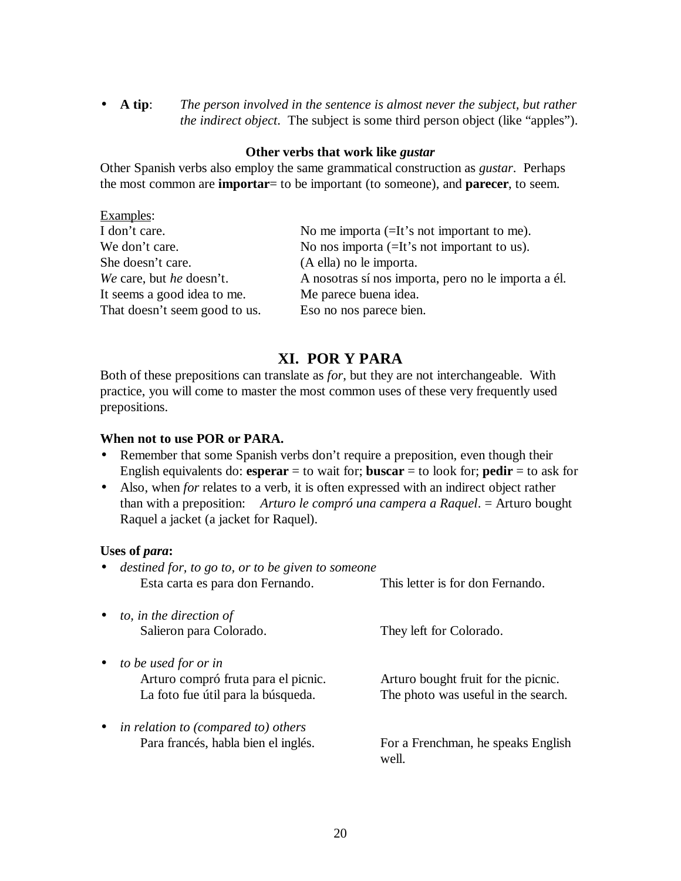- **A tip**: *The person involved in the sentence is almost never the subject, but rather the indirect object*. The subject is some third person object (like "apples").

**Other verbs that work like *gustar***

Other Spanish verbs also employ the same grammatical construction as *gustar*. Perhaps the most common are **importar**= to be important (to someone), and **parecer**, to seem.

Examples:

| | |
|---|---|
| I don't care. | No me importa (=It's not important to me). |
| We don't care. | No nos importa (=It's not important to us). |
| She doesn't care. | (A ella) no le importa. |
| *We* care, but *he* doesn't. | A nosotras sí nos importa, pero no le importa a él. |
| It seems a good idea to me. | Me parece buena idea. |
| That doesn't seem good to us. | Eso no nos parece bien. |

## XI. POR Y PARA

Both of these prepositions can translate as *for*, but they are not interchangeable. With practice, you will come to master the most common uses of these very frequently used prepositions.

**When not to use POR or PARA.**

- Remember that some Spanish verbs don't require a preposition, even though their English equivalents do: **esperar** = to wait for; **buscar** = to look for; **pedir** = to ask for
- Also, when *for* relates to a verb, it is often expressed with an indirect object rather than with a preposition: *Arturo le compró una campera a Raquel*. = Arturo bought Raquel a jacket (a jacket for Raquel).

**Uses of *para*:**

- *destined for, to go to, or to be given to someone*
  - Esta carta es para don Fernando. — This letter is for don Fernando.
- *to, in the direction of*
  - Salieron para Colorado. — They left for Colorado.
- *to be used for or in*
  - Arturo compró fruta para el picnic. — Arturo bought fruit for the picnic.
  - La foto fue útil para la búsqueda. — The photo was useful in the search.
- *in relation to (compared to) others*
  - Para francés, habla bien el inglés. — For a Frenchman, he speaks English well.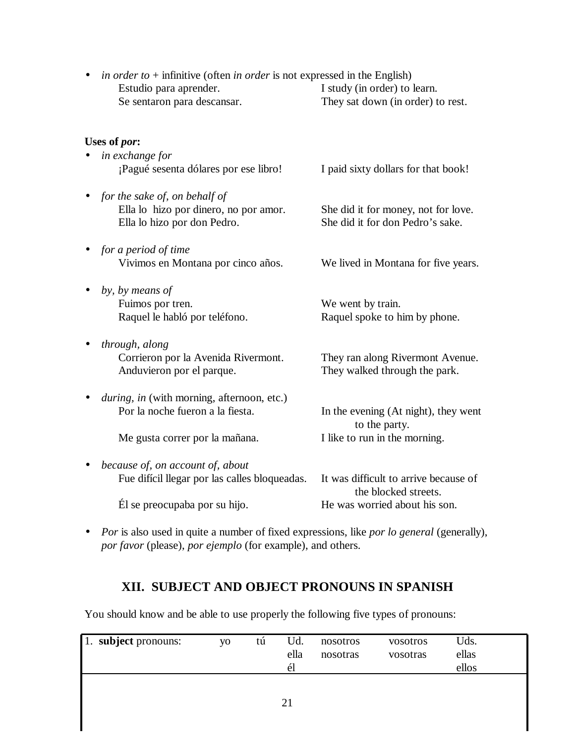- *in order to* + infinitive (often *in order* is not expressed in the English)

| | |
|---|---|
| Estudio para aprender. | I study (in order) to learn. |
| Se sentaron para descansar. | They sat down (in order) to rest. |

**Uses of *por*:**

- *in exchange for*

| | |
|---|---|
| ¡Pagué sesenta dólares por ese libro! | I paid sixty dollars for that book! |

- *for the sake of, on behalf of*

| | |
|---|---|
| Ella lo hizo por dinero, no por amor. | She did it for money, not for love. |
| Ella lo hizo por don Pedro. | She did it for don Pedro's sake. |

- *for a period of time*

| | |
|---|---|
| Vivimos en Montana por cinco años. | We lived in Montana for five years. |

- *by, by means of*

| | |
|---|---|
| Fuimos por tren. | We went by train. |
| Raquel le habló por teléfono. | Raquel spoke to him by phone. |

- *through, along*

| | |
|---|---|
| Corrieron por la Avenida Rivermont. | They ran along Rivermont Avenue. |
| Anduvieron por el parque. | They walked through the park. |

- *during, in* (with morning, afternoon, etc.)

| | |
|---|---|
| Por la noche fueron a la fiesta. | In the evening (At night), they went to the party. |
| Me gusta correr por la mañana. | I like to run in the morning. |

- *because of, on account of, about*

| | |
|---|---|
| Fue difícil llegar por las calles bloqueadas. | It was difficult to arrive because of the blocked streets. |
| Él se preocupaba por su hijo. | He was worried about his son. |

- *Por* is also used in quite a number of fixed expressions, like *por lo general* (generally), *por favor* (please), *por ejemplo* (for example), and others.

## XII. SUBJECT AND OBJECT PRONOUNS IN SPANISH

You should know and be able to use properly the following five types of pronouns:

| | | | | | | |
|---|---|---|---|---|---|---|
| 1. **subject** pronouns: | yo | tú | Ud.<br>ella<br>él | nosotros<br>nosotras | vosotros<br>vosotras | Uds.<br>ellas<br>ellos |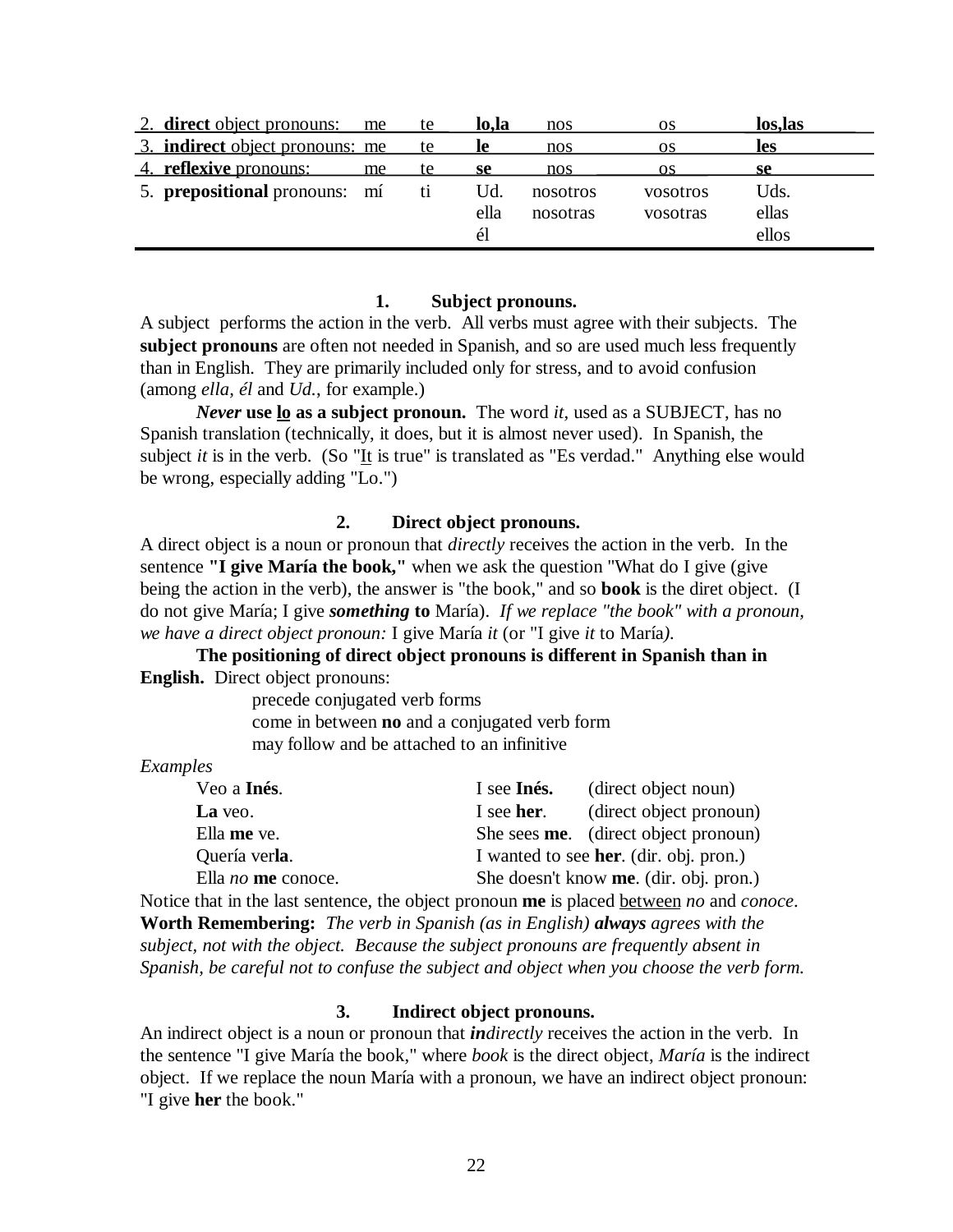| | | | | | | |
|---|---|---|---|---|---|---|
| 2. **direct** object pronouns: | me | te | **lo,la** | nos | os | **los,las** |
| 3. **indirect** object pronouns: | me | te | **le** | nos | os | **les** |
| 4. **reflexive** pronouns: | me | te | **se** | nos | os | **se** |
| 5. **prepositional** pronouns: | mí | ti | Ud. ella él | nosotros nosotras | vosotros vosotras | Uds. ellas ellos |

### 1. Subject pronouns.

A subject performs the action in the verb. All verbs must agree with their subjects. The **subject pronouns** are often not needed in Spanish, and so are used much less frequently than in English. They are primarily included only for stress, and to avoid confusion (among *ella*, *él* and *Ud.*, for example.)

***Never*** **use lo as a subject pronoun.** The word *it*, used as a SUBJECT, has no Spanish translation (technically, it does, but it is almost never used). In Spanish, the subject *it* is in the verb. (So "It is true" is translated as "Es verdad." Anything else would be wrong, especially adding "Lo.")

### 2. Direct object pronouns.

A direct object is a noun or pronoun that *directly* receives the action in the verb. In the sentence **"I give María the book,"** when we ask the question "What do I give (give being the action in the verb), the answer is "the book," and so **book** is the diret object. (I do not give María; I give ***something*** **to** María). *If we replace "the book" with a pronoun, we have a direct object pronoun:* I give María *it* (or "I give *it* to María*).*

**The positioning of direct object pronouns is different in Spanish than in English.** Direct object pronouns:

- precede conjugated verb forms
- come in between **no** and a conjugated verb form
- may follow and be attached to an infinitive

*Examples*

| | |
|---|---|
| Veo a **Inés**. | I see **Inés.** (direct object noun) |
| **La** veo. | I see **her**. (direct object pronoun) |
| Ella **me** ve. | She sees **me**. (direct object pronoun) |
| Quería ver**la**. | I wanted to see **her**. (dir. obj. pron.) |
| Ella *no* **me** conoce. | She doesn't know **me**. (dir. obj. pron.) |

Notice that in the last sentence, the object pronoun **me** is placed between *no* and *conoce*.

**Worth Remembering:** *The verb in Spanish (as in English)* ***always*** *agrees with the subject, not with the object. Because the subject pronouns are frequently absent in Spanish, be careful not to confuse the subject and object when you choose the verb form.*

### 3. Indirect object pronouns.

An indirect object is a noun or pronoun that ***in****directly* receives the action in the verb. In the sentence "I give María the book," where *book* is the direct object, *María* is the indirect object. If we replace the noun María with a pronoun, we have an indirect object pronoun: "I give **her** the book."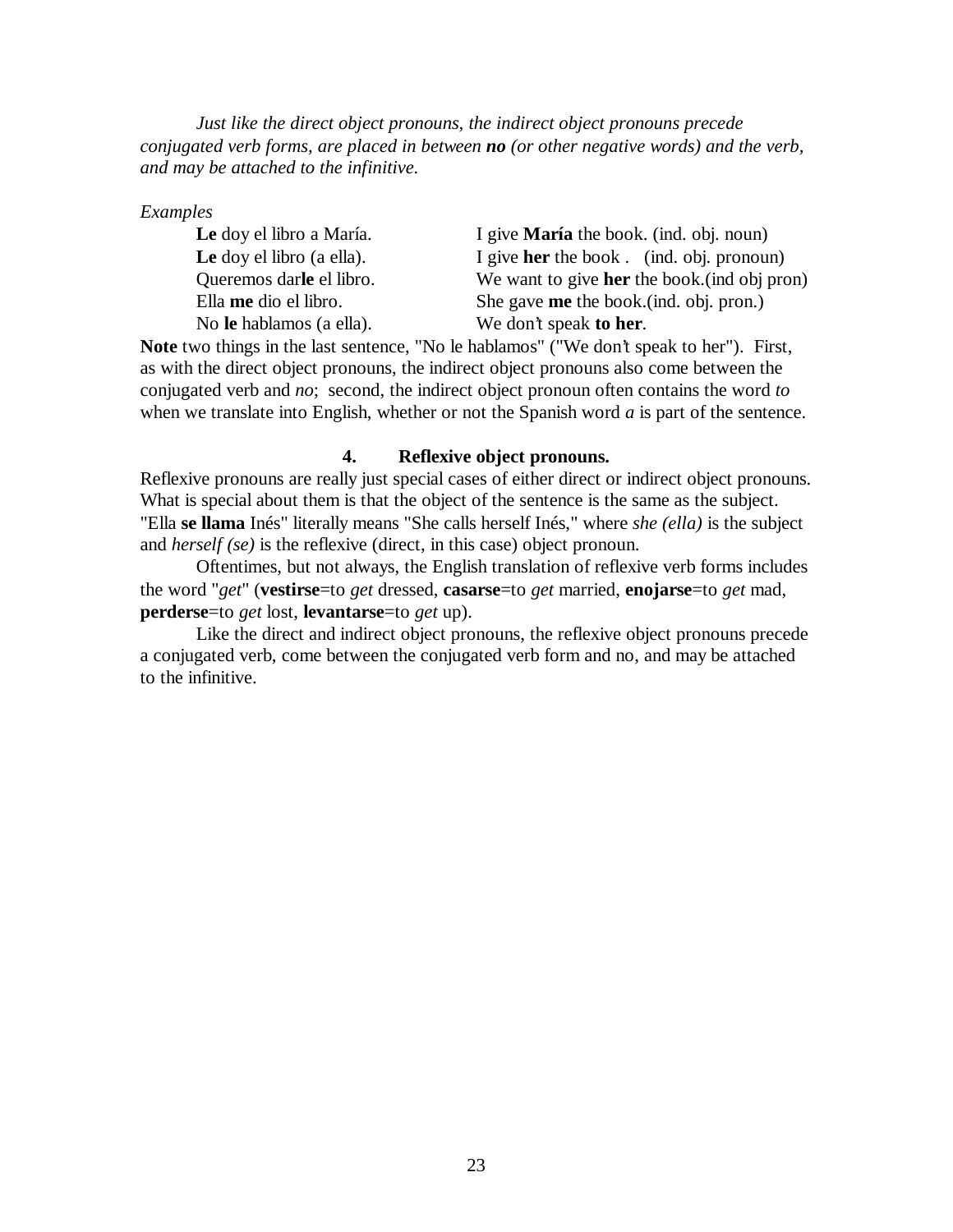*Just like the direct object pronouns, the indirect object pronouns precede conjugated verb forms, are placed in between **no** (or other negative words) and the verb, and may be attached to the infinitive.*

*Examples*

| | |
|---|---|
| **Le** doy el libro a María. | I give **María** the book. (ind. obj. noun) |
| **Le** doy el libro (a ella). | I give **her** the book . (ind. obj. pronoun) |
| Queremos dar**le** el libro. | We want to give **her** the book.(ind obj pron) |
| Ella **me** dio el libro. | She gave **me** the book.(ind. obj. pron.) |
| No **le** hablamos (a ella). | We don't speak **to her**. |

**Note** two things in the last sentence, "No le hablamos" ("We don't speak to her"). First, as with the direct object pronouns, the indirect object pronouns also come between the conjugated verb and *no*; second, the indirect object pronoun often contains the word *to* when we translate into English, whether or not the Spanish word *a* is part of the sentence.

### 4. Reflexive object pronouns.

Reflexive pronouns are really just special cases of either direct or indirect object pronouns. What is special about them is that the object of the sentence is the same as the subject. "Ella **se llama** Inés" literally means "She calls herself Inés," where *she (ella)* is the subject and *herself (se)* is the reflexive (direct, in this case) object pronoun.

Oftentimes, but not always, the English translation of reflexive verb forms includes the word "*get*" (**vestirse**=to *get* dressed, **casarse**=to *get* married, **enojarse**=to *get* mad, **perderse**=to *get* lost, **levantarse**=to *get* up).

Like the direct and indirect object pronouns, the reflexive object pronouns precede a conjugated verb, come between the conjugated verb form and no, and may be attached to the infinitive.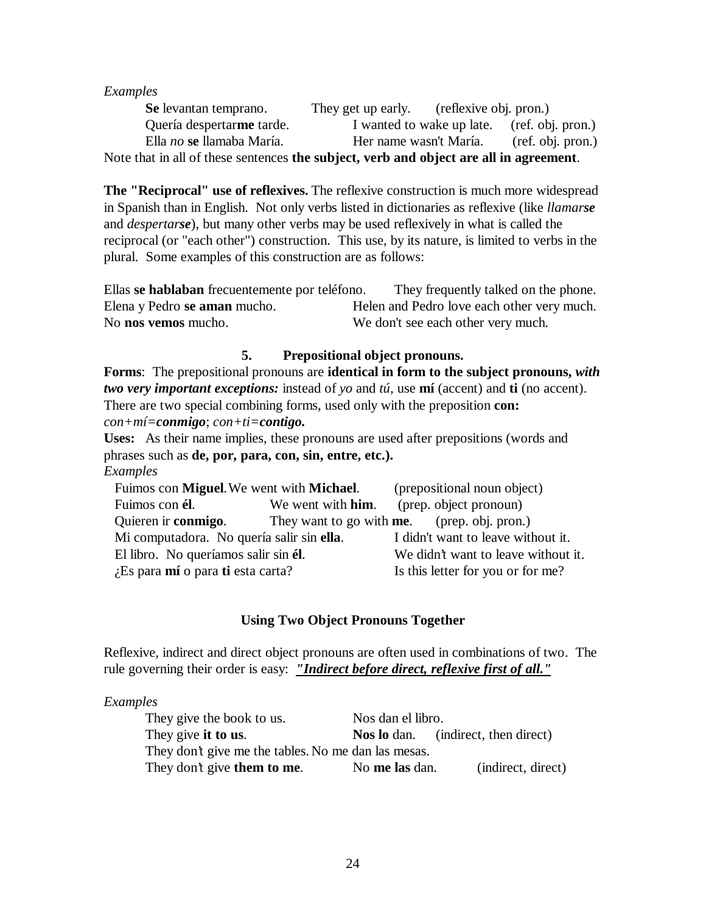*Examples*

| | | |
|---|---|---|
| **Se** levantan temprano. | They get up early. | (reflexive obj. pron.) |
| Quería despertar**me** tarde. | I wanted to wake up late. | (ref. obj. pron.) |
| Ella *no* **se** llamaba María. | Her name wasn't María. | (ref. obj. pron.) |

Note that in all of these sentences **the subject, verb and object are all in agreement**.

**The "Reciprocal" use of reflexives.** The reflexive construction is much more widespread in Spanish than in English. Not only verbs listed in dictionaries as reflexive (like *llamar**se*** and *despertar**se***), but many other verbs may be used reflexively in what is called the reciprocal (or "each other") construction. This use, by its nature, is limited to verbs in the plural. Some examples of this construction are as follows:

| | |
|---|---|
| Ellas **se hablaban** frecuentemente por teléfono. | They frequently talked on the phone. |
| Elena y Pedro **se aman** mucho. | Helen and Pedro love each other very much. |
| No **nos vemos** mucho. | We don't see each other very much. |

### 5. Prepositional object pronouns.

**Forms**: The prepositional pronouns are **identical in form to the subject pronouns, *with two very important exceptions:*** instead of *yo* and *tú*, use **mí** (accent) and **ti** (no accent). There are two special combining forms, used only with the preposition **con:** *con+mí=**conmigo***; *con+ti=**contigo.***

**Uses:** As their name implies, these pronouns are used after prepositions (words and phrases such as **de, por, para, con, sin, entre, etc.).**

*Examples*

| | | |
|---|---|---|
| Fuimos con **Miguel**. | We went with **Michael**. | (prepositional noun object) |
| Fuimos con **él**. | We went with **him**. | (prep. object pronoun) |
| Quieren ir **conmigo**. | They want to go with **me**. | (prep. obj. pron.) |
| Mi computadora. No quería salir sin **ella**. | I didn't want to leave without it. | |
| El libro. No queríamos salir sin **él**. | We didn't want to leave without it. | |
| ¿Es para **mí** o para **ti** esta carta? | Is this letter for you or for me? | |

## Using Two Object Pronouns Together

Reflexive, indirect and direct object pronouns are often used in combinations of two. The rule governing their order is easy: ***"Indirect before direct, reflexive first of all."***

*Examples*

| | | |
|---|---|---|
| They give the book to us. | Nos dan el libro. | |
| They give **it to us**. | **Nos lo** dan. | (indirect, then direct) |
| They don't give me the tables. | No me dan las mesas. | |
| They don't give **them to me**. | No **me las** dan. | (indirect, direct) |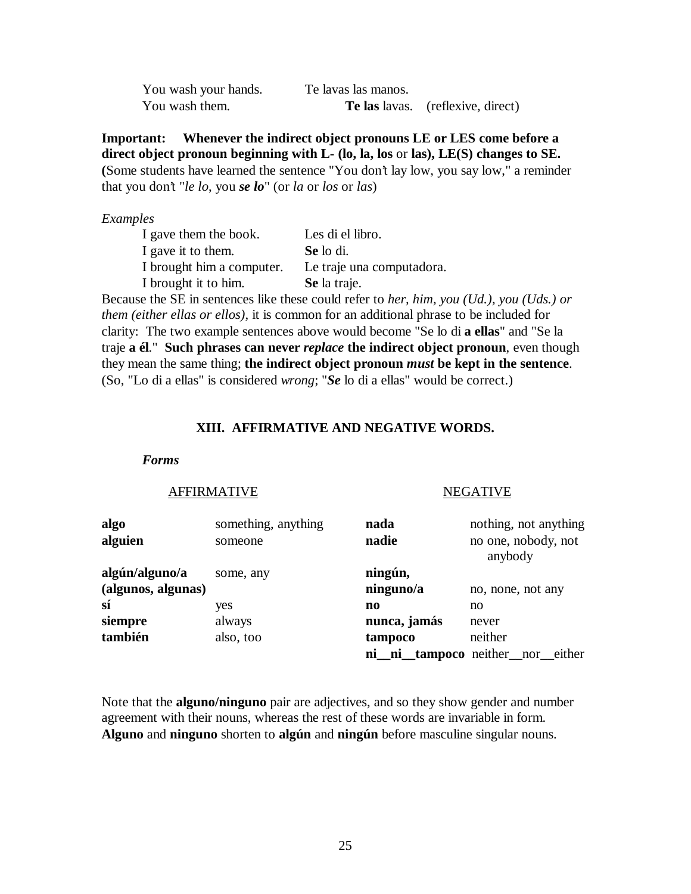| | | |
|---|---|---|
| You wash your hands. | Te lavas las manos. | |
| You wash them. | **Te las** lavas. | (reflexive, direct) |

**Important: Whenever the indirect object pronouns LE or LES come before a direct object pronoun beginning with L- (lo, la, los** or **las), LE(S) changes to SE.** **(**Some students have learned the sentence "You don't lay low, you say low," a reminder that you don't "*le lo*, you ***se lo***" (or *la* or *los* or *las*)

*Examples*

| | |
|---|---|
| I gave them the book. | Les di el libro. |
| I gave it to them. | **Se** lo di. |
| I brought him a computer. | Le traje una computadora. |
| I brought it to him. | **Se** la traje. |

Because the SE in sentences like these could refer to *her, him, you (Ud.), you (Uds.) or them (either ellas or ellos)*, it is common for an additional phrase to be included for clarity: The two example sentences above would become "Se lo di **a ellas**" and "Se la traje **a él**." **Such phrases can never *replace* the indirect object pronoun**, even though they mean the same thing; **the indirect object pronoun *must* be kept in the sentence**. (So, "Lo di a ellas" is considered *wrong*; "***Se*** lo di a ellas" would be correct.)

## XIII. AFFIRMATIVE AND NEGATIVE WORDS.

***Forms***

| AFFIRMATIVE | | NEGATIVE | |
|---|---|---|---|
| **algo** | something, anything | **nada** | nothing, not anything |
| **alguien** | someone | **nadie** | no one, nobody, not anybody |
| **algún/alguno/a (algunos, algunas)** | some, any | **ningún, ninguno/a** | no, none, not any |
| **sí** | yes | **no** | no |
| **siempre** | always | **nunca, jamás** | never |
| **también** | also, too | **tampoco** | neither |
| | | **ni__ni__tampoco** | neither__nor__either |

Note that the **alguno/ninguno** pair are adjectives, and so they show gender and number agreement with their nouns, whereas the rest of these words are invariable in form. **Alguno** and **ninguno** shorten to **algún** and **ningún** before masculine singular nouns.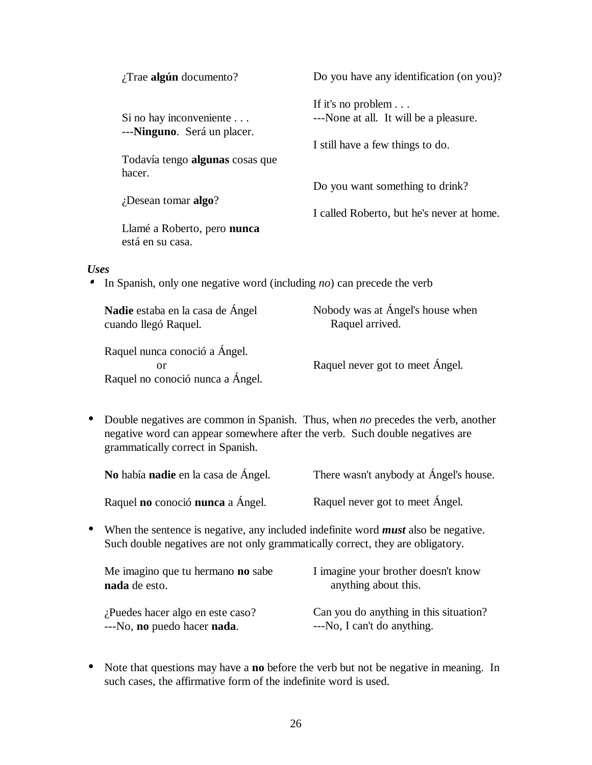| | |
|---|---|
| ¿Trae **algún** documento? | Do you have any identification (on you)? |
| Si no hay inconveniente . . .<br>---**Ninguno**. Será un placer. | If it's no problem . . .<br>---None at all. It will be a pleasure. |
| Todavía tengo **algunas** cosas que hacer. | I still have a few things to do. |
| ¿Desean tomar **algo**? | Do you want something to drink? |
| Llamé a Roberto, pero **nunca** está en su casa. | I called Roberto, but he's never at home. |

***Uses***

- In Spanish, only one negative word (including *no*) can precede the verb

| | |
|---|---|
| **Nadie** estaba en la casa de Ángel cuando llegó Raquel. | Nobody was at Ángel's house when Raquel arrived. |
| Raquel nunca conoció a Ángel.<br>or<br>Raquel no conoció nunca a Ángel. | Raquel never got to meet Ángel. |

- Double negatives are common in Spanish. Thus, when *no* precedes the verb, another negative word can appear somewhere after the verb. Such double negatives are grammatically correct in Spanish.

| | |
|---|---|
| **No** había **nadie** en la casa de Ángel. | There wasn't anybody at Ángel's house. |
| Raquel **no** conoció **nunca** a Ángel. | Raquel never got to meet Ángel. |

- When the sentence is negative, any included indefinite word ***must*** also be negative. Such double negatives are not only grammatically correct, they are obligatory.

| | |
|---|---|
| Me imagino que tu hermano **no** sabe **nada** de esto. | I imagine your brother doesn't know anything about this. |
| ¿Puedes hacer algo en este caso?<br>---No, **no** puedo hacer **nada**. | Can you do anything in this situation?<br>---No, I can't do anything. |

- Note that questions may have a **no** before the verb but not be negative in meaning. In such cases, the affirmative form of the indefinite word is used.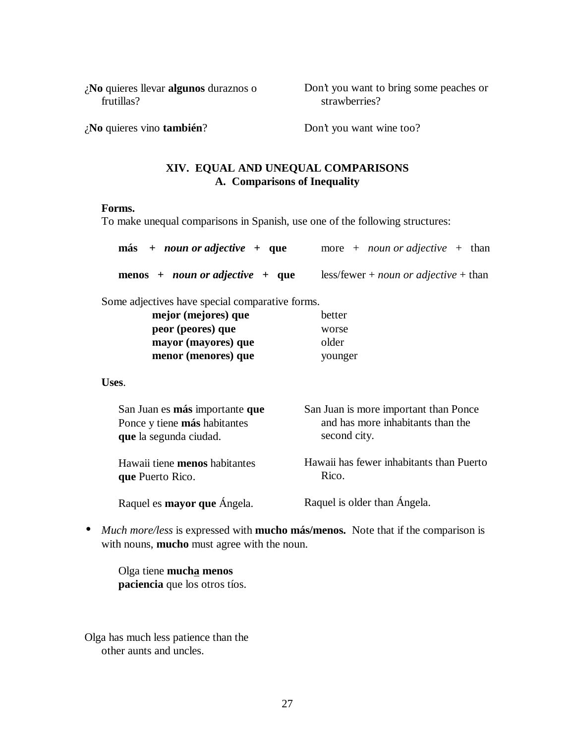| | |
|---|---|
| ¿**No** quieres llevar **algunos** duraznos o frutillas? | Don't you want to bring some peaches or strawberries? |
| ¿**No** quieres vino **también**? | Don't you want wine too? |

## XIV. EQUAL AND UNEQUAL COMPARISONS

### A. Comparisons of Inequality

**Forms.**

To make unequal comparisons in Spanish, use one of the following structures:

| | |
|---|---|
| **más + *noun or adjective* + que** | more + *noun or adjective* + than |
| **menos + *noun or adjective* + que** | less/fewer + *noun or adjective* + than |

Some adjectives have special comparative forms.

| | |
|---|---|
| **mejor (mejores) que** | better |
| **peor (peores) que** | worse |
| **mayor (mayores) que** | older |
| **menor (menores) que** | younger |

**Uses**.

| | |
|---|---|
| San Juan es **más** importante **que** Ponce y tiene **más** habitantes **que** la segunda ciudad. | San Juan is more important than Ponce and has more inhabitants than the second city. |
| Hawaii tiene **menos** habitantes **que** Puerto Rico. | Hawaii has fewer inhabitants than Puerto Rico. |
| Raquel es **mayor que** Ángela. | Raquel is older than Ángela. |

- *Much more/less* is expressed with **mucho más/menos.** Note that if the comparison is with nouns, **mucho** must agree with the noun.

| | |
|---|---|
| Olga tiene **much<u>a</u> menos paciencia** que los otros tíos. | Olga has much less patience than the other aunts and uncles. |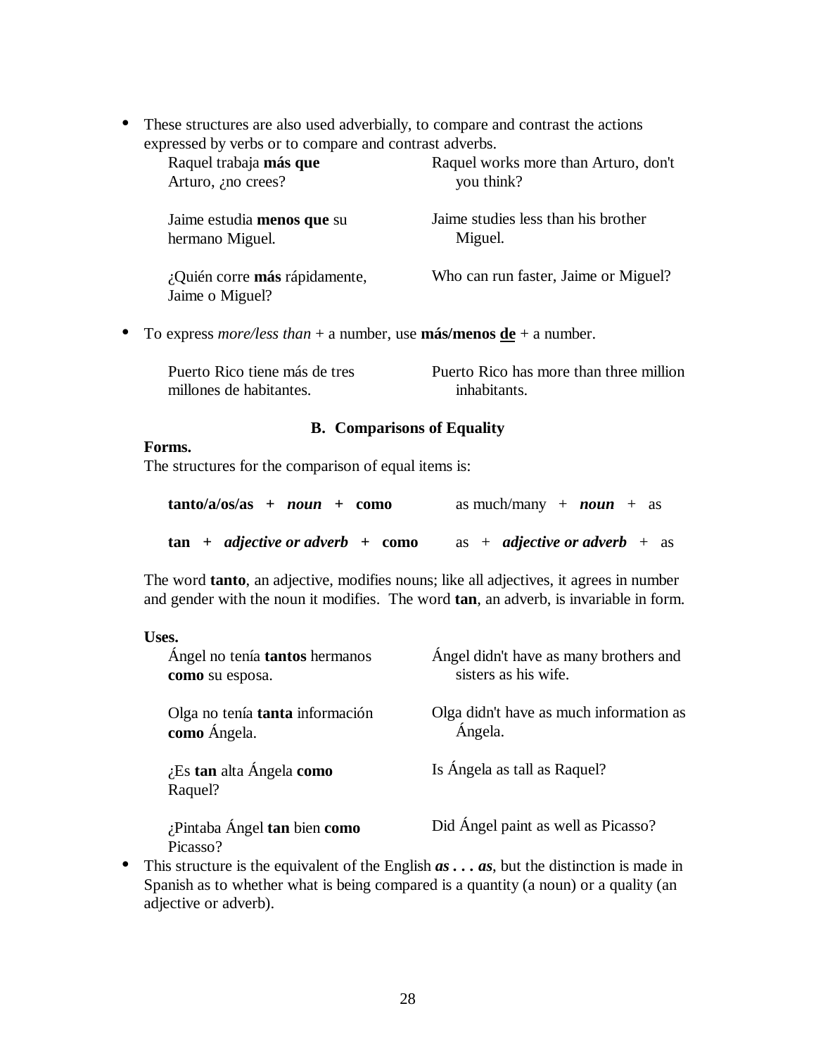- These structures are also used adverbially, to compare and contrast the actions expressed by verbs or to compare and contrast adverbs.

| | |
|---|---|
| Raquel trabaja **más que** Arturo, ¿no crees? | Raquel works more than Arturo, don't you think? |
| Jaime estudia **menos que** su hermano Miguel. | Jaime studies less than his brother Miguel. |
| ¿Quién corre **más** rápidamente, Jaime o Miguel? | Who can run faster, Jaime or Miguel? |

- To express *more/less than* + a number, use **más/menos <u>de</u>** + a number.

| | |
|---|---|
| Puerto Rico tiene más de tres millones de habitantes. | Puerto Rico has more than three million inhabitants. |

### B. Comparisons of Equality

**Forms.**

The structures for the comparison of equal items is:

| | |
|---|---|
| **tanto/a/os/as + *noun* + como** | as much/many + ***noun*** + as |
| **tan + *adjective or adverb* + como** | as + ***adjective or adverb*** + as |

The word **tanto**, an adjective, modifies nouns; like all adjectives, it agrees in number and gender with the noun it modifies. The word **tan**, an adverb, is invariable in form.

**Uses.**

| | |
|---|---|
| Ángel no tenía **tantos** hermanos **como** su esposa. | Ángel didn't have as many brothers and sisters as his wife. |
| Olga no tenía **tanta** información **como** Ángela. | Olga didn't have as much information as Ángela. |
| ¿Es **tan** alta Ángela **como** Raquel? | Is Ángela as tall as Raquel? |
| ¿Pintaba Ángel **tan** bien **como** Picasso? | Did Ángel paint as well as Picasso? |

- This structure is the equivalent of the English ***as . . . as***, but the distinction is made in Spanish as to whether what is being compared is a quantity (a noun) or a quality (an adjective or adverb).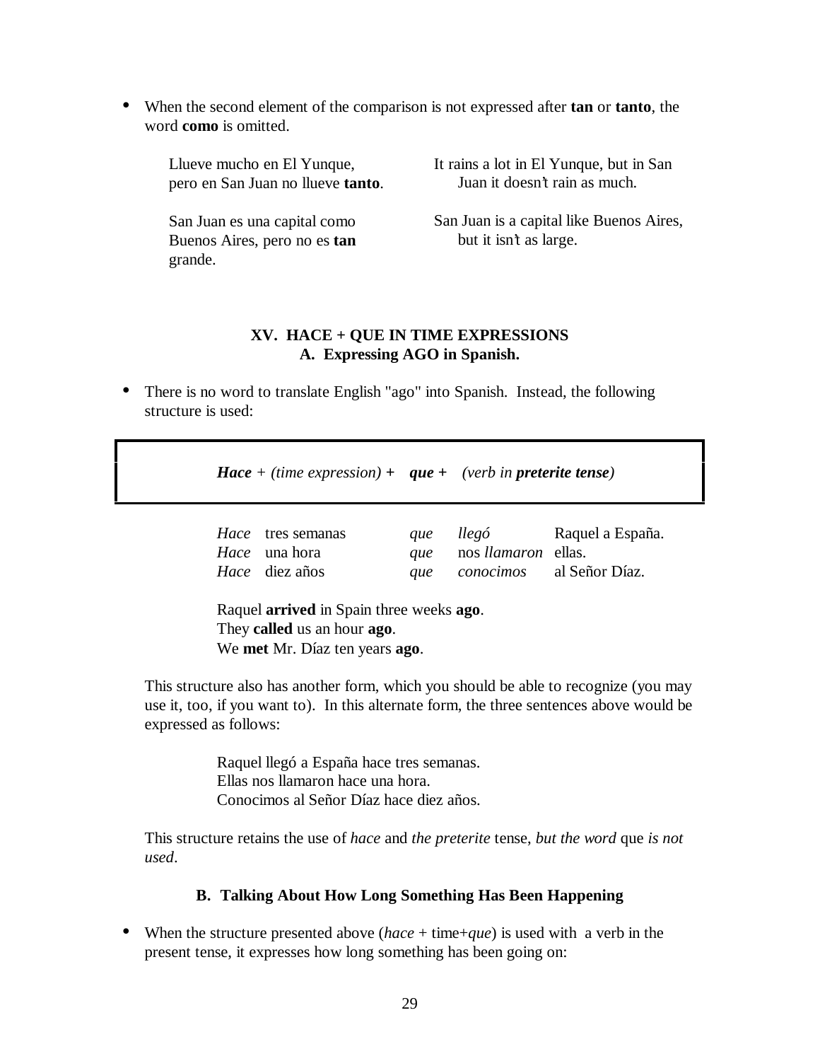- When the second element of the comparison is not expressed after **tan** or **tanto**, the word **como** is omitted.

| | |
|---|---|
| Llueve mucho en El Yunque, pero en San Juan no llueve **tanto**. | It rains a lot in El Yunque, but in San Juan it doesn't rain as much. |
| San Juan es una capital como Buenos Aires, pero no es **tan** grande. | San Juan is a capital like Buenos Aires, but it isn't as large. |

## XV. HACE + QUE IN TIME EXPRESSIONS

### A. Expressing AGO in Spanish.

- There is no word to translate English "ago" into Spanish. Instead, the following structure is used:

> ***Hace*** *+ (time expression)* **+** ***que*** **+** *(verb in **preterite tense**)*

| | | | | |
|---|---|---|---|---|
| *Hace* | tres semanas | *que* | *llegó* | Raquel a España. |
| *Hace* | una hora | *que* | nos *llamaron* | ellas. |
| *Hace* | diez años | *que* | *conocimos* | al Señor Díaz. |

Raquel **arrived** in Spain three weeks **ago**.
They **called** us an hour **ago**.
We **met** Mr. Díaz ten years **ago**.

This structure also has another form, which you should be able to recognize (you may use it, too, if you want to). In this alternate form, the three sentences above would be expressed as follows:

Raquel llegó a España hace tres semanas.
Ellas nos llamaron hace una hora.
Conocimos al Señor Díaz hace diez años.

This structure retains the use of *hace* and *the preterite* tense, *but the word* que *is not used*.

### B. Talking About How Long Something Has Been Happening

- When the structure presented above (*hace* + time+*que*) is used with a verb in the present tense, it expresses how long something has been going on: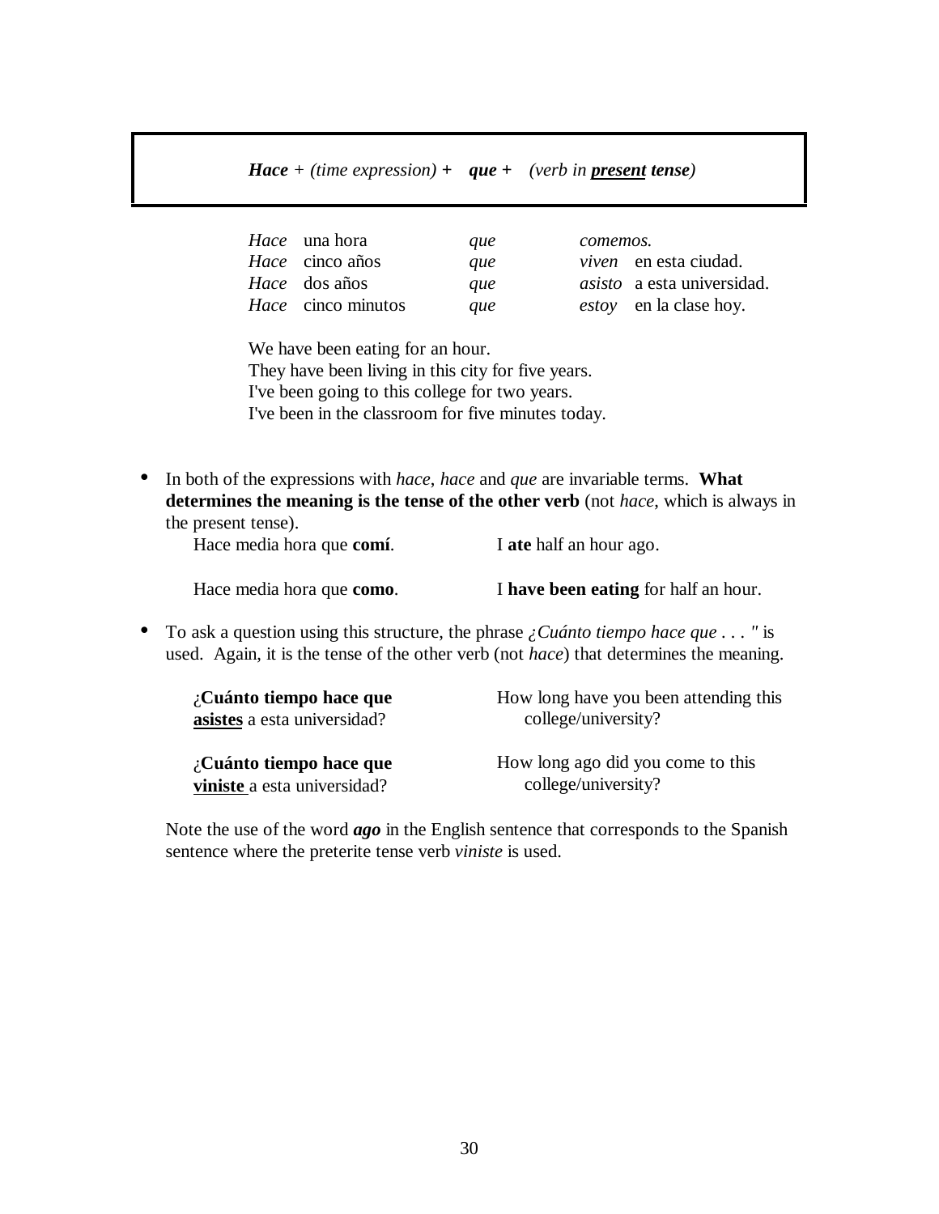***Hace*** + *(time expression)* **+** ***que*** **+** *(verb in* ***<u>present</u>*** ***tense****)*

| | | | |
|---|---|---|---|
| *Hace* | una hora | *que* | *comemos.* |
| *Hace* | cinco años | *que* | *viven* en esta ciudad. |
| *Hace* | dos años | *que* | *asisto* a esta universidad. |
| *Hace* | cinco minutos | *que* | *estoy* en la clase hoy. |

We have been eating for an hour.
They have been living in this city for five years.
I've been going to this college for two years.
I've been in the classroom for five minutes today.

- In both of the expressions with *hace*, *hace* and *que* are invariable terms. **What determines the meaning is the tense of the other verb** (not *hace*, which is always in the present tense).

| | |
|---|---|
| Hace media hora que **comí**. | I **ate** half an hour ago. |
| Hace media hora que **como**. | I **have been eating** for half an hour. |

- To ask a question using this structure, the phrase *¿Cuánto tiempo hace que . . . "* is used. Again, it is the tense of the other verb (not *hace*) that determines the meaning.

| | |
|---|---|
| ¿**Cuánto tiempo hace que** **<u>asistes</u>** a esta universidad? | How long have you been attending this college/university? |
| ¿**Cuánto tiempo hace que** **<u>viniste</u>** a esta universidad? | How long ago did you come to this college/university? |

Note the use of the word ***ago*** in the English sentence that corresponds to the Spanish sentence where the preterite tense verb *viniste* is used.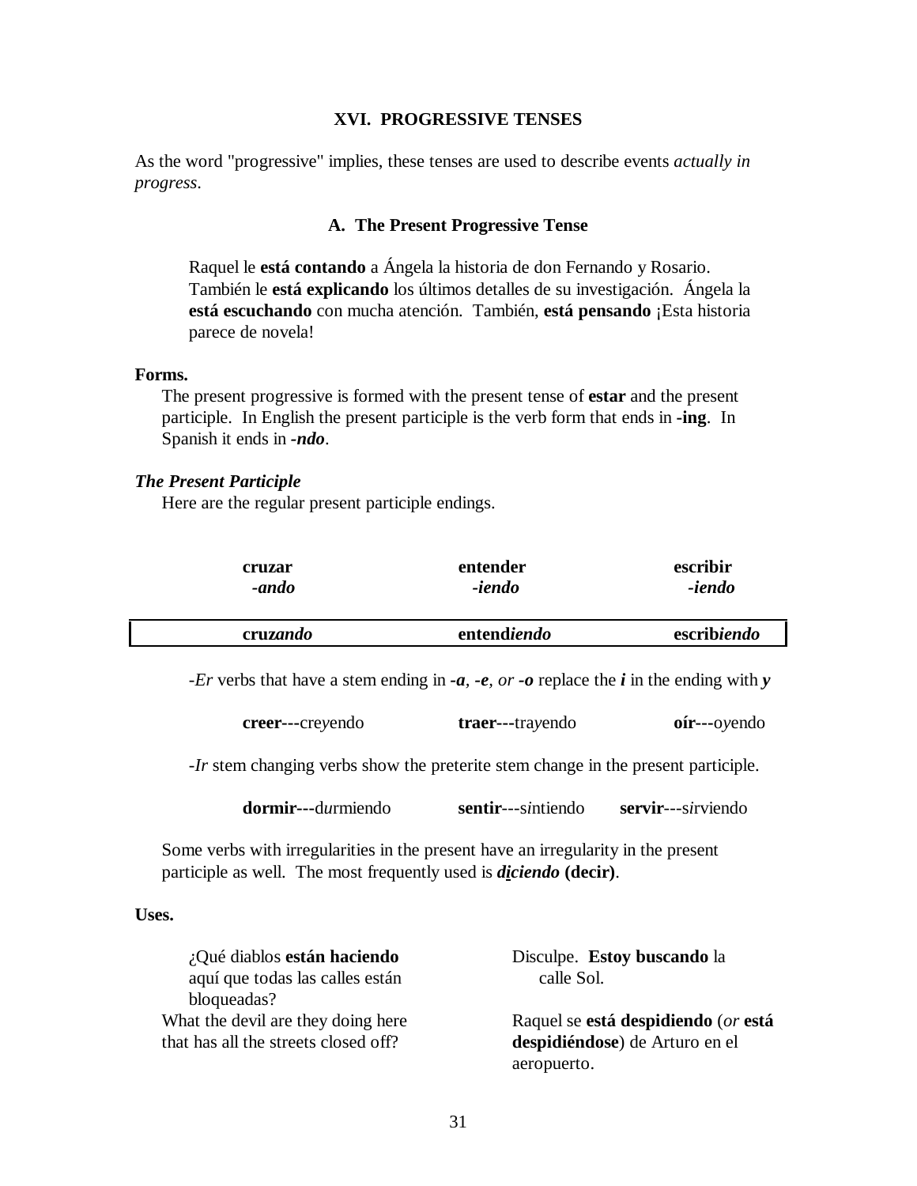## XVI. PROGRESSIVE TENSES

As the word "progressive" implies, these tenses are used to describe events *actually in progress*.

### A. The Present Progressive Tense

> Raquel le **está contando** a Ángela la historia de don Fernando y Rosario. También le **está explicando** los últimos detalles de su investigación. Ángela la **está escuchando** con mucha atención. También, **está pensando** ¡Esta historia parece de novela!

**Forms.**

The present progressive is formed with the present tense of **estar** and the present participle. In English the present participle is the verb form that ends in **-ing**. In Spanish it ends in ***-ndo***.

***The Present Participle***

Here are the regular present participle endings.

| **cruzar** *-ando* | **entender** *-iendo* | **escribir** *-iendo* |
|---|---|---|
| **cruz*ando*** | **entendi*endo*** | **escrib*iendo*** |

*-Er* verbs that have a stem ending in ***-a***, ***-e***, *or* ***-o*** replace the ***i*** in the ending with ***y***

**creer**---cre*y*endo **traer**---tra*y*endo **oír**---o*y*endo

*-Ir* stem changing verbs show the preterite stem change in the present participle.

**dormir**---d*u*rmiendo **sentir**---s*i*ntiendo **servir**---s*i*rviendo

Some verbs with irregularities in the present have an irregularity in the present participle as well. The most frequently used is ***diciendo*** **(decir)**.

**Uses.**

¿Qué diablos **están haciendo** aquí que todas las calles están bloqueadas?
What the devil are they doing here that has all the streets closed off?

Disculpe. **Estoy buscando** la calle Sol.

Raquel se **está despidiendo** (*or* **está despidiéndose**) de Arturo en el aeropuerto.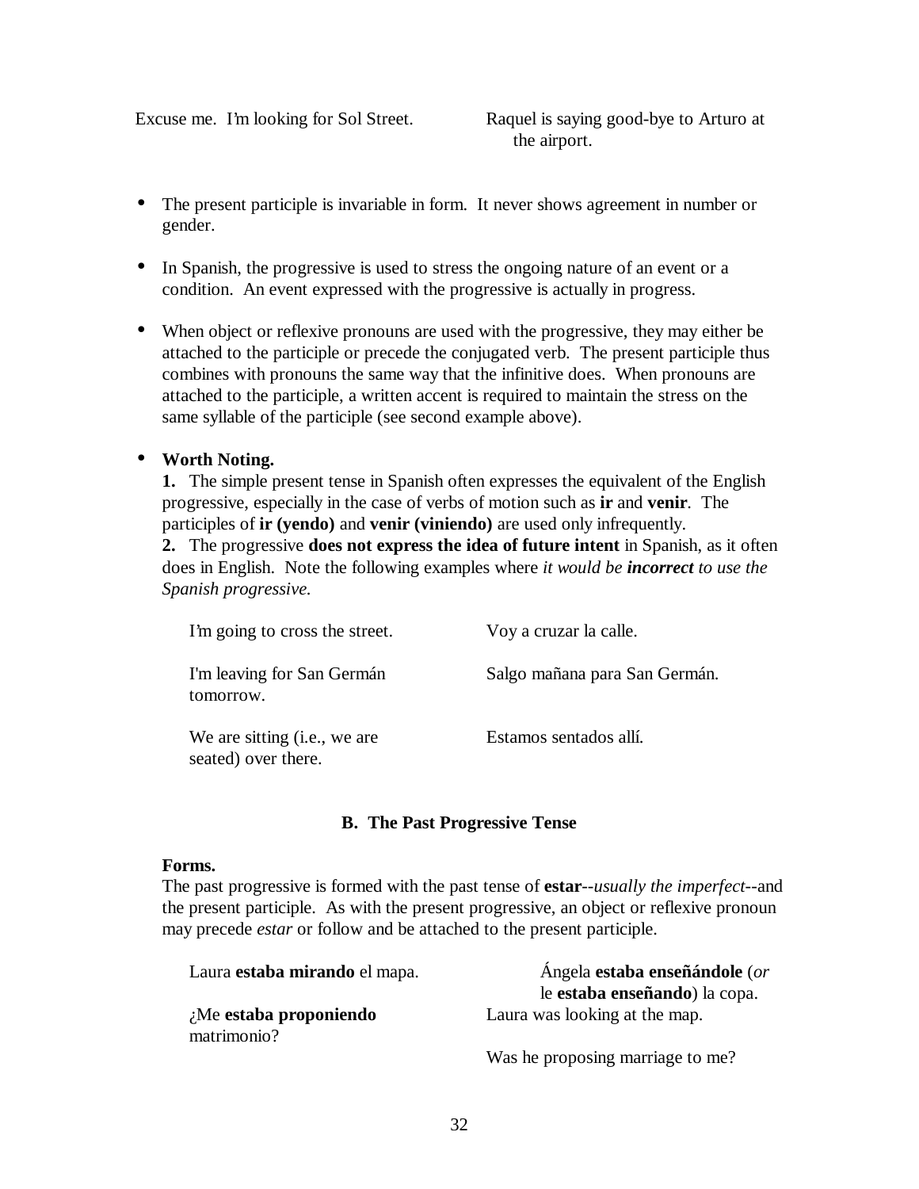| | |
|---|---|
| Excuse me. I'm looking for Sol Street. | Raquel is saying good-bye to Arturo at the airport. |

- The present participle is invariable in form. It never shows agreement in number or gender.

- In Spanish, the progressive is used to stress the ongoing nature of an event or a condition. An event expressed with the progressive is actually in progress.

- When object or reflexive pronouns are used with the progressive, they may either be attached to the participle or precede the conjugated verb. The present participle thus combines with pronouns the same way that the infinitive does. When pronouns are attached to the participle, a written accent is required to maintain the stress on the same syllable of the participle (see second example above).

- **Worth Noting.**
  **1.** The simple present tense in Spanish often expresses the equivalent of the English progressive, especially in the case of verbs of motion such as **ir** and **venir**. The participles of **ir (yendo)** and **venir (viniendo)** are used only infrequently.
  **2.** The progressive **does not express the idea of future intent** in Spanish, as it often does in English. Note the following examples where *it would be* ***incorrect*** *to use the Spanish progressive.*

| | |
|---|---|
| I'm going to cross the street. | Voy a cruzar la calle. |
| I'm leaving for San Germán tomorrow. | Salgo mañana para San Germán. |
| We are sitting (i.e., we are seated) over there. | Estamos sentados allí. |

## B. The Past Progressive Tense

**Forms.**
The past progressive is formed with the past tense of **estar**--*usually the imperfect*--and the present participle. As with the present progressive, an object or reflexive pronoun may precede *estar* or follow and be attached to the present participle.

| | |
|---|---|
| Laura **estaba mirando** el mapa. | Ángela **estaba enseñándole** (*or* le **estaba enseñando**) la copa. |
| ¿Me **estaba proponiendo** matrimonio? | Laura was looking at the map. |
| | Was he proposing marriage to me? |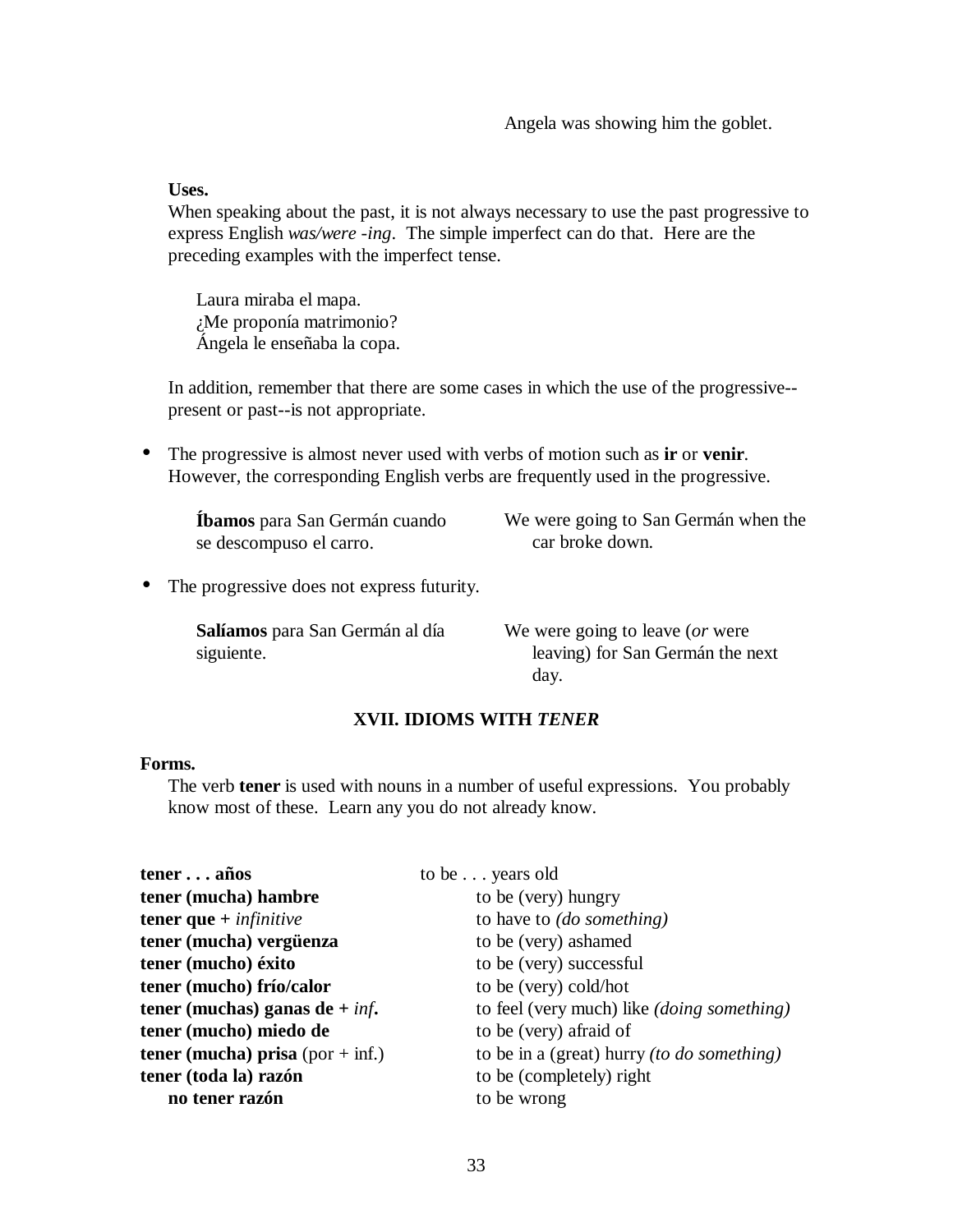Angela was showing him the goblet.

**Uses.**

When speaking about the past, it is not always necessary to use the past progressive to express English *was/were -ing*. The simple imperfect can do that. Here are the preceding examples with the imperfect tense.

> Laura miraba el mapa.
> ¿Me proponía matrimonio?
> Ángela le enseñaba la copa.

In addition, remember that there are some cases in which the use of the progressive--present or past--is not appropriate.

- The progressive is almost never used with verbs of motion such as **ir** or **venir**. However, the corresponding English verbs are frequently used in the progressive.

| | |
|---|---|
| **Íbamos** para San Germán cuando se descompuso el carro. | We were going to San Germán when the car broke down. |

- The progressive does not express futurity.

| | |
|---|---|
| **Salíamos** para San Germán al día siguiente. | We were going to leave (*or* were leaving) for San Germán the next day. |

## XVII. IDIOMS WITH *TENER*

**Forms.**

The verb **tener** is used with nouns in a number of useful expressions. You probably know most of these. Learn any you do not already know.

| | |
|---|---|
| **tener . . . años** | to be . . . years old |
| **tener (mucha) hambre** | to be (very) hungry |
| **tener que +** *infinitive* | to have to *(do something)* |
| **tener (mucha) vergüenza** | to be (very) ashamed |
| **tener (mucho) éxito** | to be (very) successful |
| **tener (mucho) frío/calor** | to be (very) cold/hot |
| **tener (muchas) ganas de +** ***inf*****.** | to feel (very much) like *(doing something)* |
| **tener (mucho) miedo de** | to be (very) afraid of |
| **tener (mucha) prisa** (por + inf.) | to be in a (great) hurry *(to do something)* |
| **tener (toda la) razón** | to be (completely) right |
| **no tener razón** | to be wrong |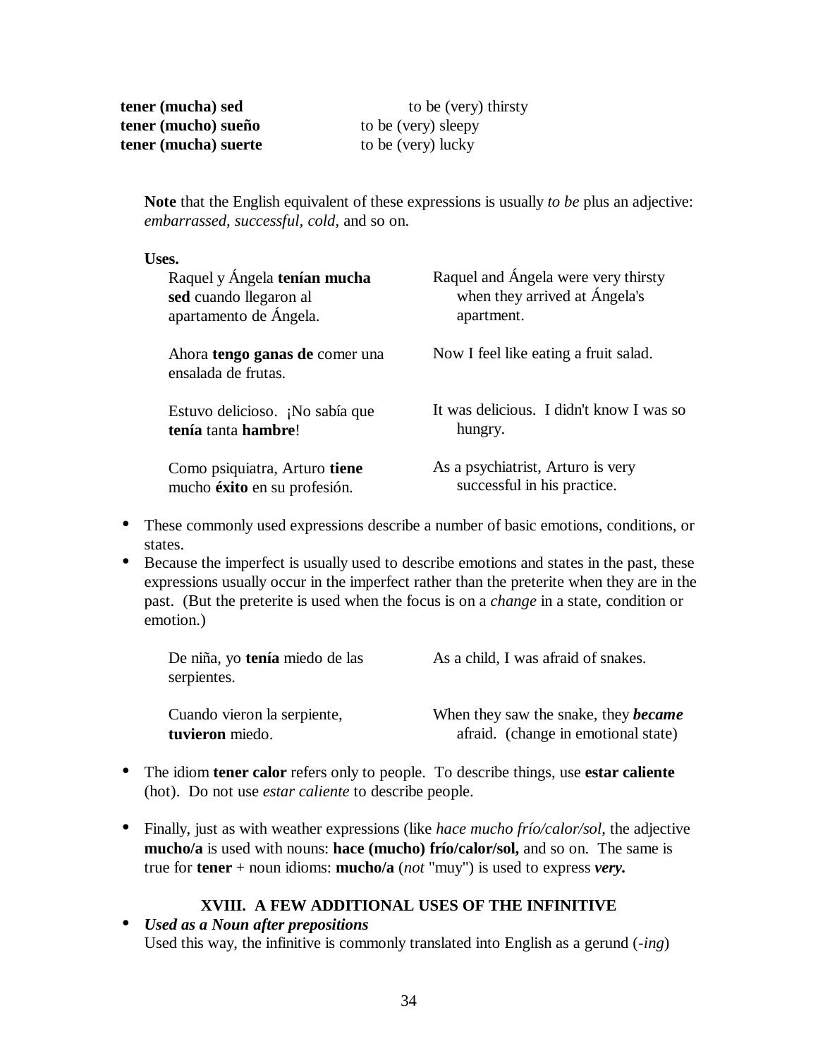| | |
|---|---|
| **tener (mucha) sed** | to be (very) thirsty |
| **tener (mucho) sueño** | to be (very) sleepy |
| **tener (mucha) suerte** | to be (very) lucky |

**Note** that the English equivalent of these expressions is usually *to be* plus an adjective: *embarrassed, successful, cold,* and so on.

**Uses.**

| | |
|---|---|
| Raquel y Ángela **tenían mucha sed** cuando llegaron al apartamento de Ángela. | Raquel and Ángela were very thirsty when they arrived at Ángela's apartment. |
| Ahora **tengo ganas de** comer una ensalada de frutas. | Now I feel like eating a fruit salad. |
| Estuvo delicioso. ¡No sabía que **tenía** tanta **hambre**! | It was delicious. I didn't know I was so hungry. |
| Como psiquiatra, Arturo **tiene** mucho **éxito** en su profesión. | As a psychiatrist, Arturo is very successful in his practice. |

- These commonly used expressions describe a number of basic emotions, conditions, or states.
- Because the imperfect is usually used to describe emotions and states in the past, these expressions usually occur in the imperfect rather than the preterite when they are in the past. (But the preterite is used when the focus is on a *change* in a state, condition or emotion.)

| | |
|---|---|
| De niña, yo **tenía** miedo de las serpientes. | As a child, I was afraid of snakes. |
| Cuando vieron la serpiente, **tuvieron** miedo. | When they saw the snake, they ***became*** afraid. (change in emotional state) |

- The idiom **tener calor** refers only to people. To describe things, use **estar caliente** (hot). Do not use *estar caliente* to describe people.

- Finally, just as with weather expressions (like *hace mucho frío/calor/sol*, the adjective **mucho/a** is used with nouns: **hace (mucho) frío/calor/sol,** and so on. The same is true for **tener** + noun idioms: **mucho/a** (*not* "muy") is used to express ***very.***

## XVIII. A FEW ADDITIONAL USES OF THE INFINITIVE

- ***Used as a Noun after prepositions***
  Used this way, the infinitive is commonly translated into English as a gerund (*-ing*)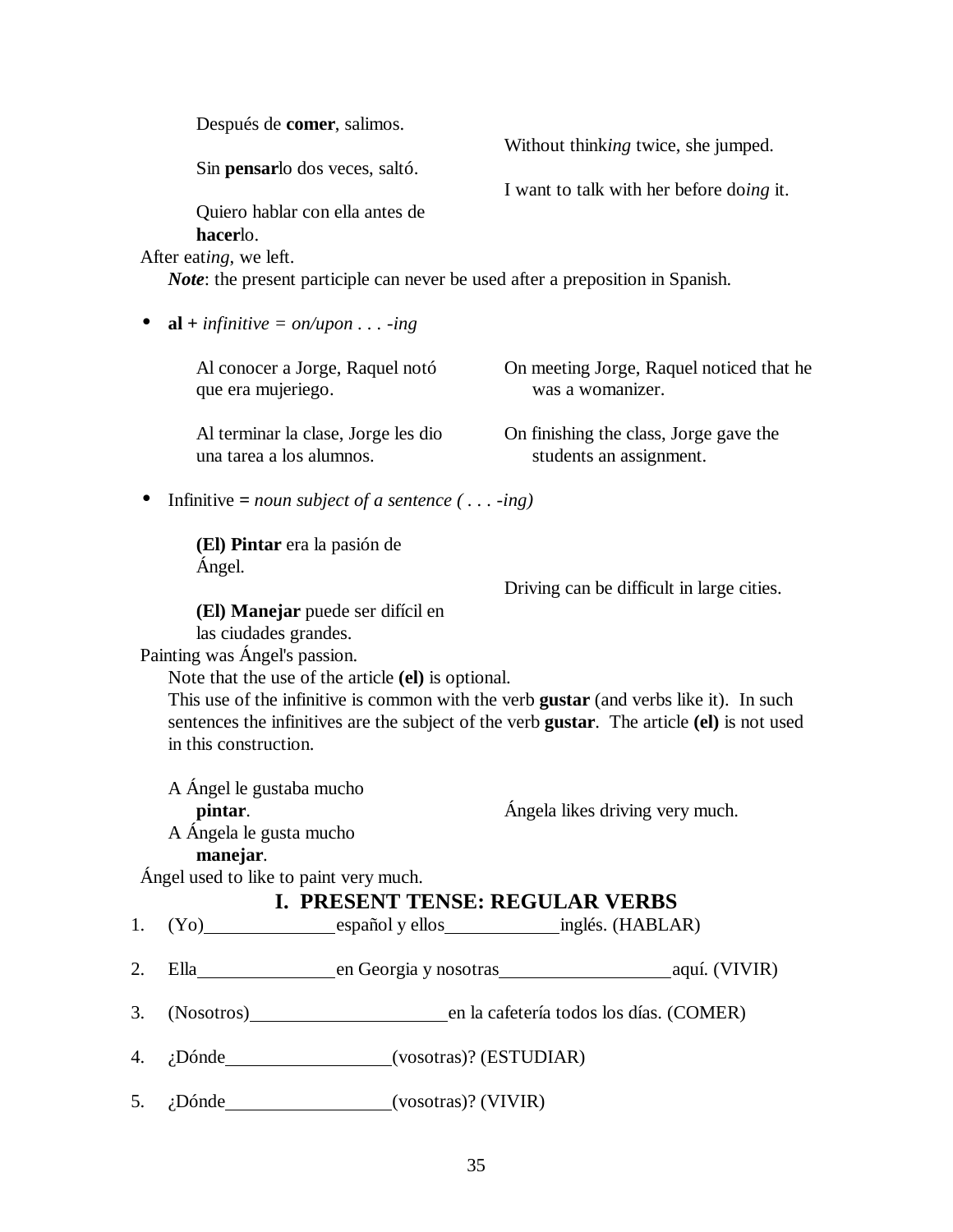Después de **comer**, salimos. — After eat*ing*, we left.

Sin **pensar**lo dos veces, saltó. — Without think*ing* twice, she jumped.

Quiero hablar con ella antes de **hacer**lo. — I want to talk with her before do*ing* it.

***Note***: the present participle can never be used after a preposition in Spanish.

- **al +** *infinitive = on/upon . . . -ing*

| | |
|---|---|
| Al conocer a Jorge, Raquel notó que era mujeriego. | On meeting Jorge, Raquel noticed that he was a womanizer. |
| Al terminar la clase, Jorge les dio una tarea a los alumnos. | On finishing the class, Jorge gave the students an assignment. |

- Infinitive **=** *noun subject of a sentence ( . . . -ing)*

**(El) Pintar** era la pasión de Ángel. — Painting was Ángel's passion.

**(El) Manejar** puede ser difícil en las ciudades grandes. — Driving can be difficult in large cities.

Note that the use of the article **(el)** is optional.
This use of the infinitive is common with the verb **gustar** (and verbs like it). In such sentences the infinitives are the subject of the verb **gustar**. The article **(el)** is not used in this construction.

A Ángel le gustaba mucho **pintar**. — Ángel used to like to paint very much.

A Ángela le gusta mucho **manejar**. — Ángela likes driving very much.

## I. PRESENT TENSE: REGULAR VERBS

1. (Yo)\_\_\_\_\_\_\_\_\_\_\_\_\_español y ellos\_\_\_\_\_\_\_\_\_\_\_inglés. (HABLAR)
2. Ella\_\_\_\_\_\_\_\_\_\_\_\_\_en Georgia y nosotras\_\_\_\_\_\_\_\_\_\_\_\_\_\_\_\_aquí. (VIVIR)
3. (Nosotros)\_\_\_\_\_\_\_\_\_\_\_\_\_\_\_\_\_\_\_en la cafetería todos los días. (COMER)
4. ¿Dónde\_\_\_\_\_\_\_\_\_\_\_\_\_\_\_\_(vosotras)? (ESTUDIAR)
5. ¿Dónde\_\_\_\_\_\_\_\_\_\_\_\_\_\_\_\_(vosotras)? (VIVIR)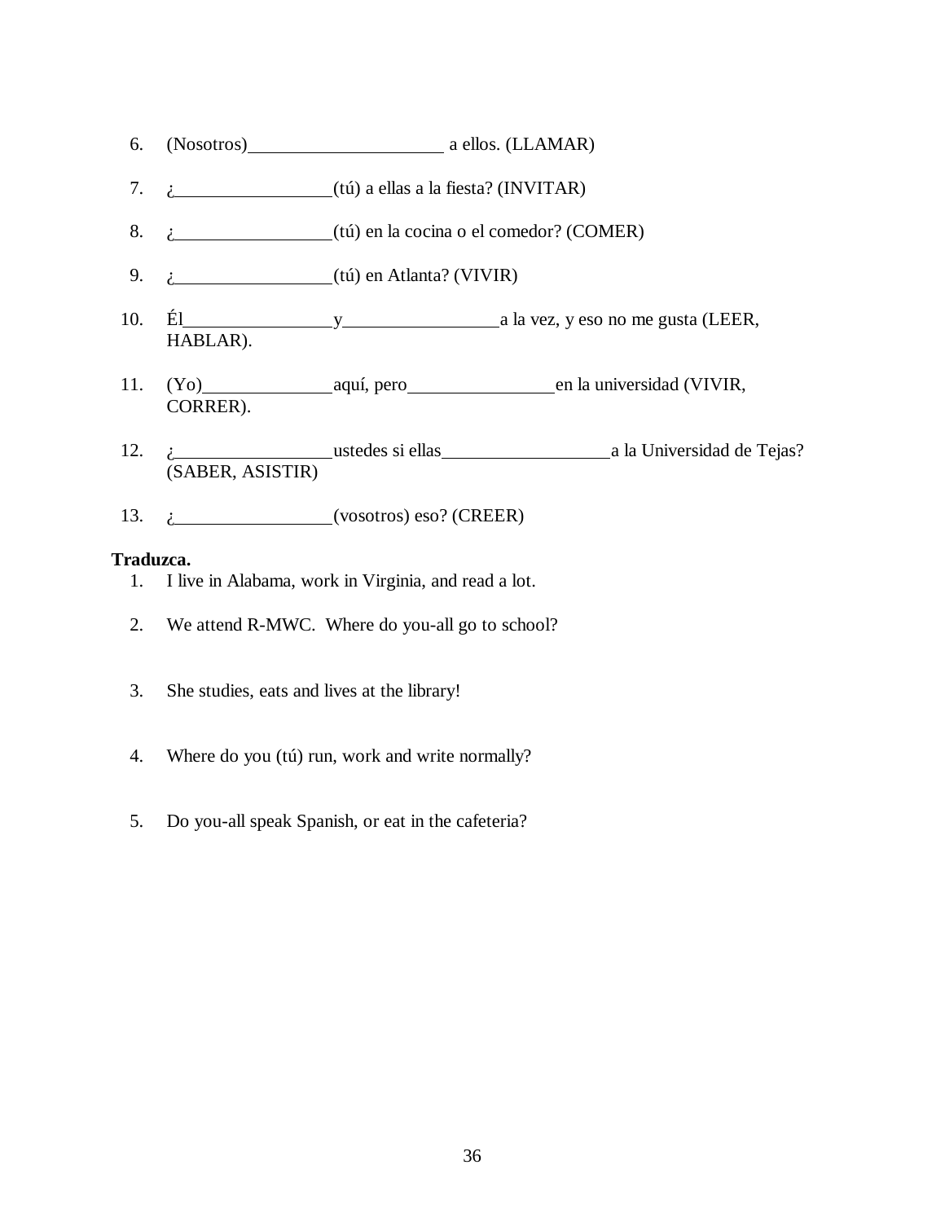6. (Nosotros)_____________________ a ellos. (LLAMAR)

7. ¿_________________(tú) a ellas a la fiesta? (INVITAR)

8. ¿_________________(tú) en la cocina o el comedor? (COMER)

9. ¿_________________(tú) en Atlanta? (VIVIR)

10. Él_________________y_________________a la vez, y eso no me gusta (LEER, HABLAR).

11. (Yo)______________aquí, pero________________en la universidad (VIVIR, CORRER).

12. ¿_________________ustedes si ellas__________________a la Universidad de Tejas? (SABER, ASISTIR)

13. ¿_________________(vosotros) eso? (CREER)

**Traduzca.**

1. I live in Alabama, work in Virginia, and read a lot.

2. We attend R-MWC. Where do you-all go to school?

3. She studies, eats and lives at the library!

4. Where do you (tú) run, work and write normally?

5. Do you-all speak Spanish, or eat in the cafeteria?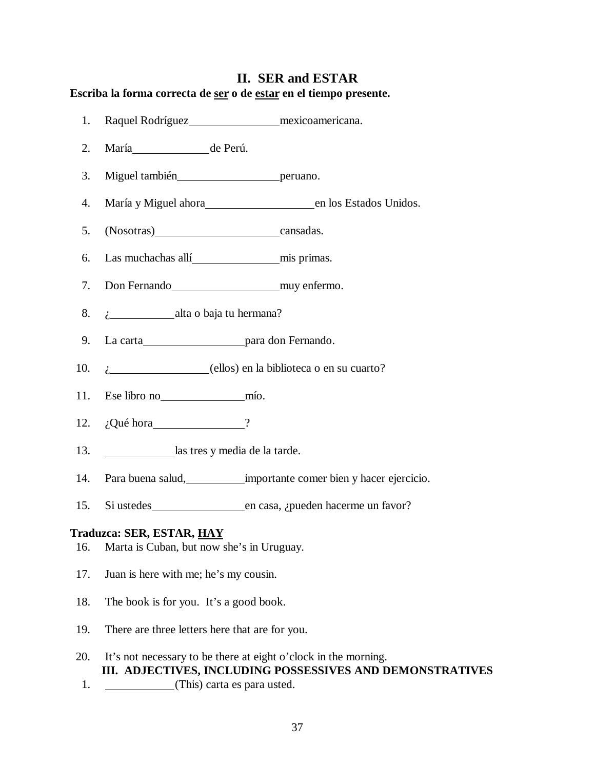## II. SER and ESTAR

**Escriba la forma correcta de ser o de estar en el tiempo presente.**

1. Raquel Rodríguez ________________ mexicoamericana.
2. María ______________ de Perú.
3. Miguel también __________________ peruano.
4. María y Miguel ahora ____________________ en los Estados Unidos.
5. (Nosotras) ______________________ cansadas.
6. Las muchachas allí ________________ mis primas.
7. Don Fernando ___________________ muy enfermo.
8. ¿ ____________ alta o baja tu hermana?
9. La carta __________________ para don Fernando.
10. ¿ _________________ (ellos) en la biblioteca o en su cuarto?
11. Ese libro no _______________ mío.
12. ¿Qué hora ________________?
13. ____________ las tres y media de la tarde.
14. Para buena salud, __________ importante comer bien y hacer ejercicio.
15. Si ustedes ________________ en casa, ¿pueden hacerme un favor?

**Traduzca: SER, ESTAR, HAY**

16. Marta is Cuban, but now she's in Uruguay.
17. Juan is here with me; he's my cousin.
18. The book is for you. It's a good book.
19. There are three letters here that are for you.
20. It's not necessary to be there at eight o'clock in the morning.

## III. ADJECTIVES, INCLUDING POSSESSIVES AND DEMONSTRATIVES

1. ____________ (This) carta es para usted.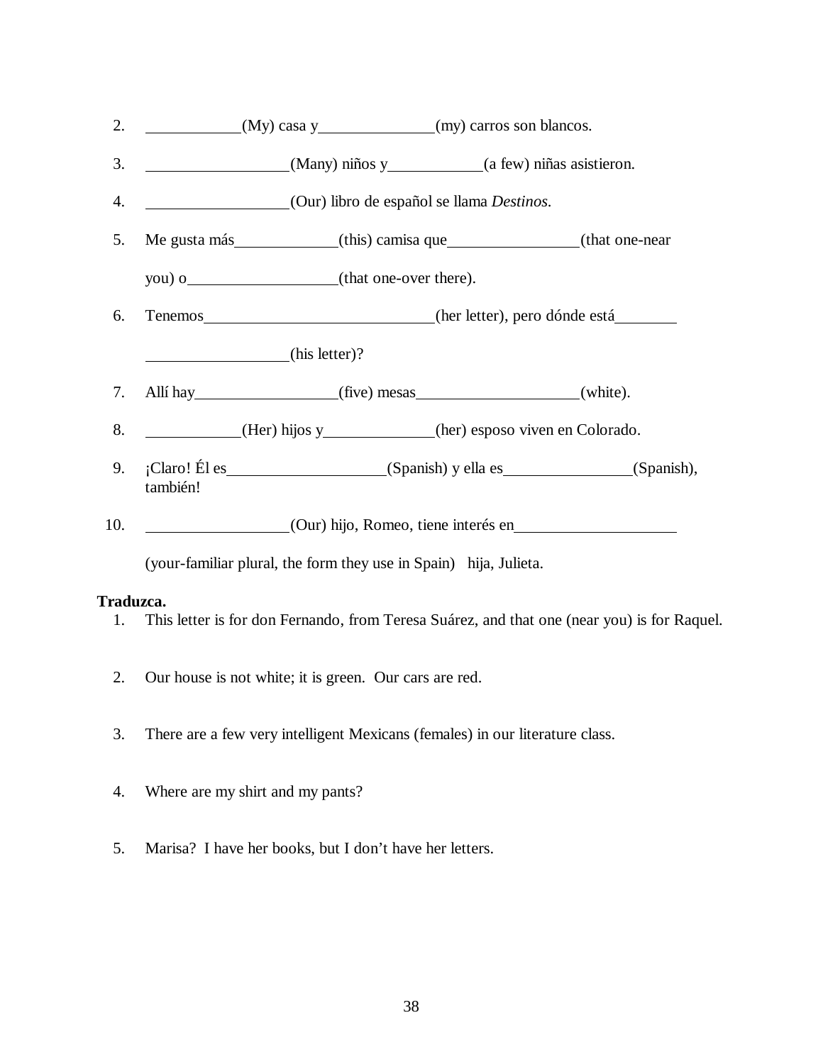2. ___________(My) casa y_____________(my) carros son blancos.

3. ________________(Many) niños y___________(a few) niñas asistieron.

4. ________________(Our) libro de español se llama *Destinos*.

5. Me gusta más____________(this) camisa que_______________(that one-near you) o_________________(that one-over there).

6. Tenemos___________________________(her letter), pero dónde está_______ ________________(his letter)?

7. Allí hay________________(five) mesas__________________(white).

8. ___________(Her) hijos y_____________(her) esposo viven en Colorado.

9. ¡Claro! Él es__________________(Spanish) y ella es_______________(Spanish), también!

10. ________________(Our) hijo, Romeo, tiene interés en__________________ (your-familiar plural, the form they use in Spain)   hija, Julieta.

**Traduzca.**

1. This letter is for don Fernando, from Teresa Suárez, and that one (near you) is for Raquel.

2. Our house is not white; it is green. Our cars are red.

3. There are a few very intelligent Mexicans (females) in our literature class.

4. Where are my shirt and my pants?

5. Marisa? I have her books, but I don't have her letters.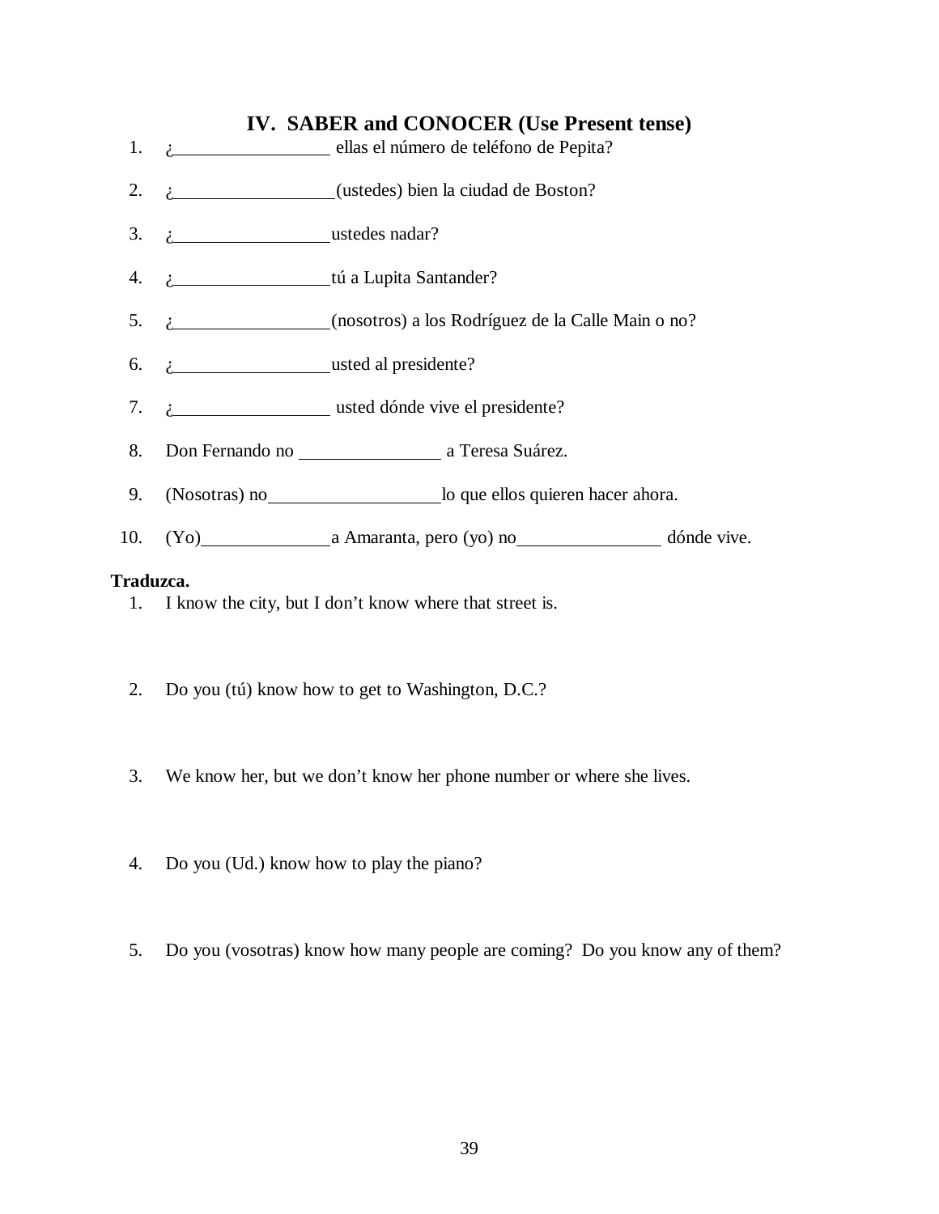## IV. SABER and CONOCER (Use Present tense)

1. ¿__________________ ellas el número de teléfono de Pepita?
2. ¿__________________(ustedes) bien la ciudad de Boston?
3. ¿__________________ustedes nadar?
4. ¿__________________tú a Lupita Santander?
5. ¿__________________(nosotros) a los Rodríguez de la Calle Main o no?
6. ¿__________________usted al presidente?
7. ¿__________________ usted dónde vive el presidente?
8. Don Fernando no ________________ a Teresa Suárez.
9. (Nosotras) no____________________lo que ellos quieren hacer ahora.
10. (Yo)_______________a Amaranta, pero (yo) no________________ dónde vive.

**Traduzca.**

1. I know the city, but I don't know where that street is.

2. Do you (tú) know how to get to Washington, D.C.?

3. We know her, but we don't know her phone number or where she lives.

4. Do you (Ud.) know how to play the piano?

5. Do you (vosotras) know how many people are coming? Do you know any of them?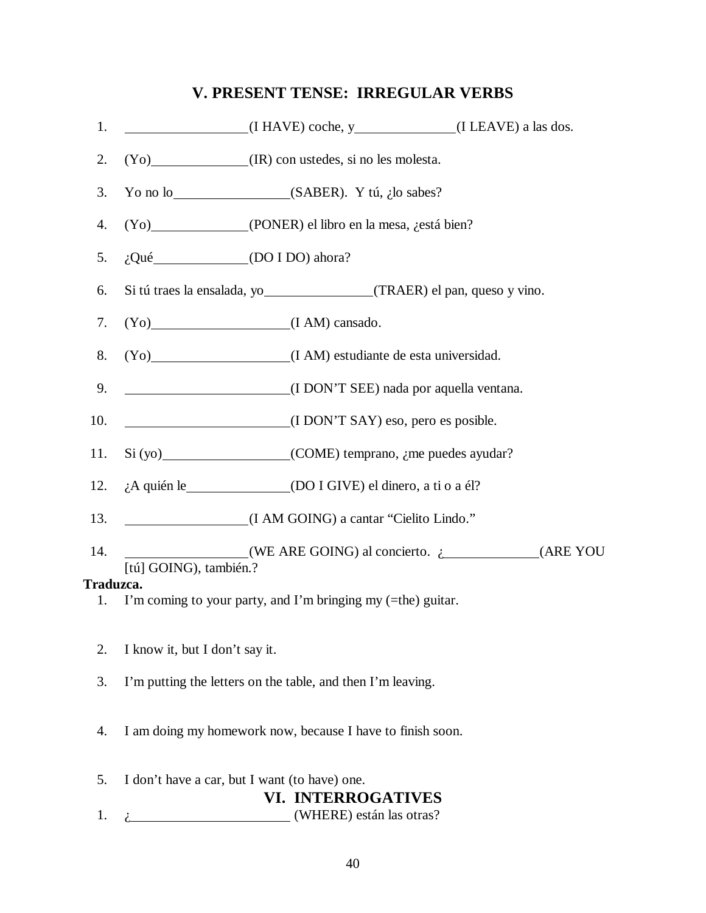## V. PRESENT TENSE: IRREGULAR VERBS

1. ________________(I HAVE) coche, y______________(I LEAVE) a las dos.
2. (Yo)______________(IR) con ustedes, si no les molesta.
3. Yo no lo________________(SABER). Y tú, ¿lo sabes?
4. (Yo)______________(PONER) el libro en la mesa, ¿está bien?
5. ¿Qué______________(DO I DO) ahora?
6. Si tú traes la ensalada, yo________________(TRAER) el pan, queso y vino.
7. (Yo)____________________(I AM) cansado.
8. (Yo)____________________(I AM) estudiante de esta universidad.
9. ________________________(I DON'T SEE) nada por aquella ventana.
10. ________________________(I DON'T SAY) eso, pero es posible.
11. Si (yo)__________________(COME) temprano, ¿me puedes ayudar?
12. ¿A quién le_______________(DO I GIVE) el dinero, a ti o a él?
13. ________________(I AM GOING) a cantar "Cielito Lindo."
14. ________________(WE ARE GOING) al concierto. ¿______________(ARE YOU [tú] GOING), también.?

**Traduzca.**

1. I'm coming to your party, and I'm bringing my (=the) guitar.
2. I know it, but I don't say it.
3. I'm putting the letters on the table, and then I'm leaving.
4. I am doing my homework now, because I have to finish soon.
5. I don't have a car, but I want (to have) one.

## VI. INTERROGATIVES

1. ¿______________________ (WHERE) están las otras?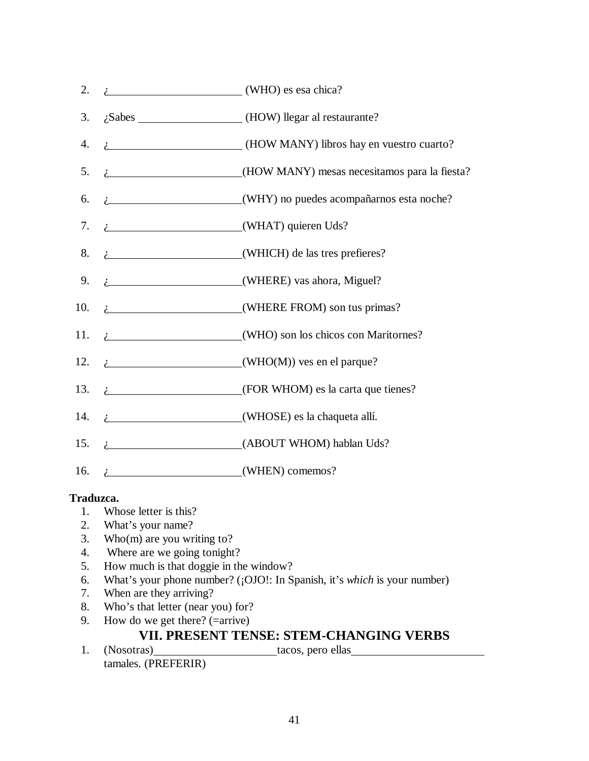2. ¿\_\_\_\_\_\_\_\_\_\_\_\_\_\_\_\_\_\_\_\_ (WHO) es esa chica?
3. ¿Sabes \_\_\_\_\_\_\_\_\_\_\_\_\_\_\_\_ (HOW) llegar al restaurante?
4. ¿\_\_\_\_\_\_\_\_\_\_\_\_\_\_\_\_\_\_\_\_ (HOW MANY) libros hay en vuestro cuarto?
5. ¿\_\_\_\_\_\_\_\_\_\_\_\_\_\_\_\_\_\_\_\_(HOW MANY) mesas necesitamos para la fiesta?
6. ¿\_\_\_\_\_\_\_\_\_\_\_\_\_\_\_\_\_\_\_\_(WHY) no puedes acompañarnos esta noche?
7. ¿\_\_\_\_\_\_\_\_\_\_\_\_\_\_\_\_\_\_\_\_(WHAT) quieren Uds?
8. ¿\_\_\_\_\_\_\_\_\_\_\_\_\_\_\_\_\_\_\_\_(WHICH) de las tres prefieres?
9. ¿\_\_\_\_\_\_\_\_\_\_\_\_\_\_\_\_\_\_\_\_(WHERE) vas ahora, Miguel?
10. ¿\_\_\_\_\_\_\_\_\_\_\_\_\_\_\_\_\_\_\_\_(WHERE FROM) son tus primas?
11. ¿\_\_\_\_\_\_\_\_\_\_\_\_\_\_\_\_\_\_\_\_(WHO) son los chicos con Maritornes?
12. ¿\_\_\_\_\_\_\_\_\_\_\_\_\_\_\_\_\_\_\_\_(WHO(M)) ves en el parque?
13. ¿\_\_\_\_\_\_\_\_\_\_\_\_\_\_\_\_\_\_\_\_(FOR WHOM) es la carta que tienes?
14. ¿\_\_\_\_\_\_\_\_\_\_\_\_\_\_\_\_\_\_\_\_(WHOSE) es la chaqueta allí.
15. ¿\_\_\_\_\_\_\_\_\_\_\_\_\_\_\_\_\_\_\_\_(ABOUT WHOM) hablan Uds?
16. ¿\_\_\_\_\_\_\_\_\_\_\_\_\_\_\_\_\_\_\_\_(WHEN) comemos?

**Traduzca.**

1. Whose letter is this?
2. What's your name?
3. Who(m) are you writing to?
4. Where are we going tonight?
5. How much is that doggie in the window?
6. What's your phone number? (¡OJO!: In Spanish, it's *which* is your number)
7. When are they arriving?
8. Who's that letter (near you) for?
9. How do we get there? (=arrive)

## VII. PRESENT TENSE: STEM-CHANGING VERBS

1. (Nosotras)\_\_\_\_\_\_\_\_\_\_\_\_\_\_\_\_\_\_\_\_tacos, pero ellas\_\_\_\_\_\_\_\_\_\_\_\_\_\_\_\_\_\_\_\_ tamales. (PREFERIR)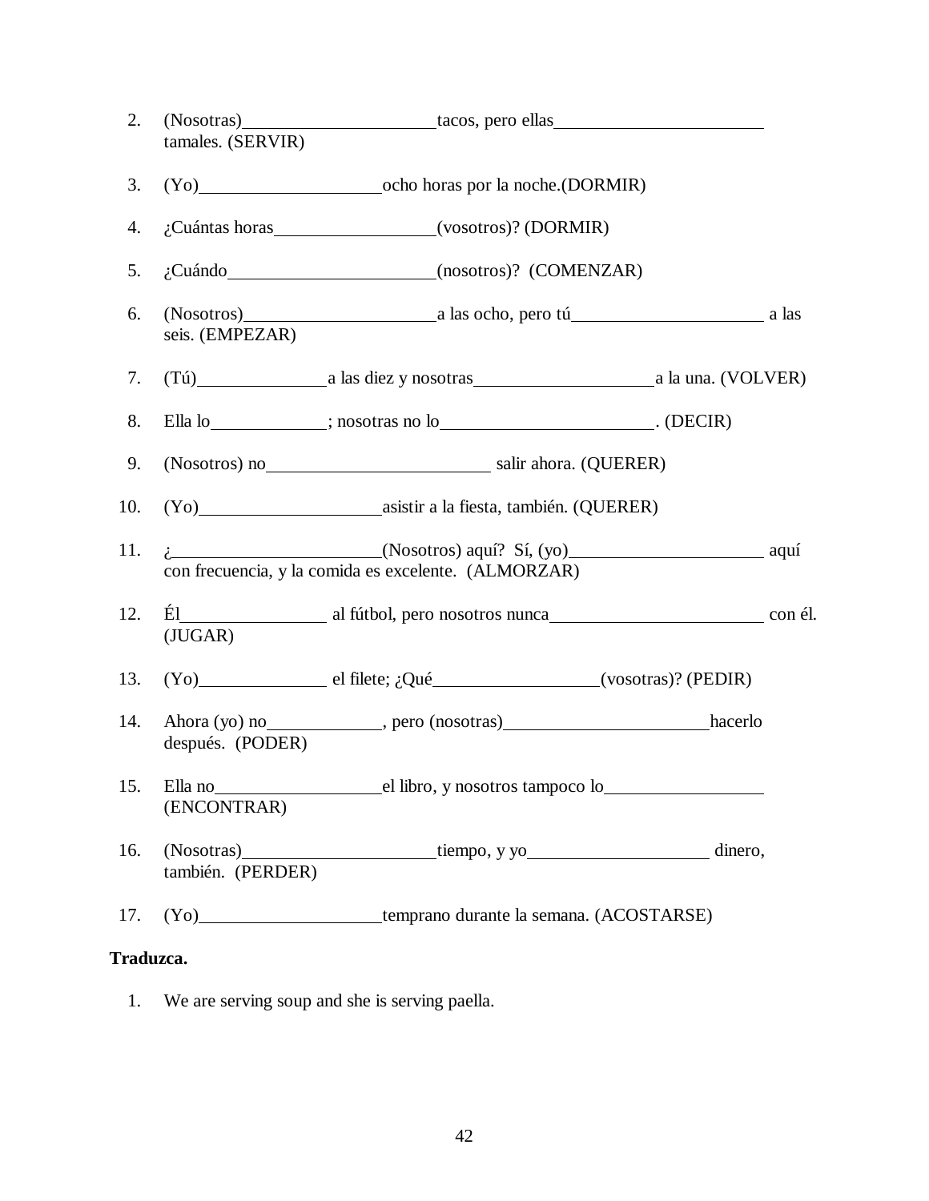2. (Nosotras)\_\_\_\_\_\_\_\_\_\_\_\_\_\_\_\_\_\_\_\_\_\_tacos, pero ellas\_\_\_\_\_\_\_\_\_\_\_\_\_\_\_\_\_\_\_\_\_\_\_\_ tamales. (SERVIR)

3. (Yo)\_\_\_\_\_\_\_\_\_\_\_\_\_\_\_\_\_\_\_\_\_ocho horas por la noche.(DORMIR)

4. ¿Cuántas horas\_\_\_\_\_\_\_\_\_\_\_\_\_\_\_\_\_\_(vosotros)? (DORMIR)

5. ¿Cuándo\_\_\_\_\_\_\_\_\_\_\_\_\_\_\_\_\_\_\_\_\_\_\_(nosotros)? (COMENZAR)

6. (Nosotros)\_\_\_\_\_\_\_\_\_\_\_\_\_\_\_\_\_\_\_\_\_\_a las ocho, pero tú\_\_\_\_\_\_\_\_\_\_\_\_\_\_\_\_\_\_\_\_\_\_ a las seis. (EMPEZAR)

7. (Tú)\_\_\_\_\_\_\_\_\_\_\_\_\_\_\_a las diez y nosotras\_\_\_\_\_\_\_\_\_\_\_\_\_\_\_\_\_\_\_\_\_a la una. (VOLVER)

8. Ella lo\_\_\_\_\_\_\_\_\_\_\_\_\_; nosotras no lo\_\_\_\_\_\_\_\_\_\_\_\_\_\_\_\_\_\_\_\_\_\_\_\_\_. (DECIR)

9. (Nosotros) no\_\_\_\_\_\_\_\_\_\_\_\_\_\_\_\_\_\_\_\_\_\_\_\_\_\_ salir ahora. (QUERER)

10. (Yo)\_\_\_\_\_\_\_\_\_\_\_\_\_\_\_\_\_\_\_\_\_asistir a la fiesta, también. (QUERER)

11. ¿\_\_\_\_\_\_\_\_\_\_\_\_\_\_\_\_\_\_\_\_\_\_\_(Nosotros) aquí? Sí, (yo)\_\_\_\_\_\_\_\_\_\_\_\_\_\_\_\_\_\_\_\_\_\_ aquí con frecuencia, y la comida es excelente. (ALMORZAR)

12. Él\_\_\_\_\_\_\_\_\_\_\_\_\_\_\_\_\_ al fútbol, pero nosotros nunca\_\_\_\_\_\_\_\_\_\_\_\_\_\_\_\_\_\_\_\_\_\_\_\_ con él. (JUGAR)

13. (Yo)\_\_\_\_\_\_\_\_\_\_\_\_\_\_\_ el filete; ¿Qué\_\_\_\_\_\_\_\_\_\_\_\_\_\_\_\_\_\_\_(vosotras)? (PEDIR)

14. Ahora (yo) no\_\_\_\_\_\_\_\_\_\_\_\_\_, pero (nosotras)\_\_\_\_\_\_\_\_\_\_\_\_\_\_\_\_\_\_\_\_\_\_\_hacerlo después. (PODER)

15. Ella no\_\_\_\_\_\_\_\_\_\_\_\_\_\_\_\_\_\_\_el libro, y nosotros tampoco lo\_\_\_\_\_\_\_\_\_\_\_\_\_\_\_\_\_\_ (ENCONTRAR)

16. (Nosotras)\_\_\_\_\_\_\_\_\_\_\_\_\_\_\_\_\_\_\_\_\_\_tiempo, y yo\_\_\_\_\_\_\_\_\_\_\_\_\_\_\_\_\_\_\_\_\_ dinero, también. (PERDER)

17. (Yo)\_\_\_\_\_\_\_\_\_\_\_\_\_\_\_\_\_\_\_\_\_temprano durante la semana. (ACOSTARSE)

**Traduzca.**

1. We are serving soup and she is serving paella.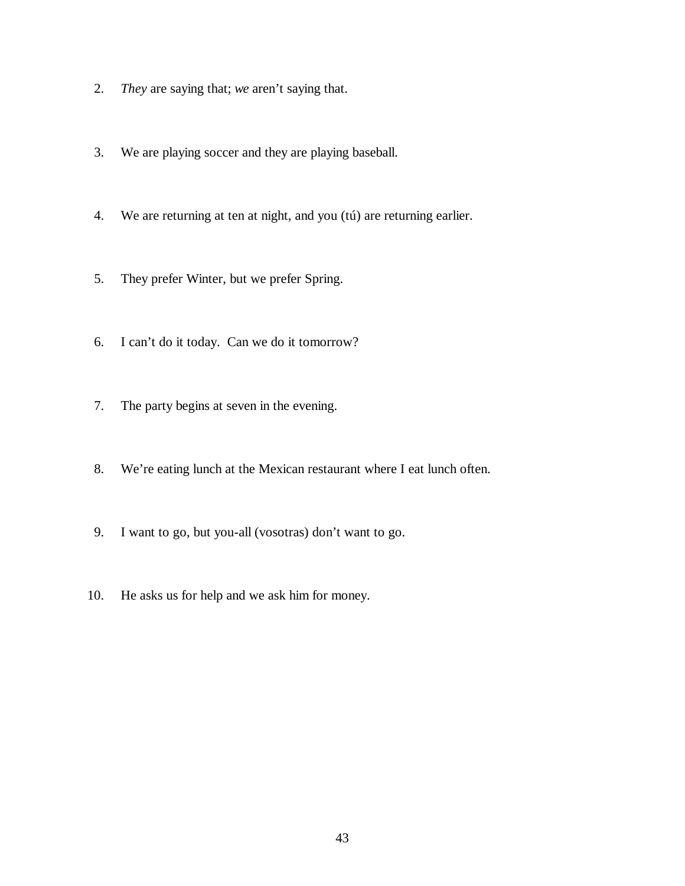2. *They* are saying that; *we* aren't saying that.

3. We are playing soccer and they are playing baseball.

4. We are returning at ten at night, and you (tú) are returning earlier.

5. They prefer Winter, but we prefer Spring.

6. I can't do it today. Can we do it tomorrow?

7. The party begins at seven in the evening.

8. We're eating lunch at the Mexican restaurant where I eat lunch often.

9. I want to go, but you-all (vosotras) don't want to go.

10. He asks us for help and we ask him for money.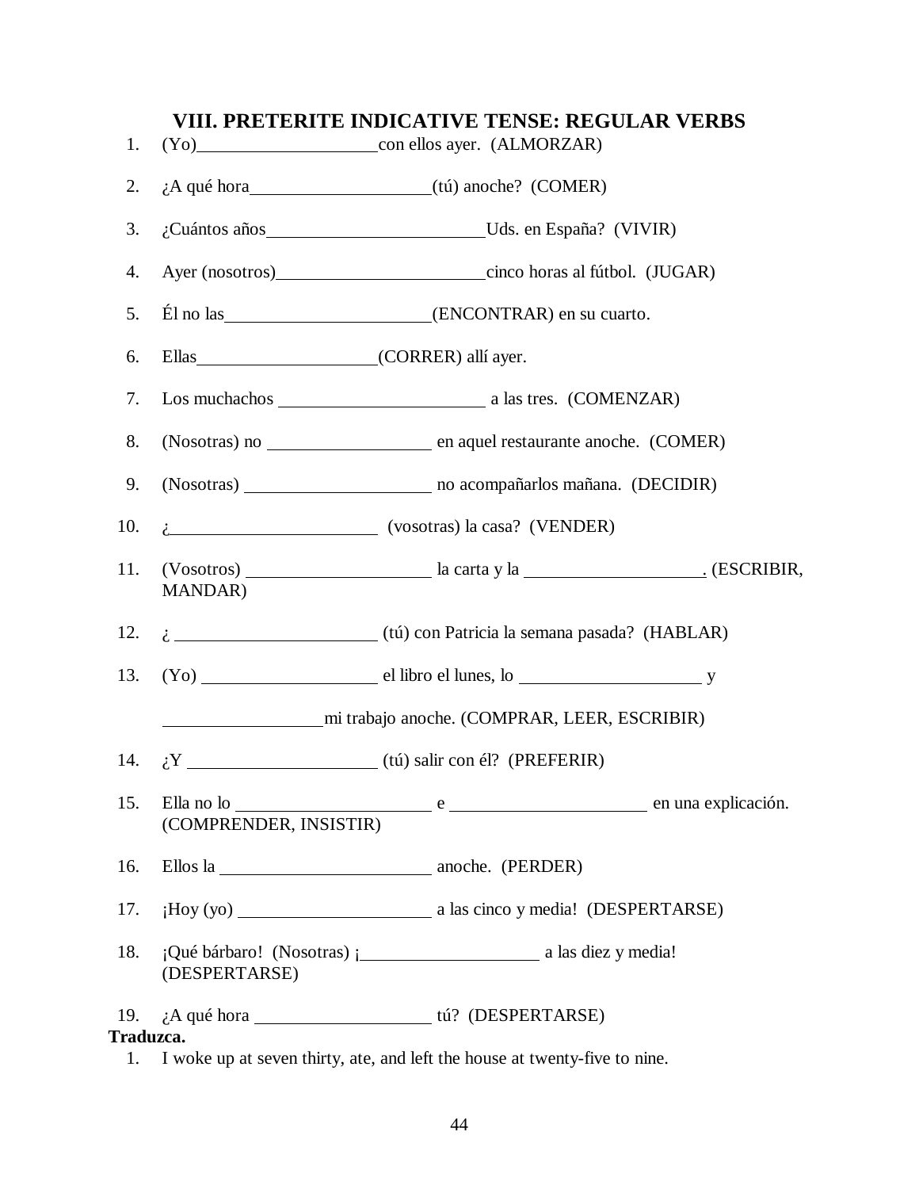# VIII. PRETERITE INDICATIVE TENSE: REGULAR VERBS

1. (Yo)____________________con ellos ayer. (ALMORZAR)
2. ¿A qué hora____________________(tú) anoche? (COMER)
3. ¿Cuántos años________________________Uds. en España? (VIVIR)
4. Ayer (nosotros)_______________________cinco horas al fútbol. (JUGAR)
5. Él no las_______________________(ENCONTRAR) en su cuarto.
6. Ellas____________________(CORRER) allí ayer.
7. Los muchachos _______________________ a las tres. (COMENZAR)
8. (Nosotras) no __________________ en aquel restaurante anoche. (COMER)
9. (Nosotras) _____________________ no acompañarlos mañana. (DECIDIR)
10. ¿_______________________ (vosotras) la casa? (VENDER)
11. (Vosotros) _____________________ la carta y la ____________________. (ESCRIBIR, MANDAR)
12. ¿ _______________________ (tú) con Patricia la semana pasada? (HABLAR)
13. (Yo) ____________________ el libro el lunes, lo _____________________ y

    __________________mi trabajo anoche. (COMPRAR, LEER, ESCRIBIR)
14. ¿Y _____________________ (tú) salir con él? (PREFERIR)
15. Ella no lo _____________________ e _____________________ en una explicación. (COMPRENDER, INSISTIR)
16. Ellos la _______________________ anoche. (PERDER)
17. ¡Hoy (yo) _____________________ a las cinco y media! (DESPERTARSE)
18. ¡Qué bárbaro! (Nosotras) ¡____________________ a las diez y media! (DESPERTARSE)
19. ¿A qué hora ____________________ tú? (DESPERTARSE)

**Traduzca.**

1. I woke up at seven thirty, ate, and left the house at twenty-five to nine.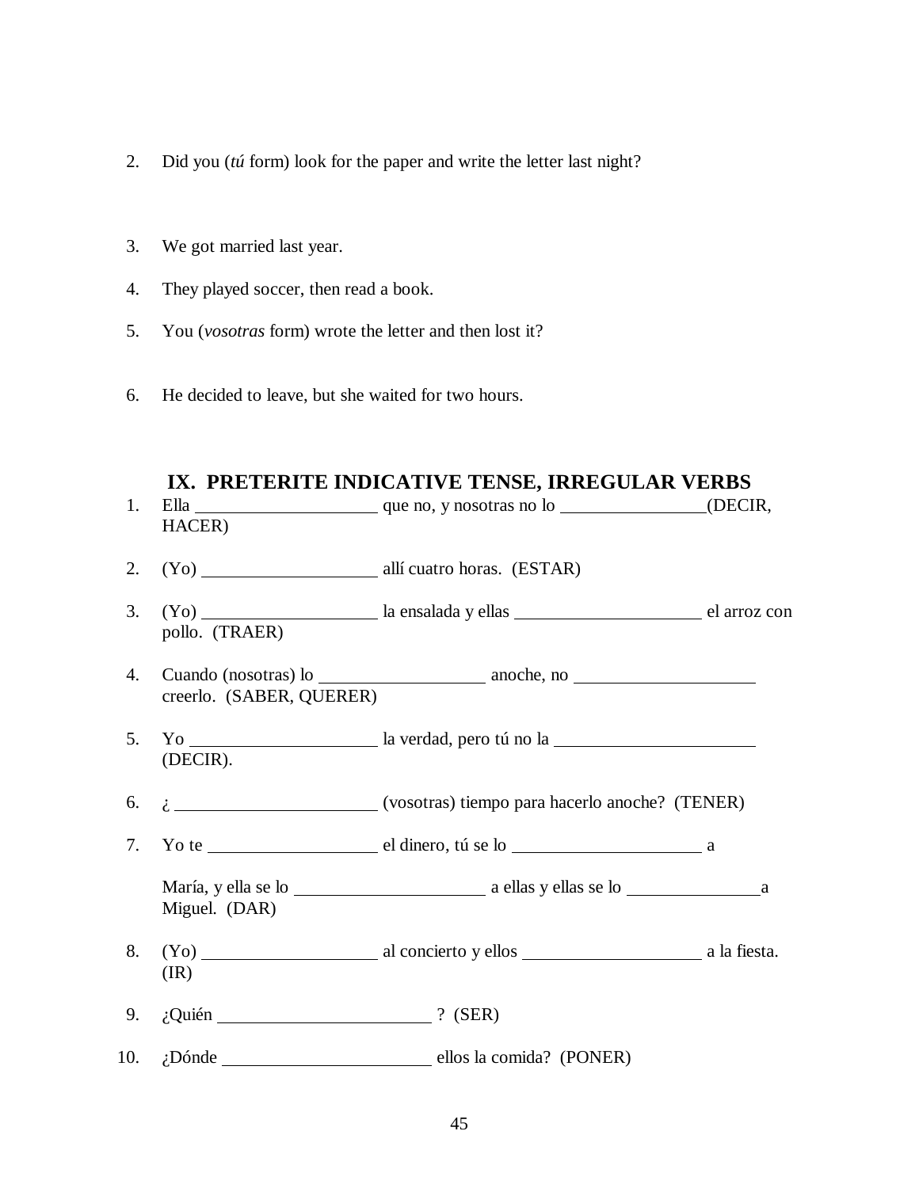2. Did you (*tú* form) look for the paper and write the letter last night?

3. We got married last year.

4. They played soccer, then read a book.

5. You (*vosotras* form) wrote the letter and then lost it?

6. He decided to leave, but she waited for two hours.

## IX. PRETERITE INDICATIVE TENSE, IRREGULAR VERBS

1. Ella ____________________ que no, y nosotras no lo ________________(DECIR, HACER)

2. (Yo) ___________________ allí cuatro horas. (ESTAR)

3. (Yo) ___________________ la ensalada y ellas ____________________ el arroz con pollo. (TRAER)

4. Cuando (nosotras) lo __________________ anoche, no ___________________ creerlo. (SABER, QUERER)

5. Yo ____________________ la verdad, pero tú no la _____________________ (DECIR).

6. ¿ ______________________ (vosotras) tiempo para hacerlo anoche? (TENER)

7. Yo te __________________ el dinero, tú se lo ____________________ a

   María, y ella se lo _____________________ a ellas y ellas se lo ______________a Miguel. (DAR)

8. (Yo) ___________________ al concierto y ellos ___________________ a la fiesta. (IR)

9. ¿Quién _______________________ ? (SER)

10. ¿Dónde _______________________ ellos la comida? (PONER)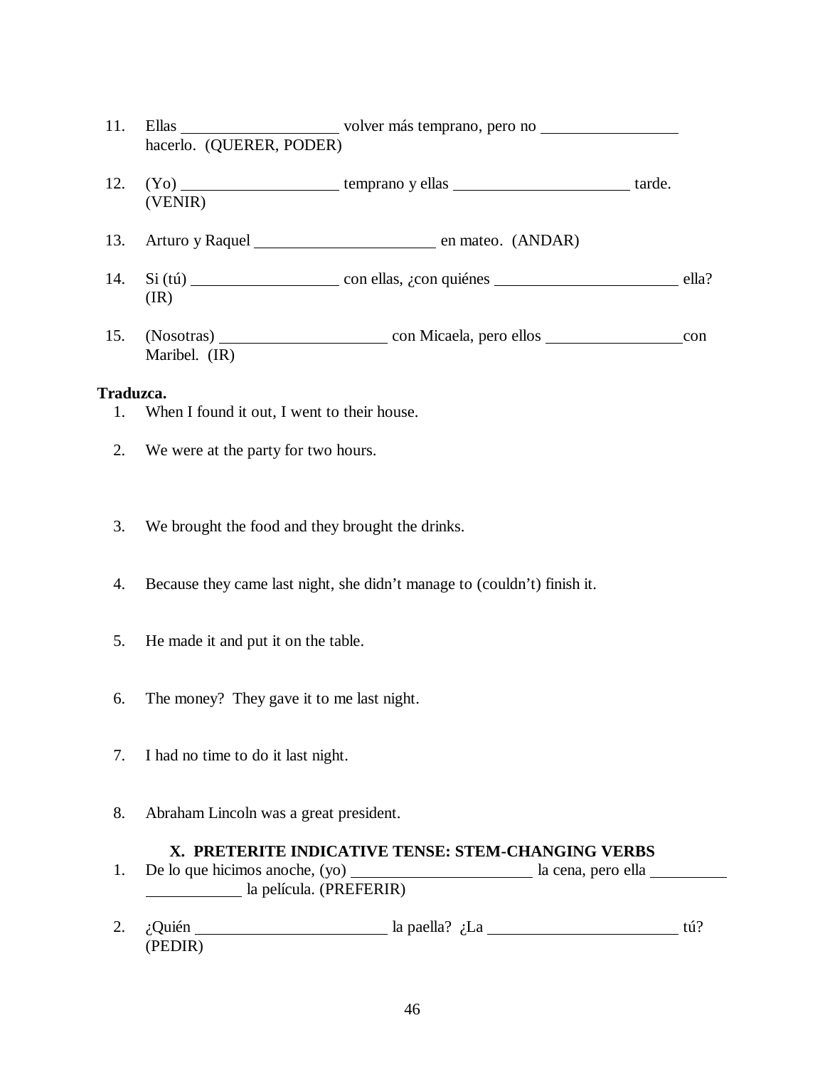11. Ellas ____________________ volver más temprano, pero no _________________ hacerlo. (QUERER, PODER)

12. (Yo) ____________________ temprano y ellas ______________________ tarde. (VENIR)

13. Arturo y Raquel _______________________ en mateo. (ANDAR)

14. Si (tú) ___________________ con ellas, ¿con quiénes ________________________ ella? (IR)

15. (Nosotras) _____________________ con Micaela, pero ellos _________________con Maribel. (IR)

**Traduzca.**

1. When I found it out, I went to their house.

2. We were at the party for two hours.

3. We brought the food and they brought the drinks.

4. Because they came last night, she didn't manage to (couldn't) finish it.

5. He made it and put it on the table.

6. The money? They gave it to me last night.

7. I had no time to do it last night.

8. Abraham Lincoln was a great president.

## X. PRETERITE INDICATIVE TENSE: STEM-CHANGING VERBS

1. De lo que hicimos anoche, (yo) _______________________ la cena, pero ella ______________________ la película. (PREFERIR)

2. ¿Quién ________________________ la paella? ¿La ________________________ tú? (PEDIR)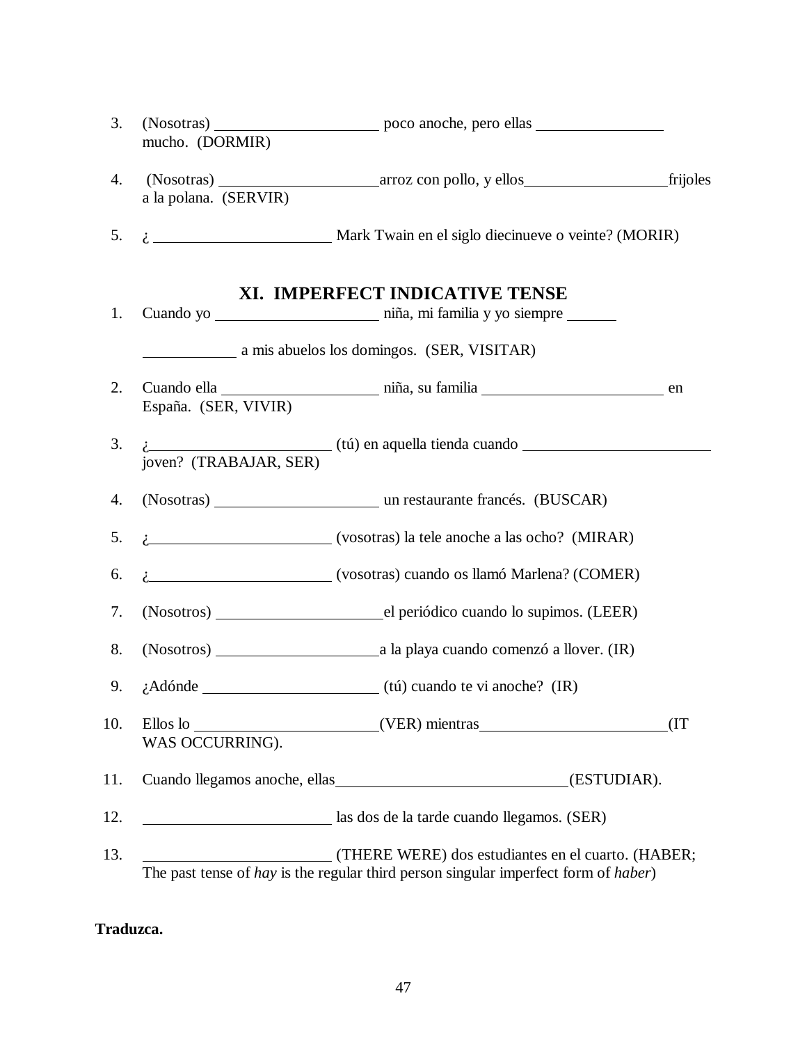3. (Nosotras) ____________________ poco anoche, pero ellas ________________ mucho. (DORMIR)

4. (Nosotras) ____________________arroz con pollo, y ellos__________________frijoles a la polana. (SERVIR)

5. ¿ ______________________ Mark Twain en el siglo diecinueve o veinte? (MORIR)

## XI. IMPERFECT INDICATIVE TENSE

1. Cuando yo ____________________ niña, mi familia y yo siempre ______

   ____________ a mis abuelos los domingos. (SER, VISITAR)

2. Cuando ella ____________________ niña, su familia ______________________ en España. (SER, VIVIR)

3. ¿______________________ (tú) en aquella tienda cuando ______________________ joven? (TRABAJAR, SER)

4. (Nosotras) ____________________ un restaurante francés. (BUSCAR)

5. ¿______________________ (vosotras) la tele anoche a las ocho? (MIRAR)

6. ¿______________________ (vosotras) cuando os llamó Marlena? (COMER)

7. (Nosotros) ____________________el periódico cuando lo supimos. (LEER)

8. (Nosotros) ____________________a la playa cuando comenzó a llover. (IR)

9. ¿Adónde ______________________ (tú) cuando te vi anoche? (IR)

10. Ellos lo ______________________(VER) mientras______________________(IT WAS OCCURRING).

11. Cuando llegamos anoche, ellas____________________________(ESTUDIAR).

12. ______________________ las dos de la tarde cuando llegamos. (SER)

13. ______________________ (THERE WERE) dos estudiantes en el cuarto. (HABER; The past tense of *hay* is the regular third person singular imperfect form of *haber*)

**Traduzca.**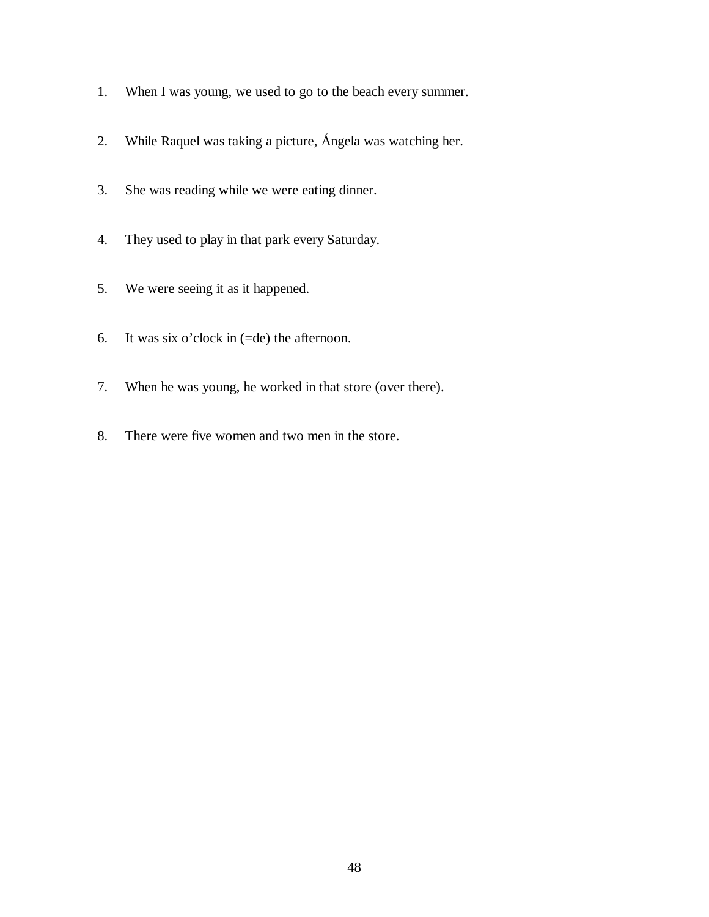1. When I was young, we used to go to the beach every summer.

2. While Raquel was taking a picture, Ángela was watching her.

3. She was reading while we were eating dinner.

4. They used to play in that park every Saturday.

5. We were seeing it as it happened.

6. It was six o'clock in (=de) the afternoon.

7. When he was young, he worked in that store (over there).

8. There were five women and two men in the store.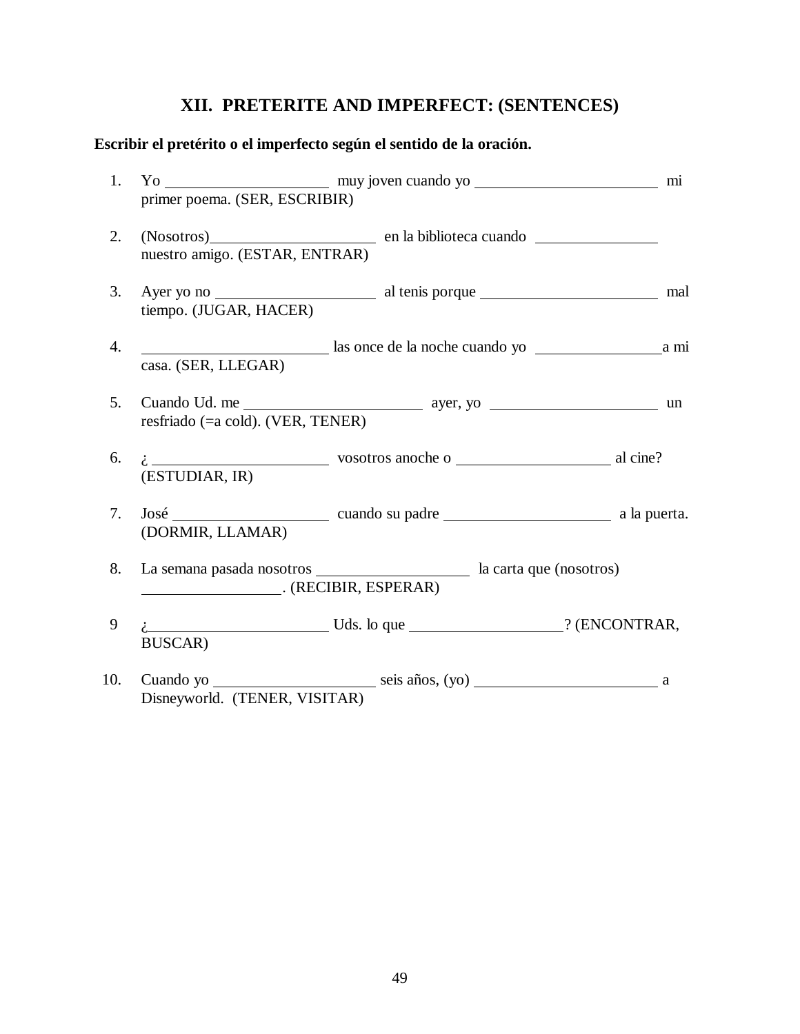## XII. PRETERITE AND IMPERFECT: (SENTENCES)

**Escribir el pretérito o el imperfecto según el sentido de la oración.**

1. Yo _____________________ muy joven cuando yo _______________________ mi primer poema. (SER, ESCRIBIR)

2. (Nosotros)_____________________ en la biblioteca cuando _______________ nuestro amigo. (ESTAR, ENTRAR)

3. Ayer yo no ___________________ al tenis porque _____________________ mal tiempo. (JUGAR, HACER)

4. ______________________ las once de la noche cuando yo _______________a mi casa. (SER, LLEGAR)

5. Cuando Ud. me _____________________ ayer, yo ____________________ un resfriado (=a cold). (VER, TENER)

6. ¿ ______________________ vosotros anoche o ___________________ al cine? (ESTUDIAR, IR)

7. José ___________________ cuando su padre ____________________ a la puerta. (DORMIR, LLAMAR)

8. La semana pasada nosotros __________________ la carta que (nosotros) _________________. (RECIBIR, ESPERAR)

9 ¿______________________ Uds. lo que __________________? (ENCONTRAR, BUSCAR)

10. Cuando yo ___________________ seis años, (yo) ______________________ a Disneyworld. (TENER, VISITAR)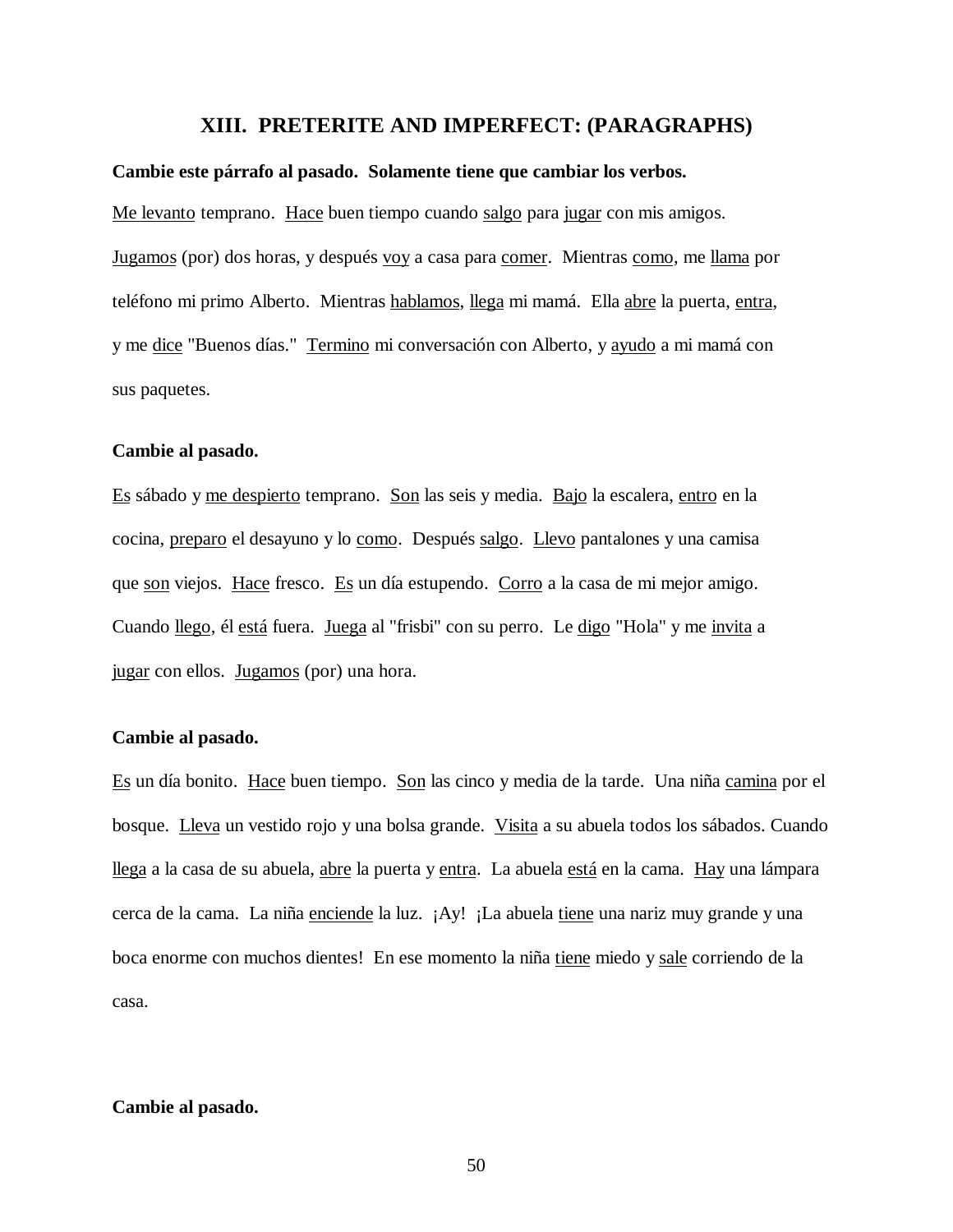## XIII. PRETERITE AND IMPERFECT: (PARAGRAPHS)

**Cambie este párrafo al pasado. Solamente tiene que cambiar los verbos.**

<u>Me levanto</u> temprano. <u>Hace</u> buen tiempo cuando <u>salgo</u> para <u>jugar</u> con mis amigos. <u>Jugamos</u> (por) dos horas, y después <u>voy</u> a casa para <u>comer</u>. Mientras <u>como</u>, me <u>llama</u> por teléfono mi primo Alberto. Mientras <u>hablamos</u>, <u>llega</u> mi mamá. Ella <u>abre</u> la puerta, <u>entra</u>, y me <u>dice</u> "Buenos días." <u>Termino</u> mi conversación con Alberto, y <u>ayudo</u> a mi mamá con sus paquetes.

**Cambie al pasado.**

<u>Es</u> sábado y <u>me despierto</u> temprano. <u>Son</u> las seis y media. <u>Bajo</u> la escalera, <u>entro</u> en la cocina, <u>preparo</u> el desayuno y lo <u>como</u>. Después <u>salgo</u>. <u>Llevo</u> pantalones y una camisa que <u>son</u> viejos. <u>Hace</u> fresco. <u>Es</u> un día estupendo. <u>Corro</u> a la casa de mi mejor amigo. Cuando <u>llego</u>, él <u>está</u> fuera. <u>Juega</u> al "frisbi" con su perro. Le <u>digo</u> "Hola" y me <u>invita</u> a <u>jugar</u> con ellos. <u>Jugamos</u> (por) una hora.

**Cambie al pasado.**

<u>Es</u> un día bonito. <u>Hace</u> buen tiempo. <u>Son</u> las cinco y media de la tarde. Una niña <u>camina</u> por el bosque. <u>Lleva</u> un vestido rojo y una bolsa grande. <u>Visita</u> a su abuela todos los sábados. Cuando <u>llega</u> a la casa de su abuela, <u>abre</u> la puerta y <u>entra</u>. La abuela <u>está</u> en la cama. <u>Hay</u> una lámpara cerca de la cama. La niña <u>enciende</u> la luz. ¡Ay! ¡La abuela <u>tiene</u> una nariz muy grande y una boca enorme con muchos dientes! En ese momento la niña <u>tiene</u> miedo y <u>sale</u> corriendo de la casa.

**Cambie al pasado.**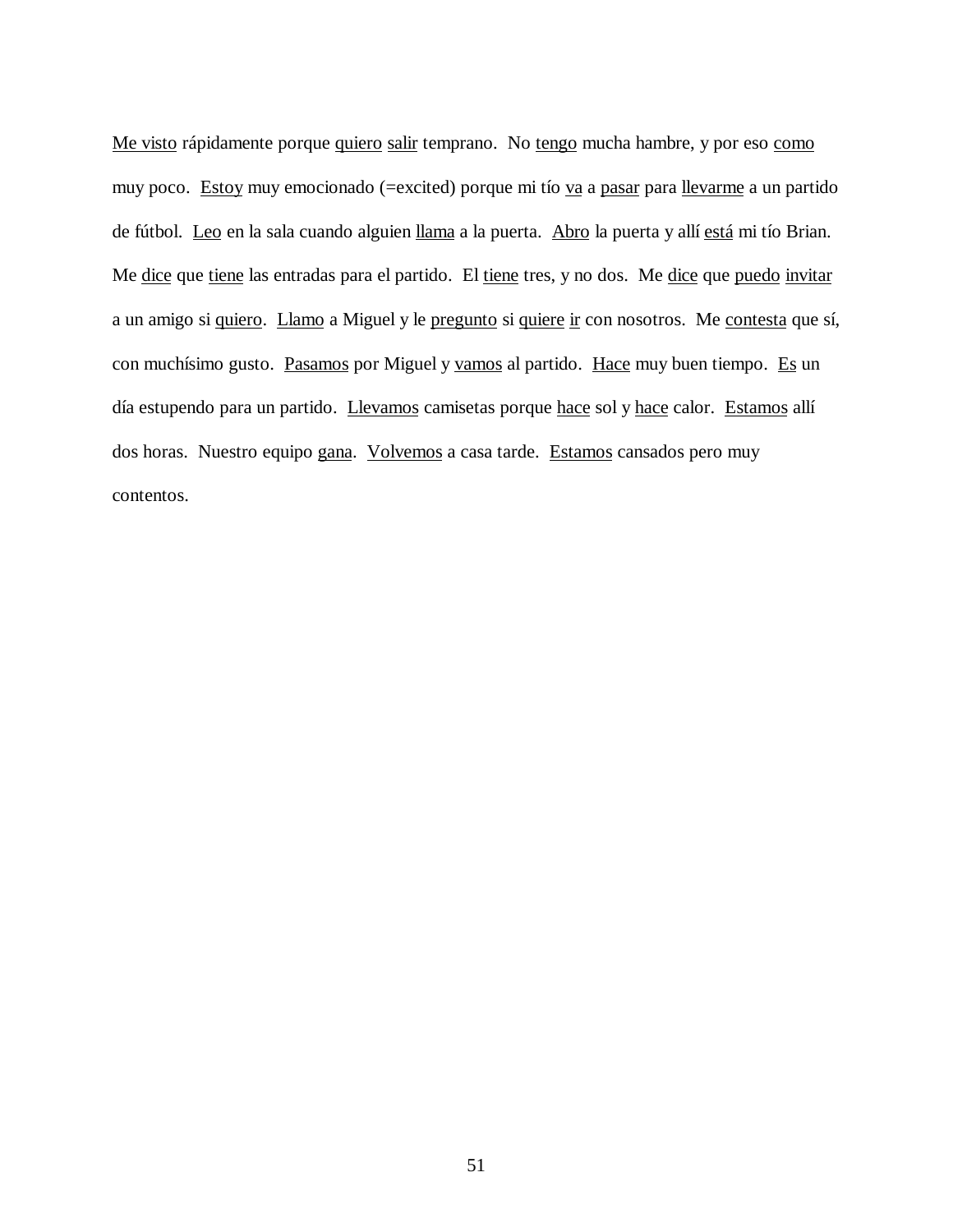<u>Me visto</u> rápidamente porque <u>quiero</u> <u>salir</u> temprano. No <u>tengo</u> mucha hambre, y por eso <u>como</u> muy poco. <u>Estoy</u> muy emocionado (=excited) porque mi tío <u>va</u> a <u>pasar</u> para <u>llevarme</u> a un partido de fútbol. <u>Leo</u> en la sala cuando alguien <u>llama</u> a la puerta. <u>Abro</u> la puerta y allí <u>está</u> mi tío Brian. Me <u>dice</u> que <u>tiene</u> las entradas para el partido. El <u>tiene</u> tres, y no dos. Me <u>dice</u> que <u>puedo</u> <u>invitar</u> a un amigo si <u>quiero</u>. <u>Llamo</u> a Miguel y le <u>pregunto</u> si <u>quiere</u> <u>ir</u> con nosotros. Me <u>contesta</u> que sí, con muchísimo gusto. <u>Pasamos</u> por Miguel y <u>vamos</u> al partido. <u>Hace</u> muy buen tiempo. <u>Es</u> un día estupendo para un partido. <u>Llevamos</u> camisetas porque <u>hace</u> sol y <u>hace</u> calor. <u>Estamos</u> allí dos horas. Nuestro equipo <u>gana</u>. <u>Volvemos</u> a casa tarde. <u>Estamos</u> cansados pero muy contentos.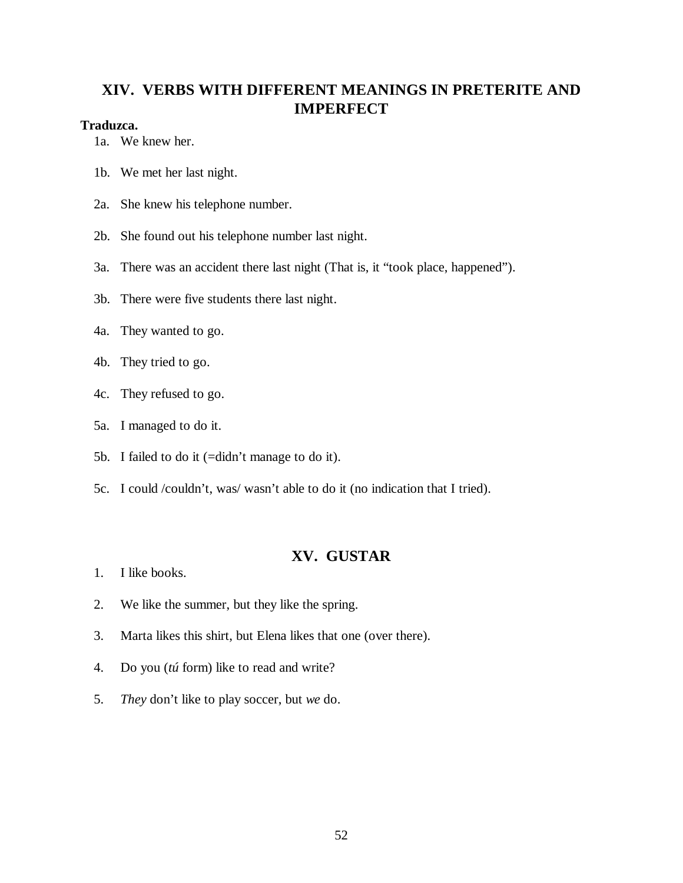## XIV. VERBS WITH DIFFERENT MEANINGS IN PRETERITE AND IMPERFECT

**Traduzca.**

1a. We knew her.

1b. We met her last night.

2a. She knew his telephone number.

2b. She found out his telephone number last night.

3a. There was an accident there last night (That is, it "took place, happened").

3b. There were five students there last night.

4a. They wanted to go.

4b. They tried to go.

4c. They refused to go.

5a. I managed to do it.

5b. I failed to do it (=didn't manage to do it).

5c. I could /couldn't, was/ wasn't able to do it (no indication that I tried).

## XV. GUSTAR

1. I like books.

2. We like the summer, but they like the spring.

3. Marta likes this shirt, but Elena likes that one (over there).

4. Do you (*tú* form) like to read and write?

5. *They* don't like to play soccer, but *we* do.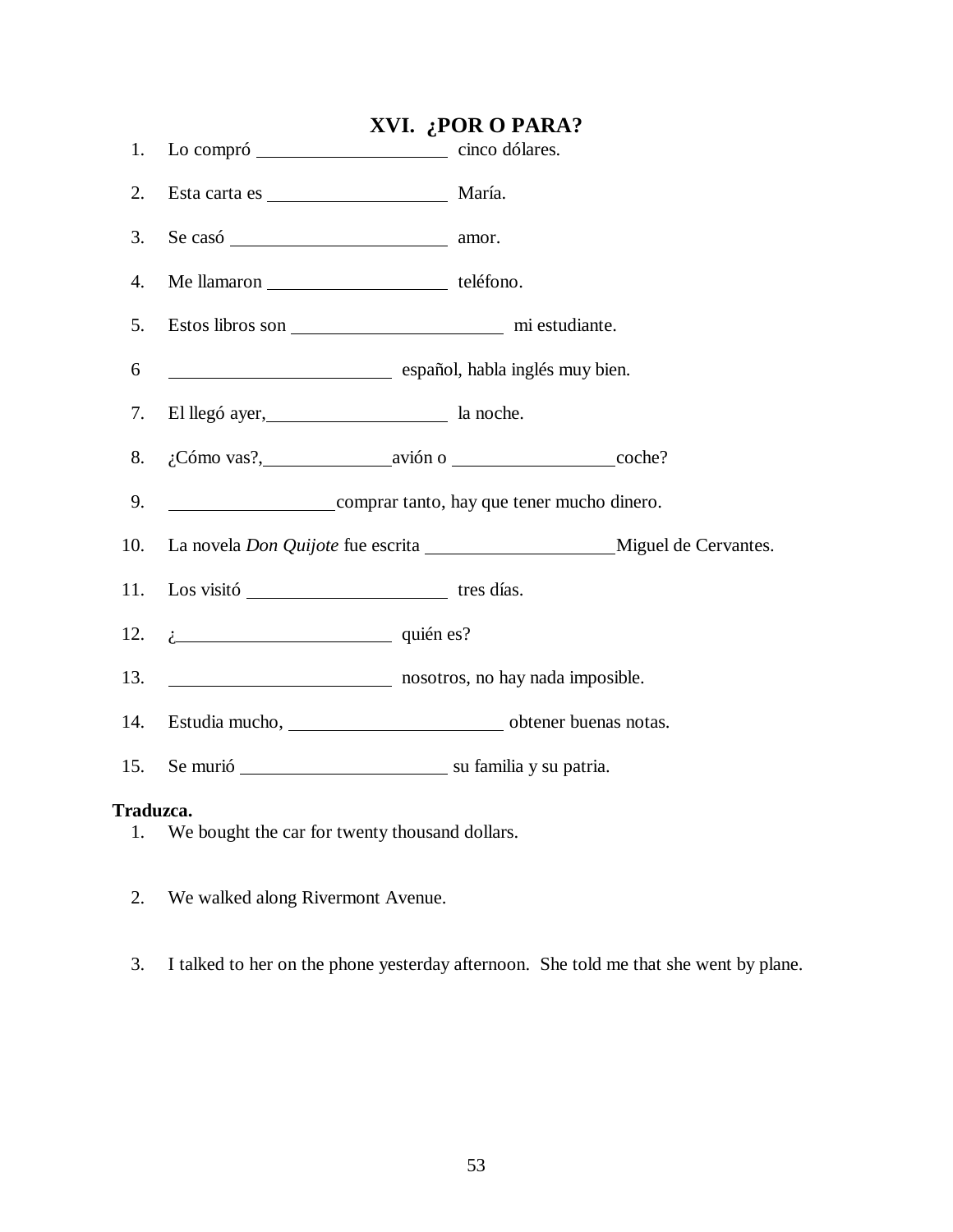# XVI. ¿POR O PARA?

1. Lo compró ____________________ cinco dólares.
2. Esta carta es ____________________ María.
3. Se casó ________________________ amor.
4. Me llamaron ____________________ teléfono.
5. Estos libros son ______________________ mi estudiante.
6. ________________________ español, habla inglés muy bien.
7. El llegó ayer, ____________________ la noche.
8. ¿Cómo vas?, ______________ avión o __________________ coche?
9. __________________ comprar tanto, hay que tener mucho dinero.
10. La novela *Don Quijote* fue escrita ____________________ Miguel de Cervantes.
11. Los visitó ______________________ tres días.
12. ¿________________________ quién es?
13. ________________________ nosotros, no hay nada imposible.
14. Estudia mucho, ______________________ obtener buenas notas.
15. Se murió ______________________ su familia y su patria.

**Traduzca.**

1. We bought the car for twenty thousand dollars.
2. We walked along Rivermont Avenue.
3. I talked to her on the phone yesterday afternoon. She told me that she went by plane.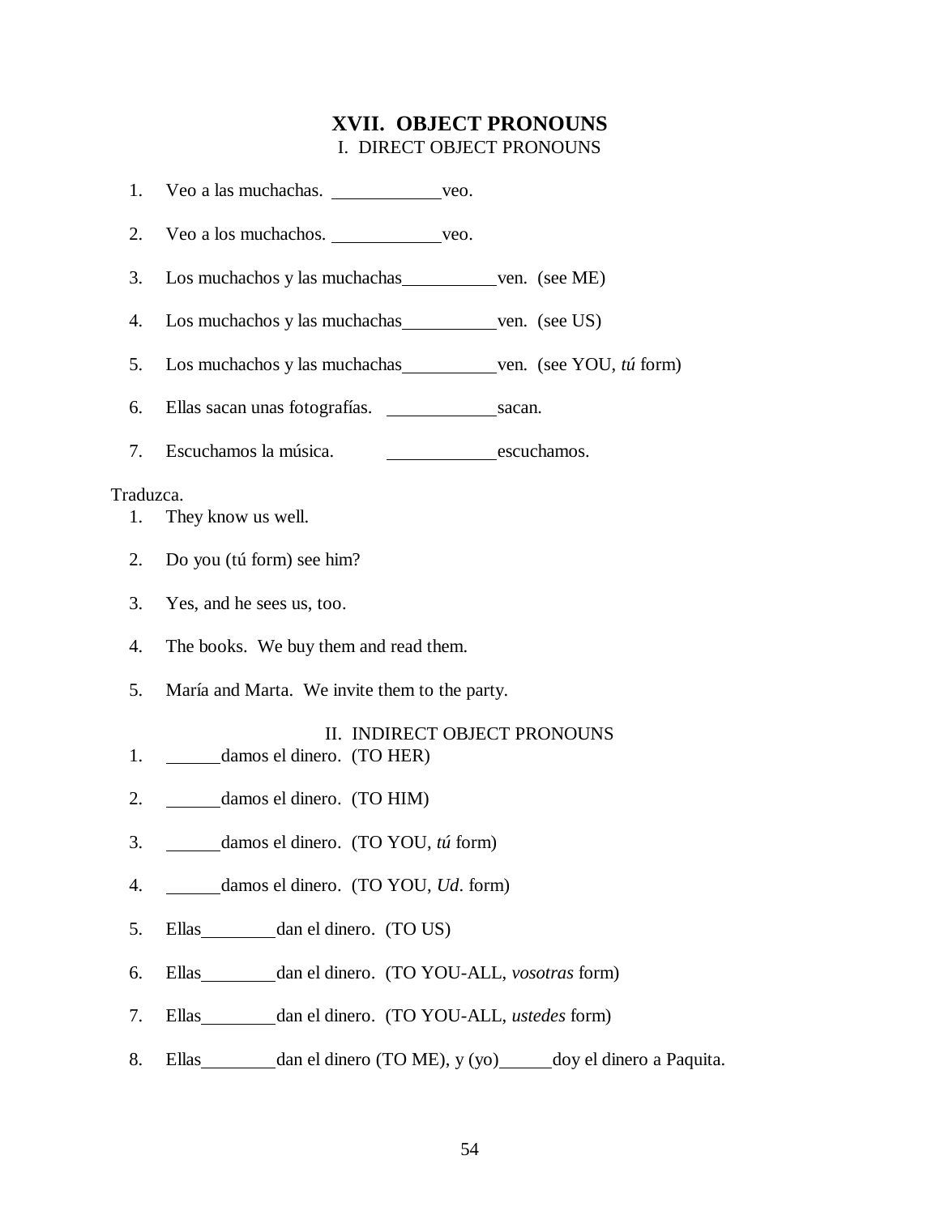# XVII. OBJECT PRONOUNS

## I. DIRECT OBJECT PRONOUNS

1. Veo a las muchachas. ____________veo.
2. Veo a los muchachos. ____________veo.
3. Los muchachos y las muchachas__________ven. (see ME)
4. Los muchachos y las muchachas__________ven. (see US)
5. Los muchachos y las muchachas__________ven. (see YOU, *tú* form)
6. Ellas sacan unas fotografías. ____________sacan.
7. Escuchamos la música. ____________escuchamos.

Traduzca.

1. They know us well.
2. Do you (tú form) see him?
3. Yes, and he sees us, too.
4. The books. We buy them and read them.
5. María and Marta. We invite them to the party.

## II. INDIRECT OBJECT PRONOUNS

1. ______damos el dinero. (TO HER)
2. ______damos el dinero. (TO HIM)
3. ______damos el dinero. (TO YOU, *tú* form)
4. ______damos el dinero. (TO YOU, *Ud*. form)
5. Ellas________dan el dinero. (TO US)
6. Ellas________dan el dinero. (TO YOU-ALL, *vosotras* form)
7. Ellas________dan el dinero. (TO YOU-ALL, *ustedes* form)
8. Ellas________dan el dinero (TO ME), y (yo)______doy el dinero a Paquita.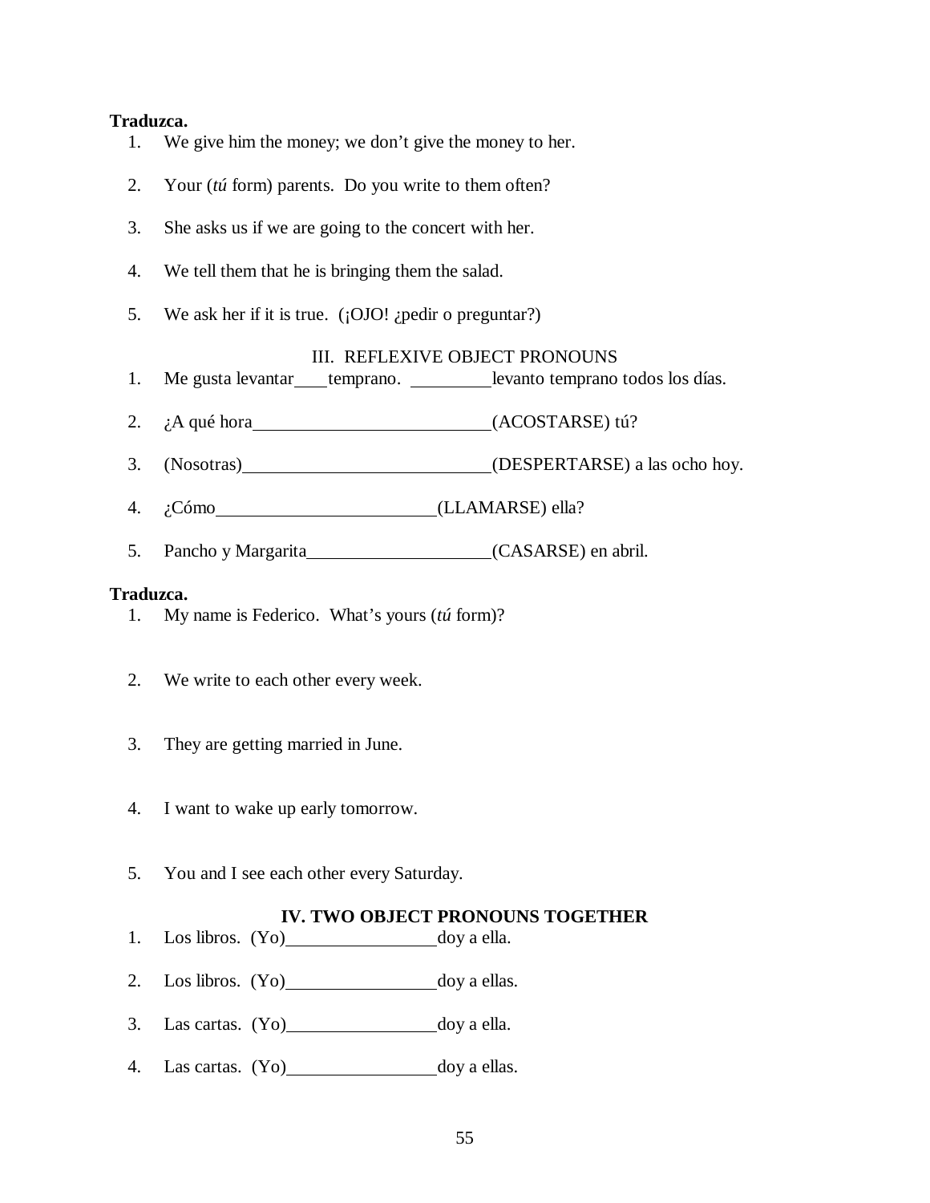**Traduzca.**

1. We give him the money; we don't give the money to her.

2. Your (*tú* form) parents. Do you write to them often?

3. She asks us if we are going to the concert with her.

4. We tell them that he is bringing them the salad.

5. We ask her if it is true. (¡OJO! ¿pedir o preguntar?)

## III. REFLEXIVE OBJECT PRONOUNS

1. Me gusta levantar____ temprano. _________levanto temprano todos los días.

2. ¿A qué hora__________________________(ACOSTARSE) tú?

3. (Nosotras)___________________________(DESPERTARSE) a las ocho hoy.

4. ¿Cómo________________________(LLAMARSE) ella?

5. Pancho y Margarita____________________(CASARSE) en abril.

**Traduzca.**

1. My name is Federico. What's yours (*tú* form)?

2. We write to each other every week.

3. They are getting married in June.

4. I want to wake up early tomorrow.

5. You and I see each other every Saturday.

## IV. TWO OBJECT PRONOUNS TOGETHER

1. Los libros. (Yo)________________doy a ella.

2. Los libros. (Yo)________________doy a ellas.

3. Las cartas. (Yo)________________doy a ella.

4. Las cartas. (Yo)________________doy a ellas.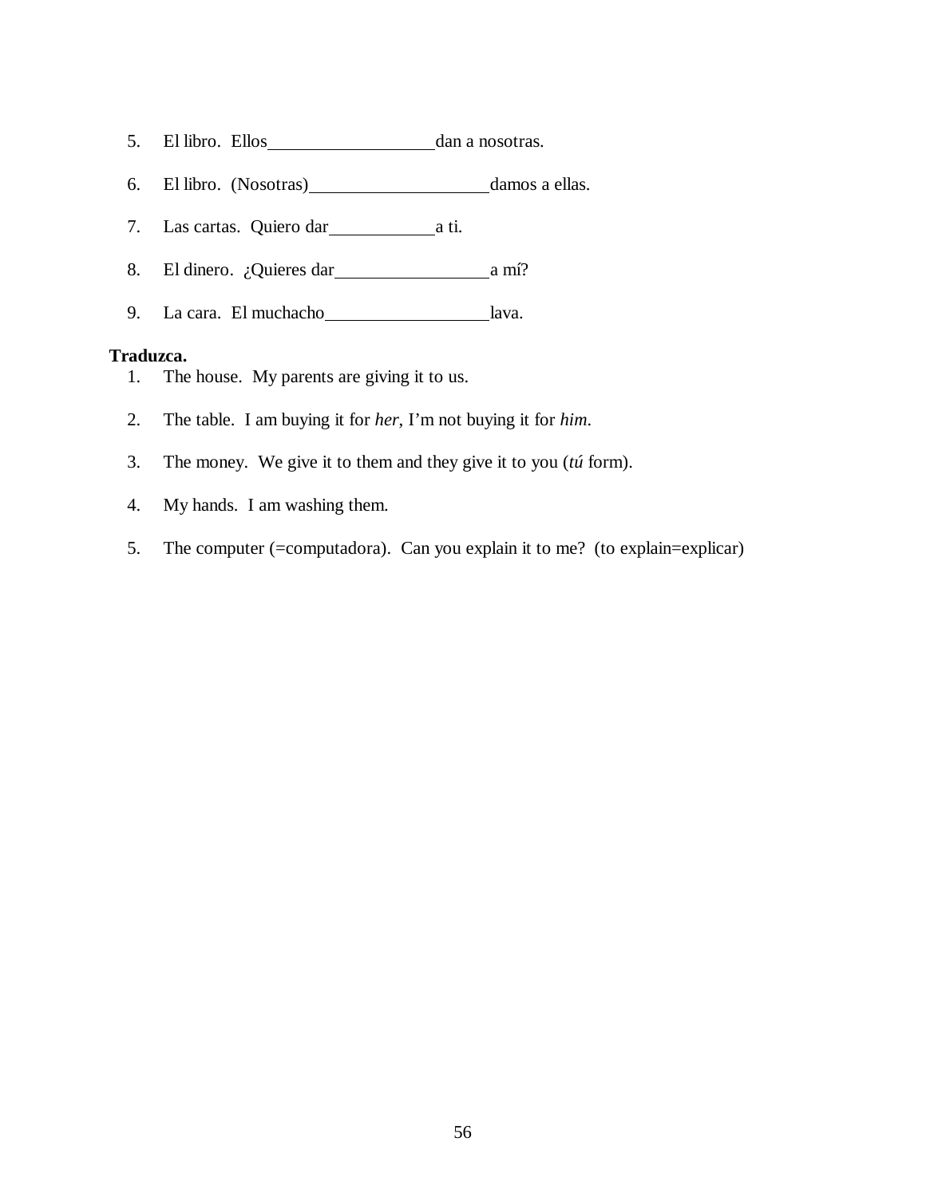5. El libro. Ellos__________________dan a nosotras.

6. El libro. (Nosotras)__________________damos a ellas.

7. Las cartas. Quiero dar__________a ti.

8. El dinero. ¿Quieres dar________________a mí?

9. La cara. El muchacho_________________lava.

**Traduzca.**

1. The house. My parents are giving it to us.

2. The table. I am buying it for *her*, I'm not buying it for *him*.

3. The money. We give it to them and they give it to you (*tú* form).

4. My hands. I am washing them.

5. The computer (=computadora). Can you explain it to me? (to explain=explicar)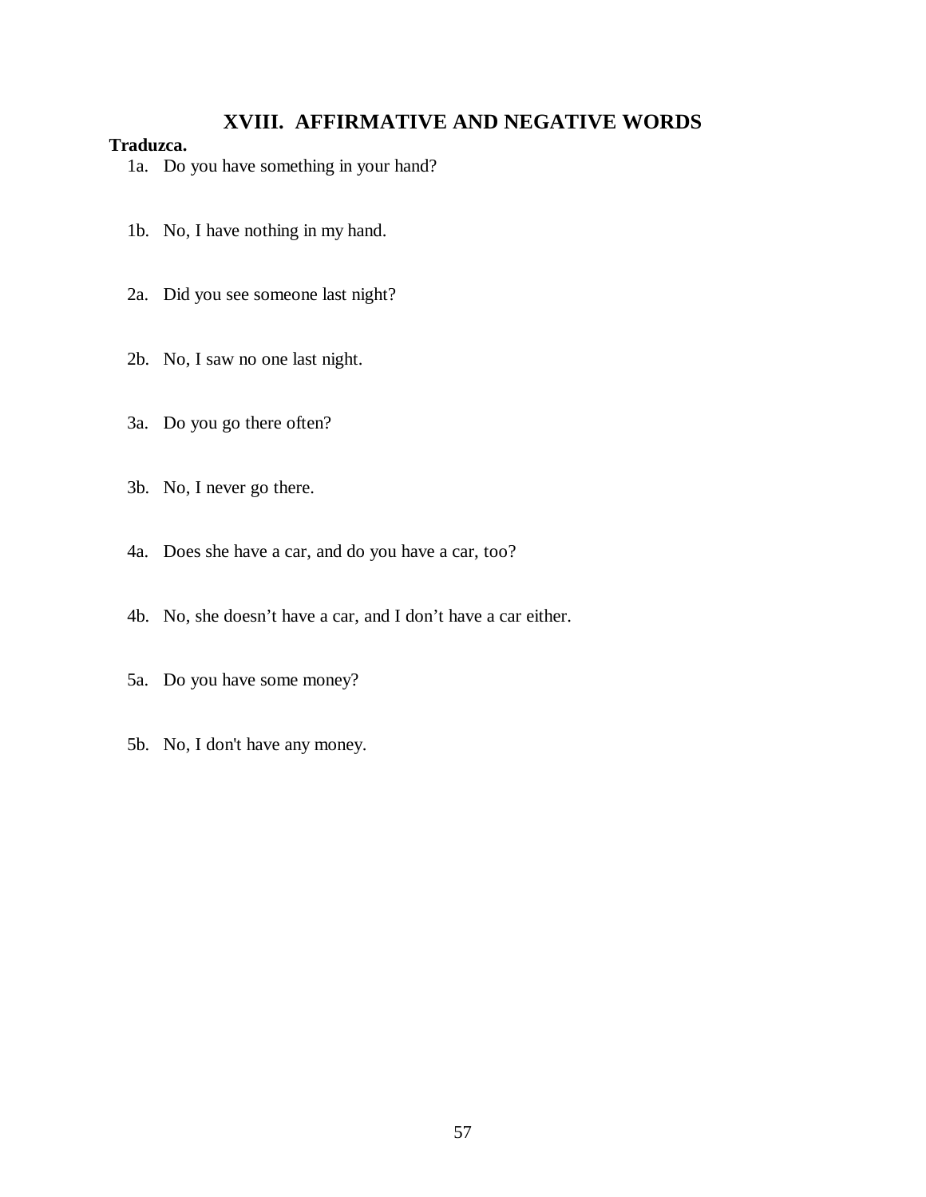# XVIII. AFFIRMATIVE AND NEGATIVE WORDS

**Traduzca.**

1a. Do you have something in your hand?

1b. No, I have nothing in my hand.

2a. Did you see someone last night?

2b. No, I saw no one last night.

3a. Do you go there often?

3b. No, I never go there.

4a. Does she have a car, and do you have a car, too?

4b. No, she doesn’t have a car, and I don’t have a car either.

5a. Do you have some money?

5b. No, I don't have any money.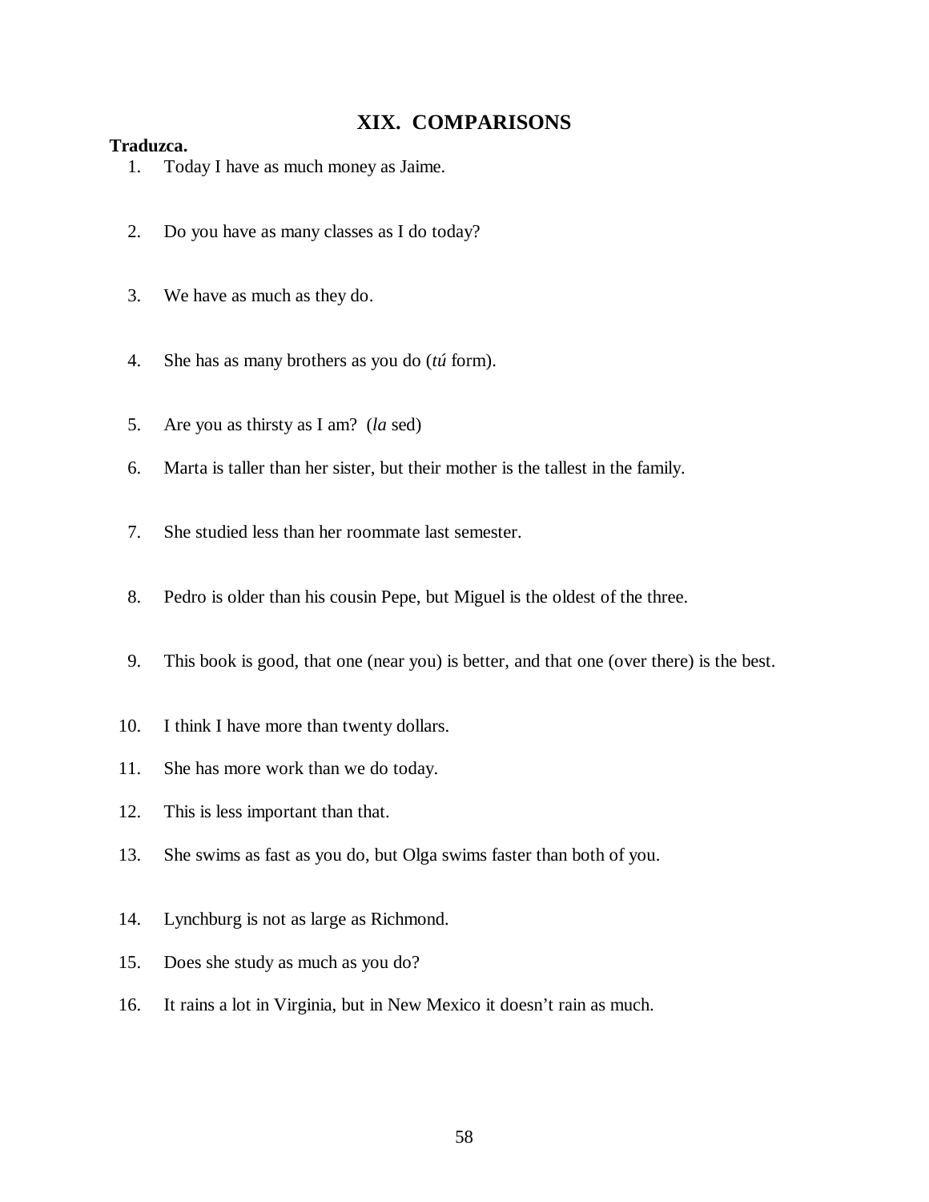## XIX. COMPARISONS

**Traduzca.**

1. Today I have as much money as Jaime.
2. Do you have as many classes as I do today?
3. We have as much as they do.
4. She has as many brothers as you do (*tú* form).
5. Are you as thirsty as I am? (*la* sed)
6. Marta is taller than her sister, but their mother is the tallest in the family.
7. She studied less than her roommate last semester.
8. Pedro is older than his cousin Pepe, but Miguel is the oldest of the three.
9. This book is good, that one (near you) is better, and that one (over there) is the best.
10. I think I have more than twenty dollars.
11. She has more work than we do today.
12. This is less important than that.
13. She swims as fast as you do, but Olga swims faster than both of you.
14. Lynchburg is not as large as Richmond.
15. Does she study as much as you do?
16. It rains a lot in Virginia, but in New Mexico it doesn't rain as much.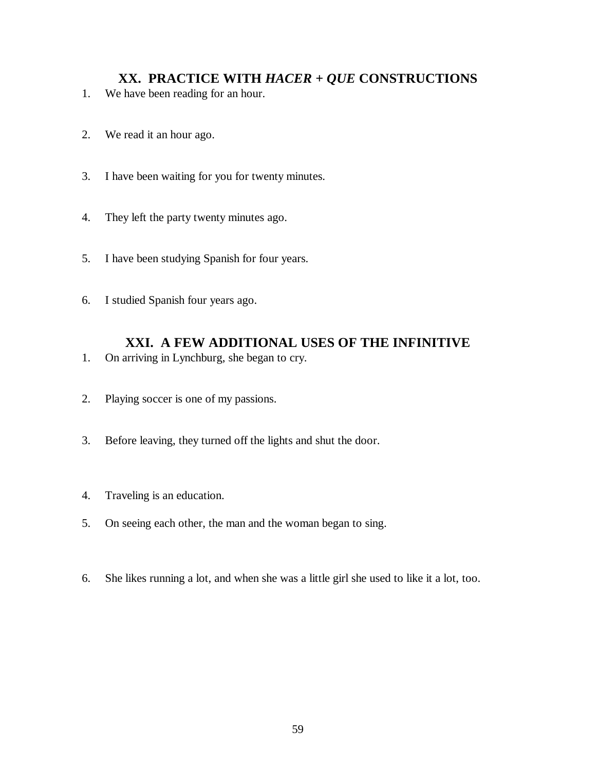## XX. PRACTICE WITH *HACER* + *QUE* CONSTRUCTIONS

1. We have been reading for an hour.

2. We read it an hour ago.

3. I have been waiting for you for twenty minutes.

4. They left the party twenty minutes ago.

5. I have been studying Spanish for four years.

6. I studied Spanish four years ago.

## XXI. A FEW ADDITIONAL USES OF THE INFINITIVE

1. On arriving in Lynchburg, she began to cry.

2. Playing soccer is one of my passions.

3. Before leaving, they turned off the lights and shut the door.

4. Traveling is an education.

5. On seeing each other, the man and the woman began to sing.

6. She likes running a lot, and when she was a little girl she used to like it a lot, too.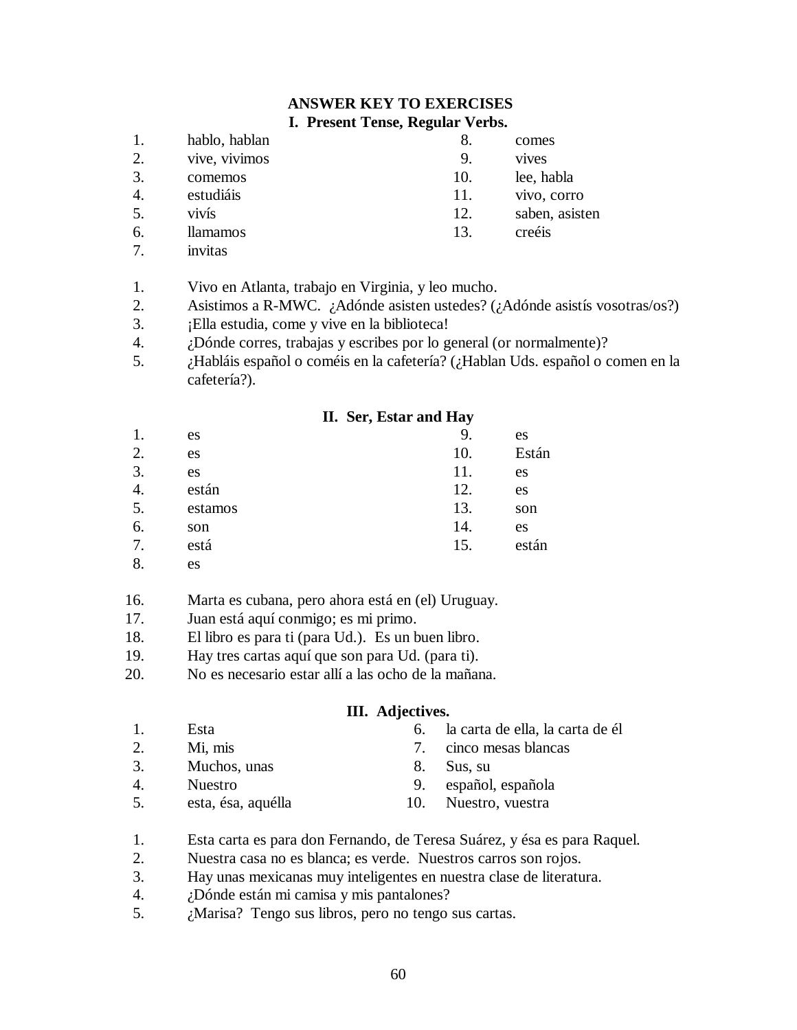# ANSWER KEY TO EXERCISES

## I. Present Tense, Regular Verbs.

1. hablo, hablan
2. vive, vivimos
3. comemos
4. estudiáis
5. vivís
6. llamamos
7. invitas
8. comes
9. vives
10. lee, habla
11. vivo, corro
12. saben, asisten
13. creéis

1. Vivo en Atlanta, trabajo en Virginia, y leo mucho.
2. Asistimos a R-MWC. ¿Adónde asisten ustedes? (¿Adónde asistís vosotras/os?)
3. ¡Ella estudia, come y vive en la biblioteca!
4. ¿Dónde corres, trabajas y escribes por lo general (or normalmente)?
5. ¿Habláis español o coméis en la cafetería? (¿Hablan Uds. español o comen en la cafetería?).

## II. Ser, Estar and Hay

1. es
2. es
3. es
4. están
5. estamos
6. son
7. está
8. es
9. es
10. Están
11. es
12. es
13. son
14. es
15. están

16. Marta es cubana, pero ahora está en (el) Uruguay.
17. Juan está aquí conmigo; es mi primo.
18. El libro es para ti (para Ud.). Es un buen libro.
19. Hay tres cartas aquí que son para Ud. (para ti).
20. No es necesario estar allí a las ocho de la mañana.

## III. Adjectives.

1. Esta
2. Mi, mis
3. Muchos, unas
4. Nuestro
5. esta, ésa, aquélla
6. la carta de ella, la carta de él
7. cinco mesas blancas
8. Sus, su
9. español, española
10. Nuestro, vuestra

1. Esta carta es para don Fernando, de Teresa Suárez, y ésa es para Raquel.
2. Nuestra casa no es blanca; es verde. Nuestros carros son rojos.
3. Hay unas mexicanas muy inteligentes en nuestra clase de literatura.
4. ¿Dónde están mi camisa y mis pantalones?
5. ¿Marisa? Tengo sus libros, pero no tengo sus cartas.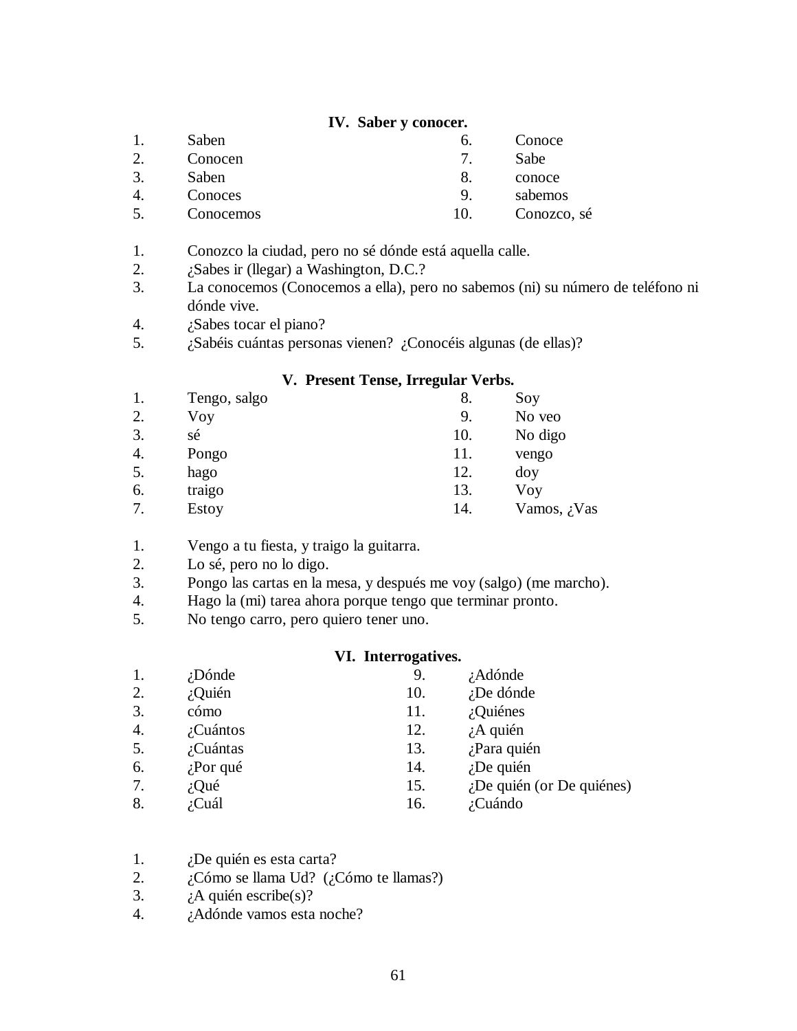### IV. Saber y conocer.

1. Saben
2. Conocen
3. Saben
4. Conoces
5. Conocemos
6. Conoce
7. Sabe
8. conoce
9. sabemos
10. Conozco, sé

1. Conozco la ciudad, pero no sé dónde está aquella calle.
2. ¿Sabes ir (llegar) a Washington, D.C.?
3. La conocemos (Conocemos a ella), pero no sabemos (ni) su número de teléfono ni dónde vive.
4. ¿Sabes tocar el piano?
5. ¿Sabéis cuántas personas vienen? ¿Conocéis algunas (de ellas)?

### V. Present Tense, Irregular Verbs.

1. Tengo, salgo
2. Voy
3. sé
4. Pongo
5. hago
6. traigo
7. Estoy
8. Soy
9. No veo
10. No digo
11. vengo
12. doy
13. Voy
14. Vamos, ¿Vas

1. Vengo a tu fiesta, y traigo la guitarra.
2. Lo sé, pero no lo digo.
3. Pongo las cartas en la mesa, y después me voy (salgo) (me marcho).
4. Hago la (mi) tarea ahora porque tengo que terminar pronto.
5. No tengo carro, pero quiero tener uno.

### VI. Interrogatives.

1. ¿Dónde
2. ¿Quién
3. cómo
4. ¿Cuántos
5. ¿Cuántas
6. ¿Por qué
7. ¿Qué
8. ¿Cuál
9. ¿Adónde
10. ¿De dónde
11. ¿Quiénes
12. ¿A quién
13. ¿Para quién
14. ¿De quién
15. ¿De quién (or De quiénes)
16. ¿Cuándo

1. ¿De quién es esta carta?
2. ¿Cómo se llama Ud? (¿Cómo te llamas?)
3. ¿A quién escribe(s)?
4. ¿Adónde vamos esta noche?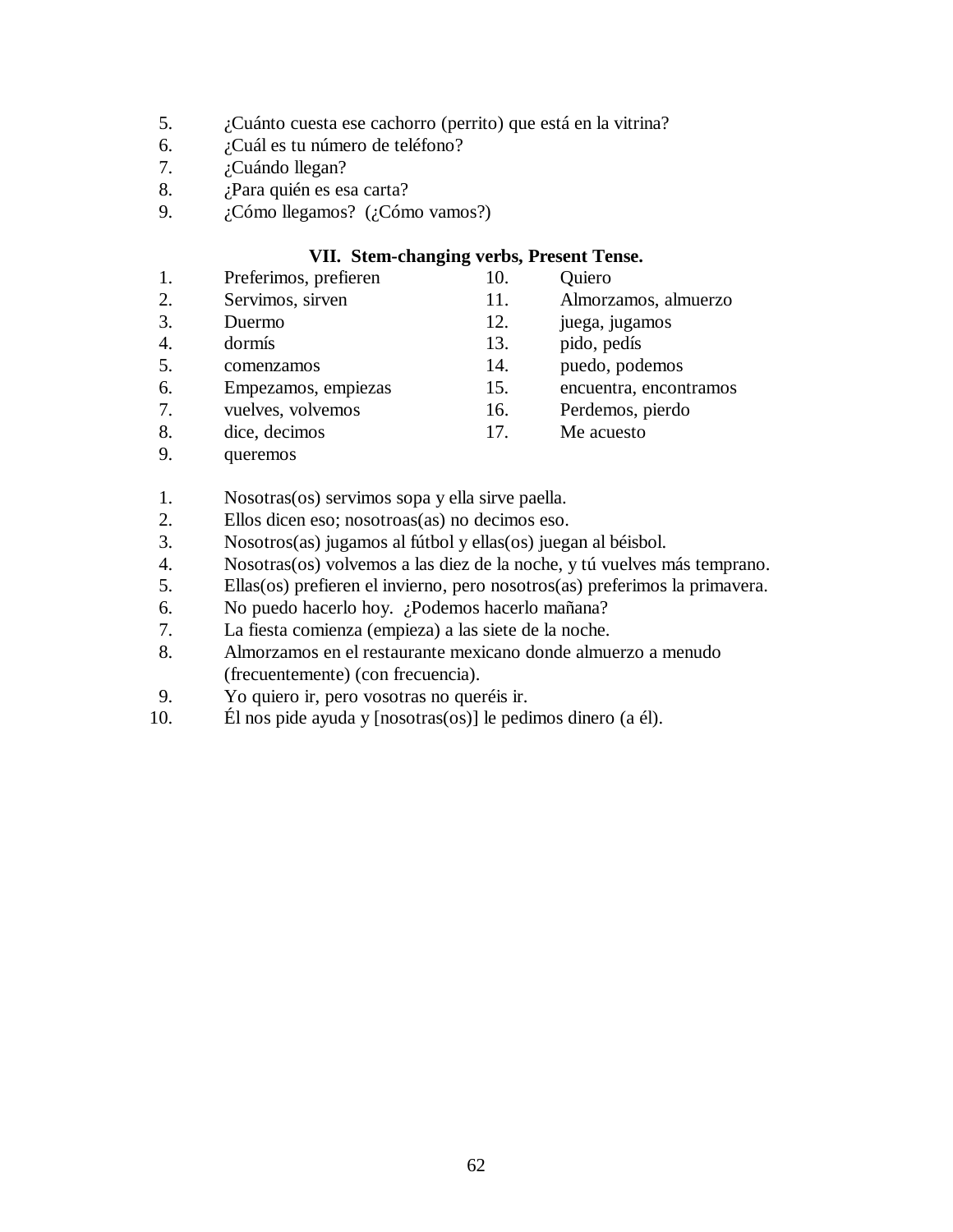5. ¿Cuánto cuesta ese cachorro (perrito) que está en la vitrina?
6. ¿Cuál es tu número de teléfono?
7. ¿Cuándo llegan?
8. ¿Para quién es esa carta?
9. ¿Cómo llegamos? (¿Cómo vamos?)

### VII. Stem-changing verbs, Present Tense.

1. Preferimos, prefieren
2. Servimos, sirven
3. Duermo
4. dormís
5. comenzamos
6. Empezamos, empiezas
7. vuelves, volvemos
8. dice, decimos
9. queremos
10. Quiero
11. Almorzamos, almuerzo
12. juega, jugamos
13. pido, pedís
14. puedo, podemos
15. encuentra, encontramos
16. Perdemos, pierdo
17. Me acuesto

1. Nosotras(os) servimos sopa y ella sirve paella.
2. Ellos dicen eso; nosotroas(as) no decimos eso.
3. Nosotros(as) jugamos al fútbol y ellas(os) juegan al béisbol.
4. Nosotras(os) volvemos a las diez de la noche, y tú vuelves más temprano.
5. Ellas(os) prefieren el invierno, pero nosotros(as) preferimos la primavera.
6. No puedo hacerlo hoy. ¿Podemos hacerlo mañana?
7. La fiesta comienza (empieza) a las siete de la noche.
8. Almorzamos en el restaurante mexicano donde almuerzo a menudo (frecuentemente) (con frecuencia).
9. Yo quiero ir, pero vosotras no queréis ir.
10. Él nos pide ayuda y [nosotras(os)] le pedimos dinero (a él).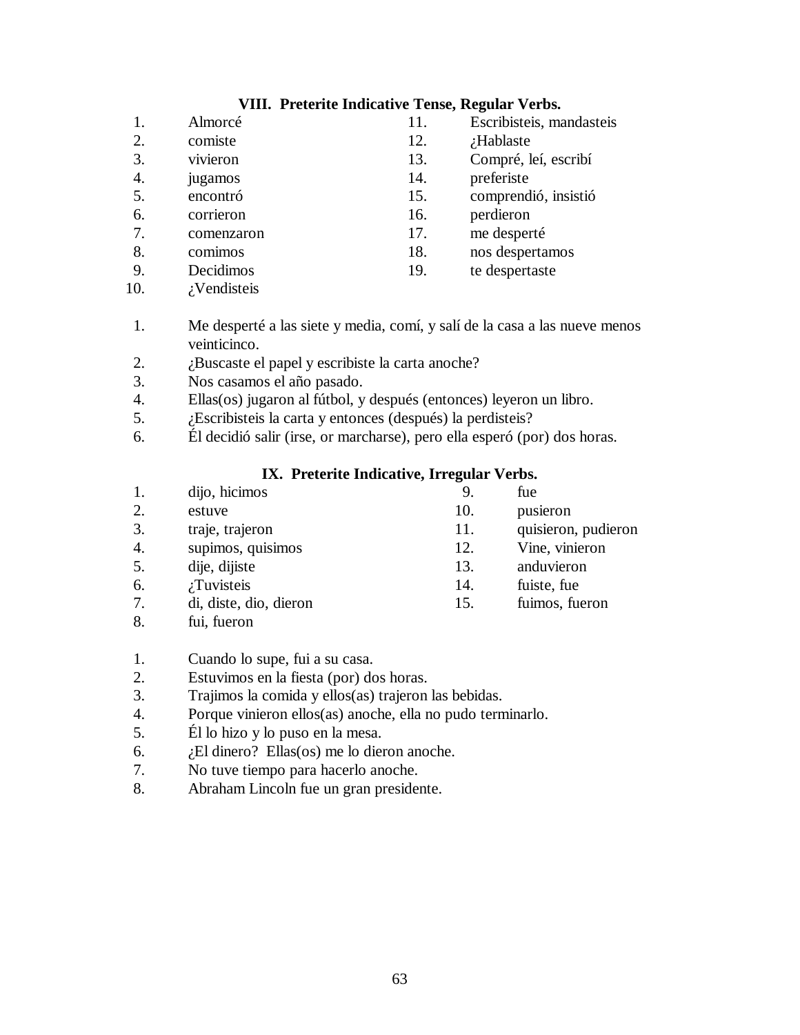### VIII. Preterite Indicative Tense, Regular Verbs.

1. Almorcé
2. comiste
3. vivieron
4. jugamos
5. encontró
6. corrieron
7. comenzaron
8. comimos
9. Decidimos
10. ¿Vendisteis
11. Escribisteis, mandasteis
12. ¿Hablaste
13. Compré, leí, escribí
14. preferiste
15. comprendió, insistió
16. perdieron
17. me desperté
18. nos despertamos
19. te despertaste

1. Me desperté a las siete y media, comí, y salí de la casa a las nueve menos veinticinco.
2. ¿Buscaste el papel y escribiste la carta anoche?
3. Nos casamos el año pasado.
4. Ellas(os) jugaron al fútbol, y después (entonces) leyeron un libro.
5. ¿Escribisteis la carta y entonces (después) la perdisteis?
6. Él decidió salir (irse, or marcharse), pero ella esperó (por) dos horas.

### IX. Preterite Indicative, Irregular Verbs.

1. dijo, hicimos
2. estuve
3. traje, trajeron
4. supimos, quisimos
5. dije, dijiste
6. ¿Tuvisteis
7. di, diste, dio, dieron
8. fui, fueron
9. fue
10. pusieron
11. quisieron, pudieron
12. Vine, vinieron
13. anduvieron
14. fuiste, fue
15. fuimos, fueron

1. Cuando lo supe, fui a su casa.
2. Estuvimos en la fiesta (por) dos horas.
3. Trajimos la comida y ellos(as) trajeron las bebidas.
4. Porque vinieron ellos(as) anoche, ella no pudo terminarlo.
5. Él lo hizo y lo puso en la mesa.
6. ¿El dinero? Ellas(os) me lo dieron anoche.
7. No tuve tiempo para hacerlo anoche.
8. Abraham Lincoln fue un gran presidente.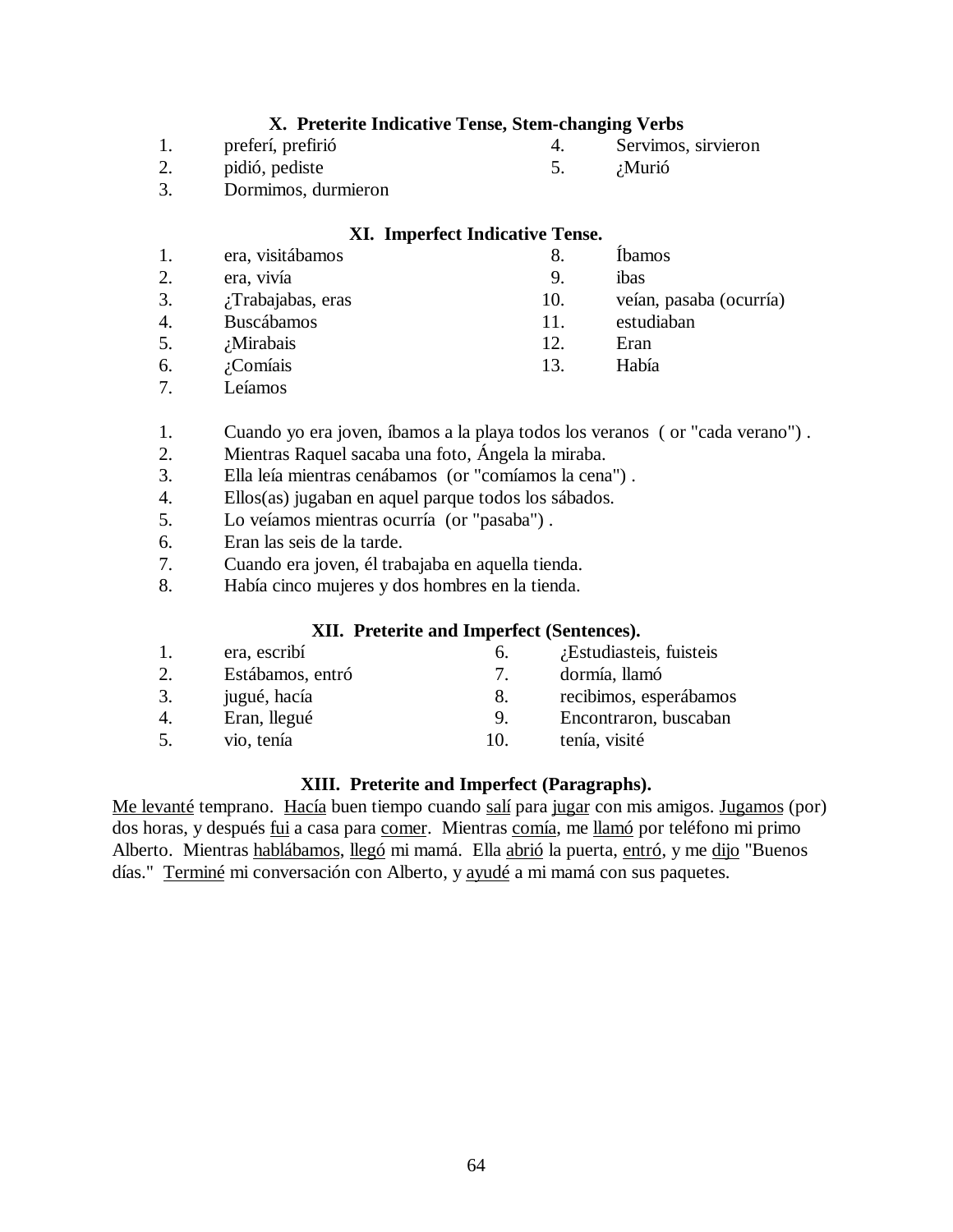### X. Preterite Indicative Tense, Stem-changing Verbs

1. preferí, prefirió
2. pidió, pediste
3. Dormimos, durmieron
4. Servimos, sirvieron
5. ¿Murió

### XI. Imperfect Indicative Tense.

1. era, visitábamos
2. era, vivía
3. ¿Trabajabas, eras
4. Buscábamos
5. ¿Mirabais
6. ¿Comíais
7. Leíamos
8. Íbamos
9. ibas
10. veían, pasaba (ocurría)
11. estudiaban
12. Eran
13. Había

1. Cuando yo era joven, íbamos a la playa todos los veranos ( or "cada verano") .
2. Mientras Raquel sacaba una foto, Ángela la miraba.
3. Ella leía mientras cenábamos (or "comíamos la cena") .
4. Ellos(as) jugaban en aquel parque todos los sábados.
5. Lo veíamos mientras ocurría (or "pasaba") .
6. Eran las seis de la tarde.
7. Cuando era joven, él trabajaba en aquella tienda.
8. Había cinco mujeres y dos hombres en la tienda.

### XII. Preterite and Imperfect (Sentences).

1. era, escribí
2. Estábamos, entró
3. jugué, hacía
4. Eran, llegué
5. vio, tenía
6. ¿Estudiasteis, fuisteis
7. dormía, llamó
8. recibimos, esperábamos
9. Encontraron, buscaban
10. tenía, visité

### XIII. Preterite and Imperfect (Paragraphs).

<u>Me levanté</u> temprano. <u>Hacía</u> buen tiempo cuando <u>salí</u> para <u>jugar</u> con mis amigos. <u>Jugamos</u> (por) dos horas, y después <u>fui</u> a casa para <u>comer</u>. Mientras <u>comía</u>, me <u>llamó</u> por teléfono mi primo Alberto. Mientras <u>hablábamos</u>, <u>llegó</u> mi mamá. Ella <u>abrió</u> la puerta, <u>entró</u>, y me <u>dijo</u> "Buenos días." <u>Terminé</u> mi conversación con Alberto, y <u>ayudé</u> a mi mamá con sus paquetes.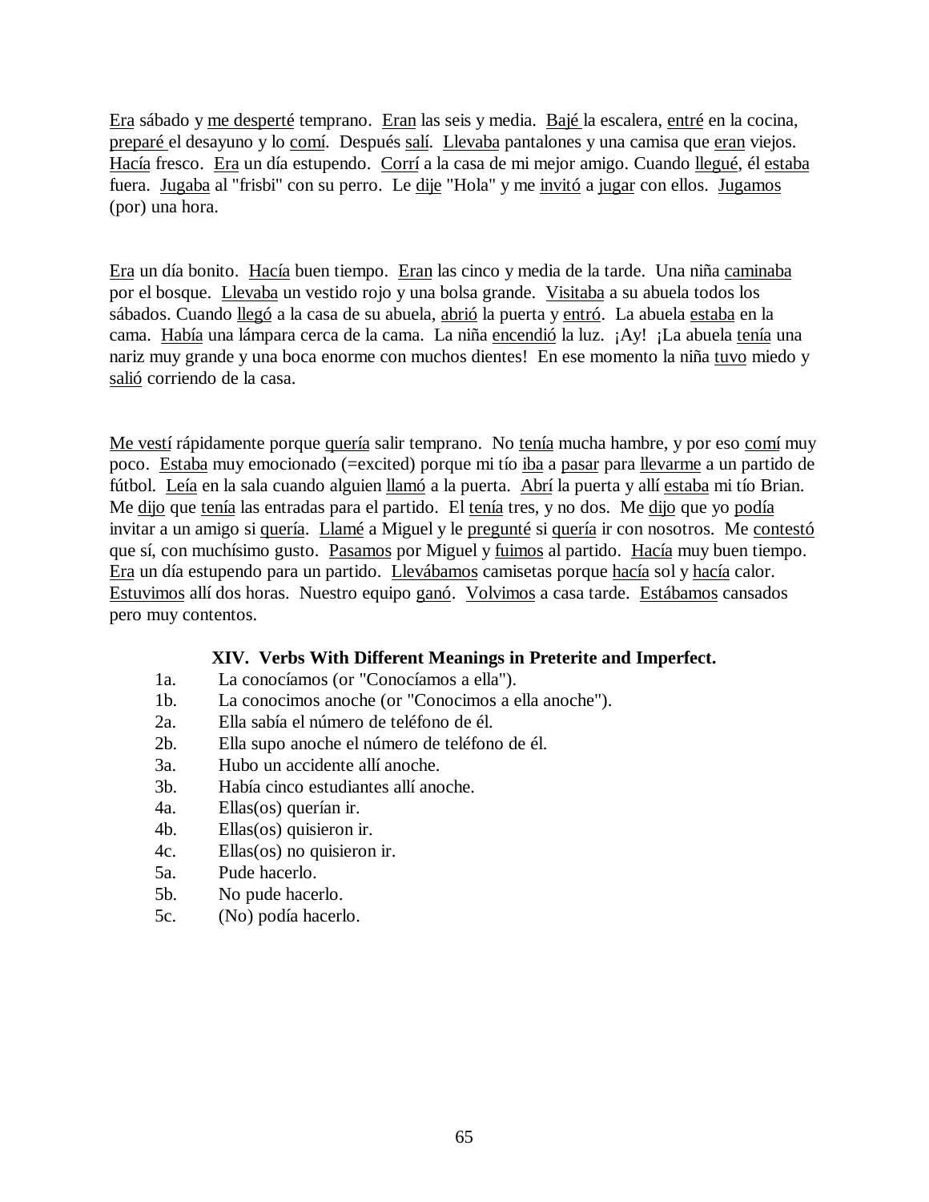Era sábado y me desperté temprano. Eran las seis y media. Bajé la escalera, entré en la cocina, preparé el desayuno y lo comí. Después salí. Llevaba pantalones y una camisa que eran viejos. Hacía fresco. Era un día estupendo. Corrí a la casa de mi mejor amigo. Cuando llegué, él estaba fuera. Jugaba al "frisbi" con su perro. Le dije "Hola" y me invitó a jugar con ellos. Jugamos (por) una hora.

Era un día bonito. Hacía buen tiempo. Eran las cinco y media de la tarde. Una niña caminaba por el bosque. Llevaba un vestido rojo y una bolsa grande. Visitaba a su abuela todos los sábados. Cuando llegó a la casa de su abuela, abrió la puerta y entró. La abuela estaba en la cama. Había una lámpara cerca de la cama. La niña encendió la luz. ¡Ay! ¡La abuela tenía una nariz muy grande y una boca enorme con muchos dientes! En ese momento la niña tuvo miedo y salió corriendo de la casa.

Me vestí rápidamente porque quería salir temprano. No tenía mucha hambre, y por eso comí muy poco. Estaba muy emocionado (=excited) porque mi tío iba a pasar para llevarme a un partido de fútbol. Leía en la sala cuando alguien llamó a la puerta. Abrí la puerta y allí estaba mi tío Brian. Me dijo que tenía las entradas para el partido. El tenía tres, y no dos. Me dijo que yo podía invitar a un amigo si quería. Llamé a Miguel y le pregunté si quería ir con nosotros. Me contestó que sí, con muchísimo gusto. Pasamos por Miguel y fuimos al partido. Hacía muy buen tiempo. Era un día estupendo para un partido. Llevábamos camisetas porque hacía sol y hacía calor. Estuvimos allí dos horas. Nuestro equipo ganó. Volvimos a casa tarde. Estábamos cansados pero muy contentos.

### XIV. Verbs With Different Meanings in Preterite and Imperfect.

1a. La conocíamos (or "Conocíamos a ella").
1b. La conocimos anoche (or "Conocimos a ella anoche").
2a. Ella sabía el número de teléfono de él.
2b. Ella supo anoche el número de teléfono de él.
3a. Hubo un accidente allí anoche.
3b. Había cinco estudiantes allí anoche.
4a. Ellas(os) querían ir.
4b. Ellas(os) quisieron ir.
4c. Ellas(os) no quisieron ir.
5a. Pude hacerlo.
5b. No pude hacerlo.
5c. (No) podía hacerlo.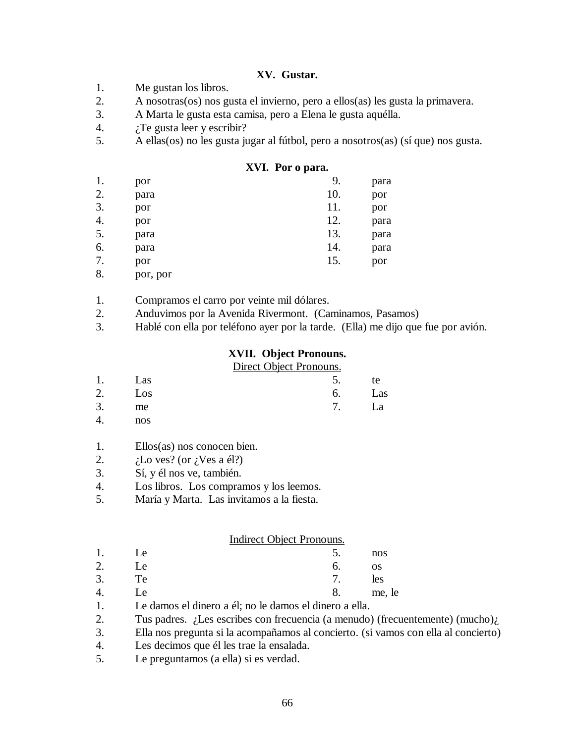## XV. Gustar.

1. Me gustan los libros.
2. A nosotras(os) nos gusta el invierno, pero a ellos(as) les gusta la primavera.
3. A Marta le gusta esta camisa, pero a Elena le gusta aquélla.
4. ¿Te gusta leer y escribir?
5. A ellas(os) no les gusta jugar al fútbol, pero a nosotros(as) (sí que) nos gusta.

## XVI. Por o para.

| | | | |
|---|---|---|---|
| 1. | por | 9. | para |
| 2. | para | 10. | por |
| 3. | por | 11. | por |
| 4. | por | 12. | para |
| 5. | para | 13. | para |
| 6. | para | 14. | para |
| 7. | por | 15. | por |
| 8. | por, por | | |

1. Compramos el carro por veinte mil dólares.
2. Anduvimos por la Avenida Rivermont. (Caminamos, Pasamos)
3. Hablé con ella por teléfono ayer por la tarde. (Ella) me dijo que fue por avión.

## XVII. Object Pronouns.

Direct Object Pronouns.

| | | | |
|---|---|---|---|
| 1. | Las | 5. | te |
| 2. | Los | 6. | Las |
| 3. | me | 7. | La |
| 4. | nos | | |

1. Ellos(as) nos conocen bien.
2. ¿Lo ves? (or ¿Ves a él?)
3. Sí, y él nos ve, también.
4. Los libros. Los compramos y los leemos.
5. María y Marta. Las invitamos a la fiesta.

Indirect Object Pronouns.

| | | | |
|---|---|---|---|
| 1. | Le | 5. | nos |
| 2. | Le | 6. | os |
| 3. | Te | 7. | les |
| 4. | Le | 8. | me, le |

1. Le damos el dinero a él; no le damos el dinero a ella.
2. Tus padres. ¿Les escribes con frecuencia (a menudo) (frecuentemente) (mucho)¿
3. Ella nos pregunta si la acompañamos al concierto. (si vamos con ella al concierto)
4. Les decimos que él les trae la ensalada.
5. Le preguntamos (a ella) si es verdad.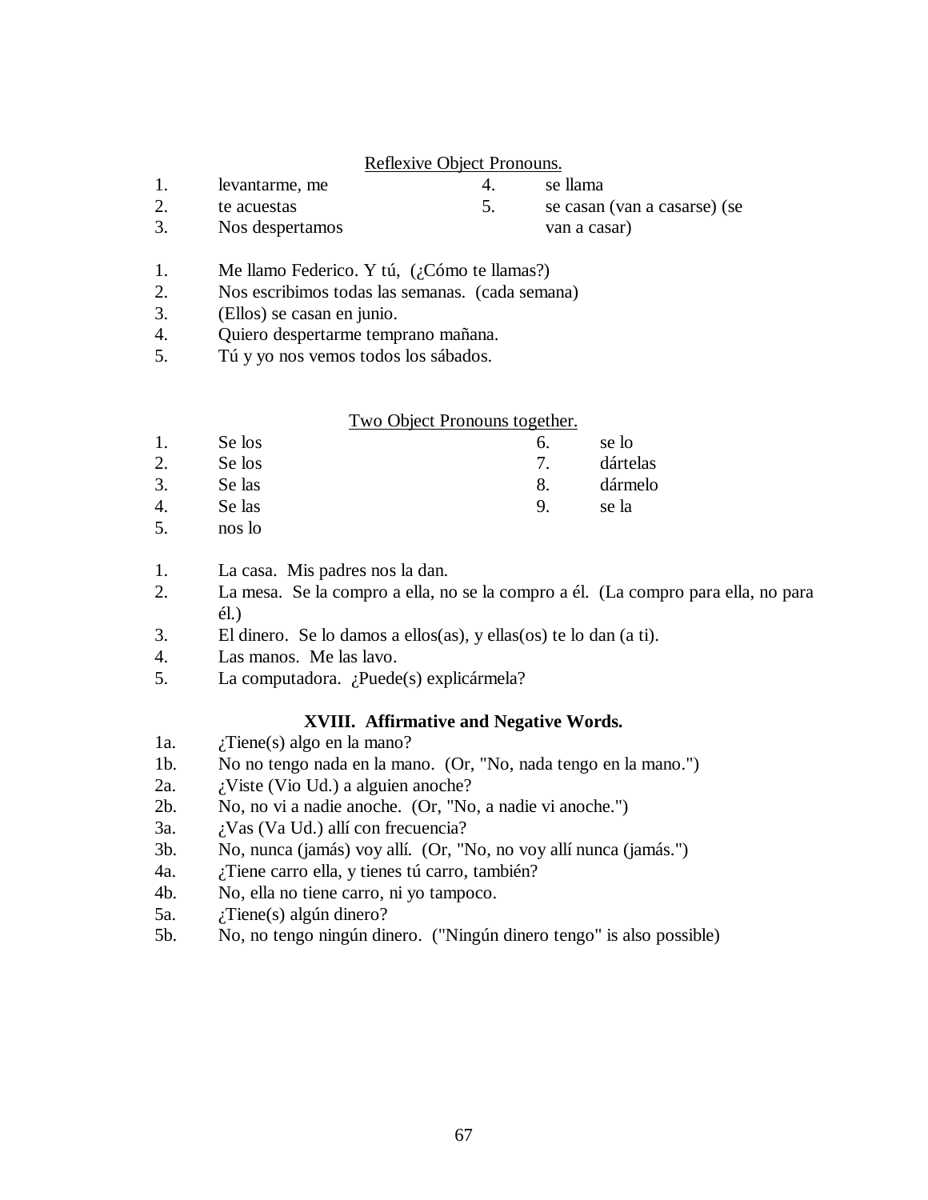<u>Reflexive Object Pronouns.</u>

1. levantarme, me
2. te acuestas
3. Nos despertamos
4. se llama
5. se casan (van a casarse) (se van a casar)

1. Me llamo Federico. Y tú, (¿Cómo te llamas?)
2. Nos escribimos todas las semanas. (cada semana)
3. (Ellos) se casan en junio.
4. Quiero despertarme temprano mañana.
5. Tú y yo nos vemos todos los sábados.

<u>Two Object Pronouns together.</u>

1. Se los
2. Se los
3. Se las
4. Se las
5. nos lo
6. se lo
7. dártelas
8. dármelo
9. se la

1. La casa. Mis padres nos la dan.
2. La mesa. Se la compro a ella, no se la compro a él. (La compro para ella, no para él.)
3. El dinero. Se lo damos a ellos(as), y ellas(os) te lo dan (a ti).
4. Las manos. Me las lavo.
5. La computadora. ¿Puede(s) explicármela?

### XVIII. Affirmative and Negative Words.

1a. ¿Tiene(s) algo en la mano?
1b. No no tengo nada en la mano. (Or, "No, nada tengo en la mano.")
2a. ¿Viste (Vio Ud.) a alguien anoche?
2b. No, no vi a nadie anoche. (Or, "No, a nadie vi anoche.")
3a. ¿Vas (Va Ud.) allí con frecuencia?
3b. No, nunca (jamás) voy allí. (Or, "No, no voy allí nunca (jamás.")
4a. ¿Tiene carro ella, y tienes tú carro, también?
4b. No, ella no tiene carro, ni yo tampoco.
5a. ¿Tiene(s) algún dinero?
5b. No, no tengo ningún dinero. ("Ningún dinero tengo" is also possible)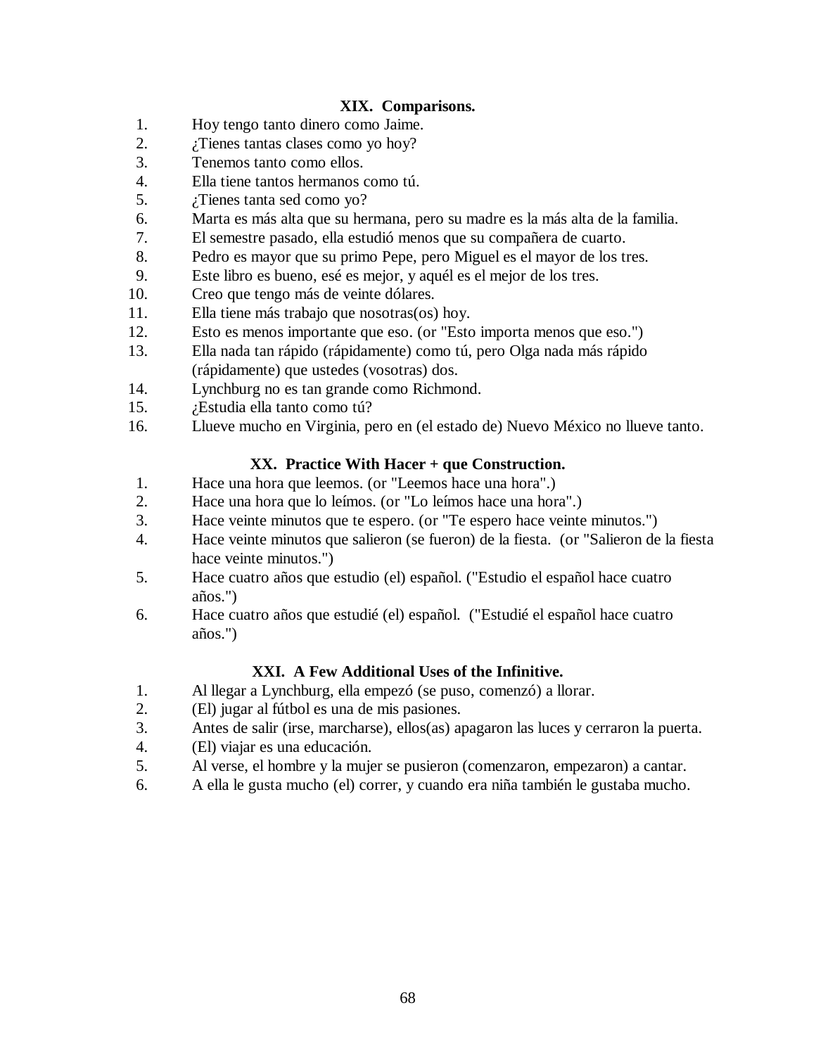### XIX. Comparisons.

1. Hoy tengo tanto dinero como Jaime.
2. ¿Tienes tantas clases como yo hoy?
3. Tenemos tanto como ellos.
4. Ella tiene tantos hermanos como tú.
5. ¿Tienes tanta sed como yo?
6. Marta es más alta que su hermana, pero su madre es la más alta de la familia.
7. El semestre pasado, ella estudió menos que su compañera de cuarto.
8. Pedro es mayor que su primo Pepe, pero Miguel es el mayor de los tres.
9. Este libro es bueno, esé es mejor, y aquél es el mejor de los tres.
10. Creo que tengo más de veinte dólares.
11. Ella tiene más trabajo que nosotras(os) hoy.
12. Esto es menos importante que eso. (or "Esto importa menos que eso.")
13. Ella nada tan rápido (rápidamente) como tú, pero Olga nada más rápido (rápidamente) que ustedes (vosotras) dos.
14. Lynchburg no es tan grande como Richmond.
15. ¿Estudia ella tanto como tú?
16. Llueve mucho en Virginia, pero en (el estado de) Nuevo México no llueve tanto.

### XX. Practice With Hacer + que Construction.

1. Hace una hora que leemos. (or "Leemos hace una hora".)
2. Hace una hora que lo leímos. (or "Lo leímos hace una hora".)
3. Hace veinte minutos que te espero. (or "Te espero hace veinte minutos.")
4. Hace veinte minutos que salieron (se fueron) de la fiesta. (or "Salieron de la fiesta hace veinte minutos.")
5. Hace cuatro años que estudio (el) español. ("Estudio el español hace cuatro años.")
6. Hace cuatro años que estudié (el) español. ("Estudié el español hace cuatro años.")

### XXI. A Few Additional Uses of the Infinitive.

1. Al llegar a Lynchburg, ella empezó (se puso, comenzó) a llorar.
2. (El) jugar al fútbol es una de mis pasiones.
3. Antes de salir (irse, marcharse), ellos(as) apagaron las luces y cerraron la puerta.
4. (El) viajar es una educación.
5. Al verse, el hombre y la mujer se pusieron (comenzaron, empezaron) a cantar.
6. A ella le gusta mucho (el) correr, y cuando era niña también le gustaba mucho.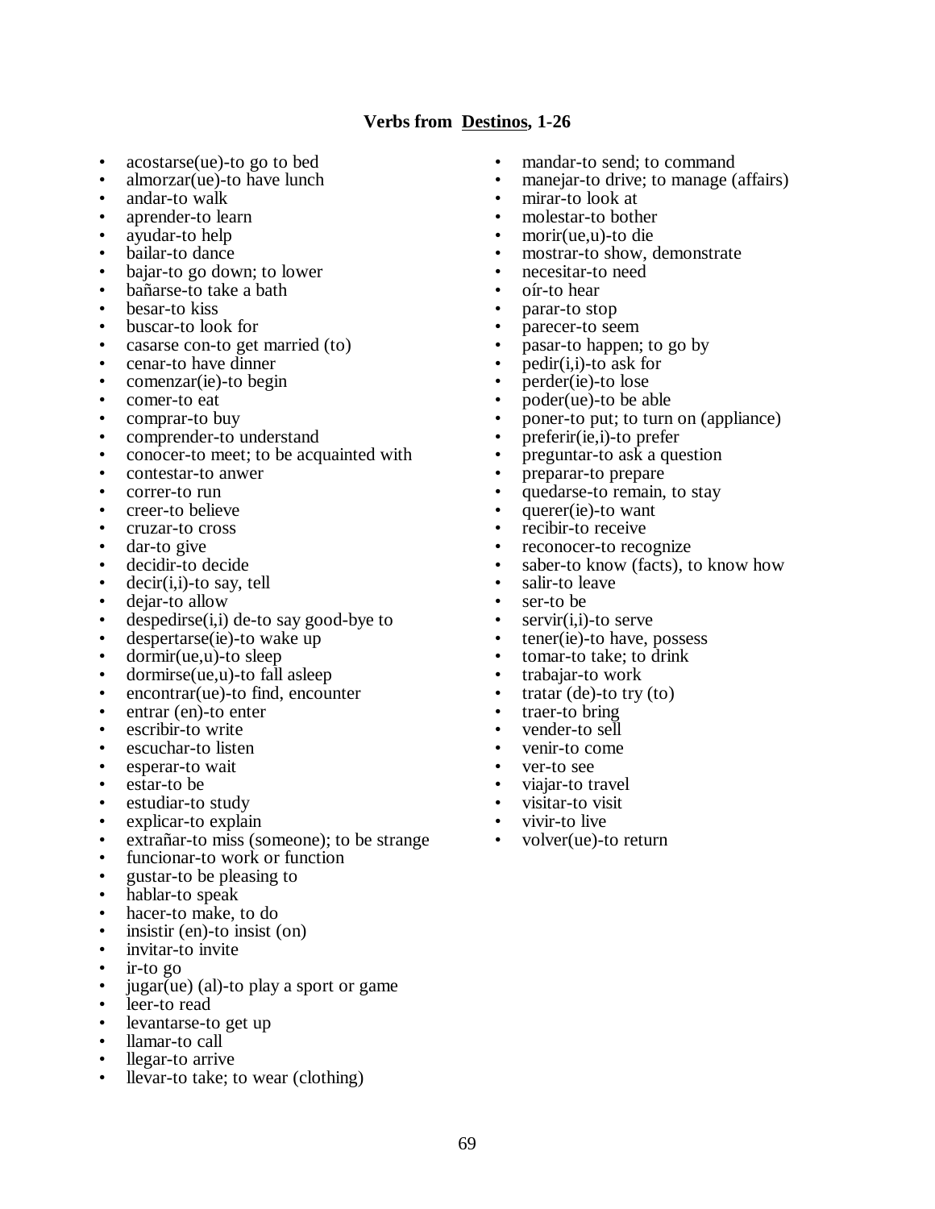**Verbs from Destinos, 1-26**

- acostarse(ue)-to go to bed
- almorzar(ue)-to have lunch
- andar-to walk
- aprender-to learn
- ayudar-to help
- bailar-to dance
- bajar-to go down; to lower
- bañarse-to take a bath
- besar-to kiss
- buscar-to look for
- casarse con-to get married (to)
- cenar-to have dinner
- comenzar(ie)-to begin
- comer-to eat
- comprar-to buy
- comprender-to understand
- conocer-to meet; to be acquainted with
- contestar-to anwer
- correr-to run
- creer-to believe
- cruzar-to cross
- dar-to give
- decidir-to decide
- decir(i,i)-to say, tell
- dejar-to allow
- despedirse(i,i) de-to say good-bye to
- despertarse(ie)-to wake up
- dormir(ue,u)-to sleep
- dormirse(ue,u)-to fall asleep
- encontrar(ue)-to find, encounter
- entrar (en)-to enter
- escribir-to write
- escuchar-to listen
- esperar-to wait
- estar-to be
- estudiar-to study
- explicar-to explain
- extrañar-to miss (someone); to be strange
- funcionar-to work or function
- gustar-to be pleasing to
- hablar-to speak
- hacer-to make, to do
- insistir (en)-to insist (on)
- invitar-to invite
- ir-to go
- jugar(ue) (al)-to play a sport or game
- leer-to read
- levantarse-to get up
- llamar-to call
- llegar-to arrive
- llevar-to take; to wear (clothing)
- mandar-to send; to command
- manejar-to drive; to manage (affairs)
- mirar-to look at
- molestar-to bother
- morir(ue,u)-to die
- mostrar-to show, demonstrate
- necesitar-to need
- oír-to hear
- parar-to stop
- parecer-to seem
- pasar-to happen; to go by
- pedir(i,i)-to ask for
- perder(ie)-to lose
- poder(ue)-to be able
- poner-to put; to turn on (appliance)
- preferir(ie,i)-to prefer
- preguntar-to ask a question
- preparar-to prepare
- quedarse-to remain, to stay
- querer(ie)-to want
- recibir-to receive
- reconocer-to recognize
- saber-to know (facts), to know how
- salir-to leave
- ser-to be
- servir(i,i)-to serve
- tener(ie)-to have, possess
- tomar-to take; to drink
- trabajar-to work
- tratar (de)-to try (to)
- traer-to bring
- vender-to sell
- venir-to come
- ver-to see
- viajar-to travel
- visitar-to visit
- vivir-to live
- volver(ue)-to return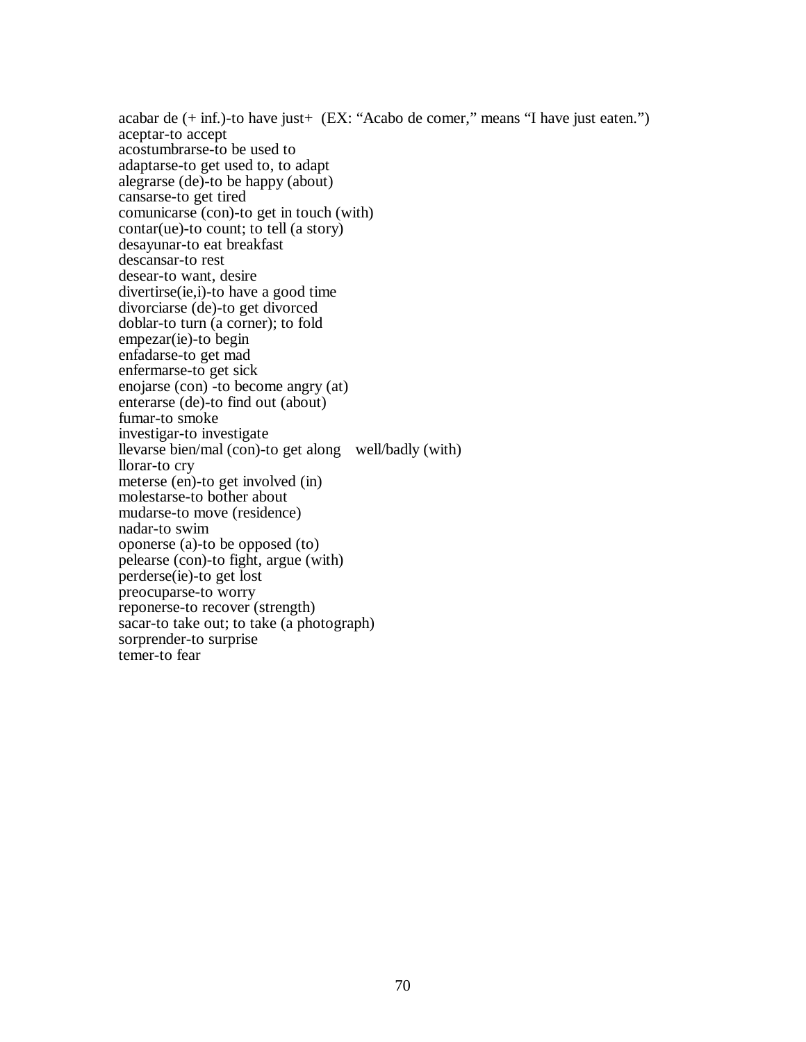acabar de (+ inf.)-to have just+ (EX: "Acabo de comer," means "I have just eaten.")
aceptar-to accept
acostumbrarse-to be used to
adaptarse-to get used to, to adapt
alegrarse (de)-to be happy (about)
cansarse-to get tired
comunicarse (con)-to get in touch (with)
contar(ue)-to count; to tell (a story)
desayunar-to eat breakfast
descansar-to rest
desear-to want, desire
divertirse(ie,i)-to have a good time
divorciarse (de)-to get divorced
doblar-to turn (a corner); to fold
empezar(ie)-to begin
enfadarse-to get mad
enfermarse-to get sick
enojarse (con) -to become angry (at)
enterarse (de)-to find out (about)
fumar-to smoke
investigar-to investigate
llevarse bien/mal (con)-to get along well/badly (with)
llorar-to cry
meterse (en)-to get involved (in)
molestarse-to bother about
mudarse-to move (residence)
nadar-to swim
oponerse (a)-to be opposed (to)
pelearse (con)-to fight, argue (with)
perderse(ie)-to get lost
preocuparse-to worry
reponerse-to recover (strength)
sacar-to take out; to take (a photograph)
sorprender-to surprise
temer-to fear